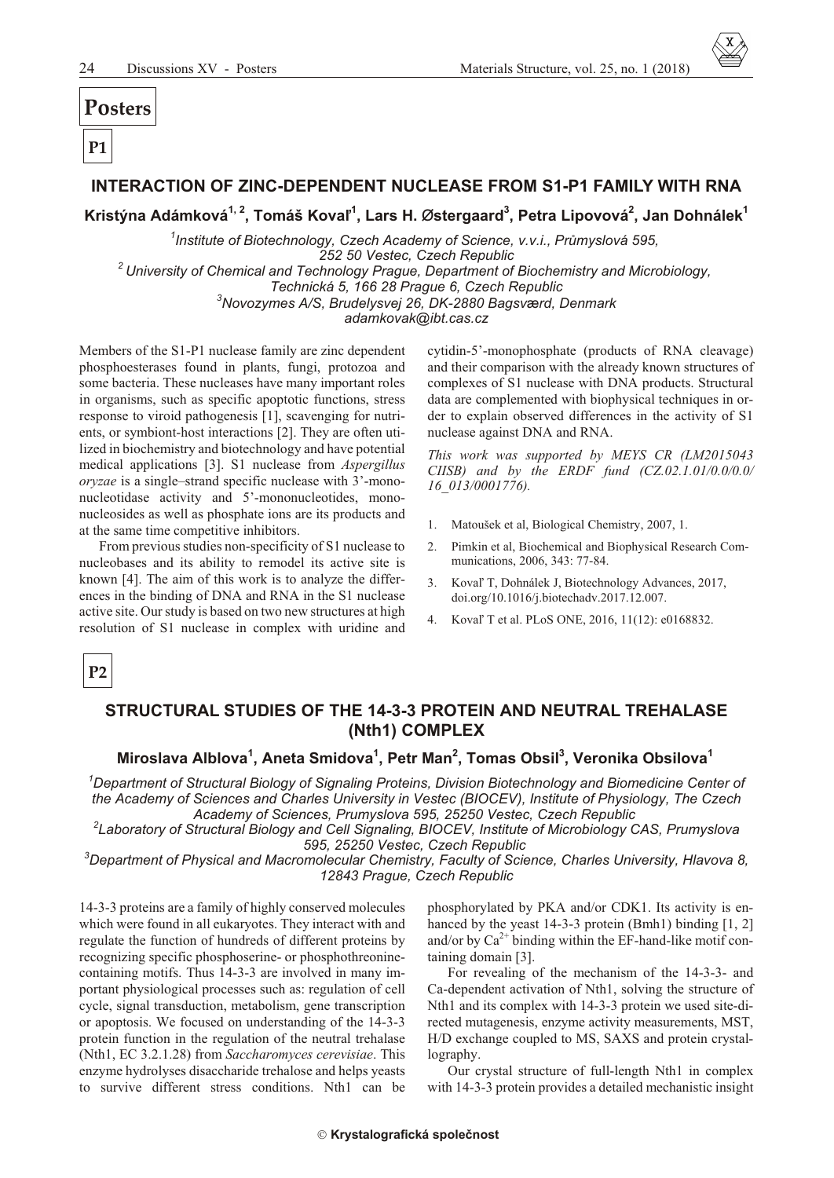# Posters

## P1

### INTERACTION OF ZINC-DEPENDENT NUCLEASE FROM S1-P1 FAMILY WITH RNA

**Kristýna Adámková[1, 2], Tomáš Kovaľ[1], Lars H. Østergaard[3], Petra Lipovová[2], Jan Dohnálek[1]**

*[1]Institute of Biotechnology, Czech Academy of Science, v.v.i., Průmyslová 595, 252 50 Vestec, Czech Republic*
*[2] University of Chemical and Technology Prague, Department of Biochemistry and Microbiology, Technická 5, 166 28 Prague 6, Czech Republic*
*[3]Novozymes A/S, Brudelysvej 26, DK-2880 Bagsværd, Denmark*
*adamkovak@ibt.cas.cz*

Members of the S1-P1 nuclease family are zinc dependent phosphoesterases found in plants, fungi, protozoa and some bacteria. These nucleases have many important roles in organisms, such as specific apoptotic functions, stress response to viroid pathogenesis [1], scavenging for nutrients, or symbiont-host interactions [2]. They are often utilized in biochemistry and biotechnology and have potential medical applications [3]. S1 nuclease from *Aspergillus oryzae* is a single–strand specific nuclease with 3'-mononucleotidase activity and 5'-mononucleotides, mononucleosides as well as phosphate ions are its products and at the same time competitive inhibitors.

From previous studies non-specificity of S1 nuclease to nucleobases and its ability to remodel its active site is known [4]. The aim of this work is to analyze the differences in the binding of DNA and RNA in the S1 nuclease active site. Our study is based on two new structures at high resolution of S1 nuclease in complex with uridine and cytidin-5'-monophosphate (products of RNA cleavage) and their comparison with the already known structures of complexes of S1 nuclease with DNA products. Structural data are complemented with biophysical techniques in order to explain observed differences in the activity of S1 nuclease against DNA and RNA.

*This work was supported by MEYS CR (LM2015043 CIISB) and by the ERDF fund (CZ.02.1.01/0.0/0.0/16_013/0001776).*

1. Matoušek et al, Biological Chemistry, 2007, 1.
2. Pimkin et al, Biochemical and Biophysical Research Communications, 2006, 343: 77-84.
3. Kovaľ T, Dohnálek J, Biotechnology Advances, 2017, doi.org/10.1016/j.biotechadv.2017.12.007.
4. Kovaľ T et al. PLoS ONE, 2016, 11(12): e0168832.

## P2

### STRUCTURAL STUDIES OF THE 14-3-3 PROTEIN AND NEUTRAL TREHALASE (Nth1) COMPLEX

**Miroslava Alblova[1], Aneta Smidova[1], Petr Man[2], Tomas Obsil[3], Veronika Obsilova[1]**

*[1]Department of Structural Biology of Signaling Proteins, Division Biotechnology and Biomedicine Center of the Academy of Sciences and Charles University in Vestec (BIOCEV), Institute of Physiology, The Czech Academy of Sciences, Prumyslova 595, 25250 Vestec, Czech Republic*
*[2]Laboratory of Structural Biology and Cell Signaling, BIOCEV, Institute of Microbiology CAS, Prumyslova 595, 25250 Vestec, Czech Republic*
*[3]Department of Physical and Macromolecular Chemistry, Faculty of Science, Charles University, Hlavova 8, 12843 Prague, Czech Republic*

14-3-3 proteins are a family of highly conserved molecules which were found in all eukaryotes. They interact with and regulate the function of hundreds of different proteins by recognizing specific phosphoserine- or phosphothreonine-containing motifs. Thus 14-3-3 are involved in many important physiological processes such as: regulation of cell cycle, signal transduction, metabolism, gene transcription or apoptosis. We focused on understanding of the 14-3-3 protein function in the regulation of the neutral trehalase (Nth1, EC 3.2.1.28) from *Saccharomyces cerevisiae*. This enzyme hydrolyses disaccharide trehalose and helps yeasts to survive different stress conditions. Nth1 can be phosphorylated by PKA and/or CDK1. Its activity is enhanced by the yeast 14-3-3 protein (Bmh1) binding [1, 2] and/or by $Ca^{2+}$ binding within the EF-hand-like motif containing domain [3].

For revealing of the mechanism of the 14-3-3- and Ca-dependent activation of Nth1, solving the structure of Nth1 and its complex with 14-3-3 protein we used site-directed mutagenesis, enzyme activity measurements, MST, H/D exchange coupled to MS, SAXS and protein crystallography.

Our crystal structure of full-length Nth1 in complex with 14-3-3 protein provides a detailed mechanistic insight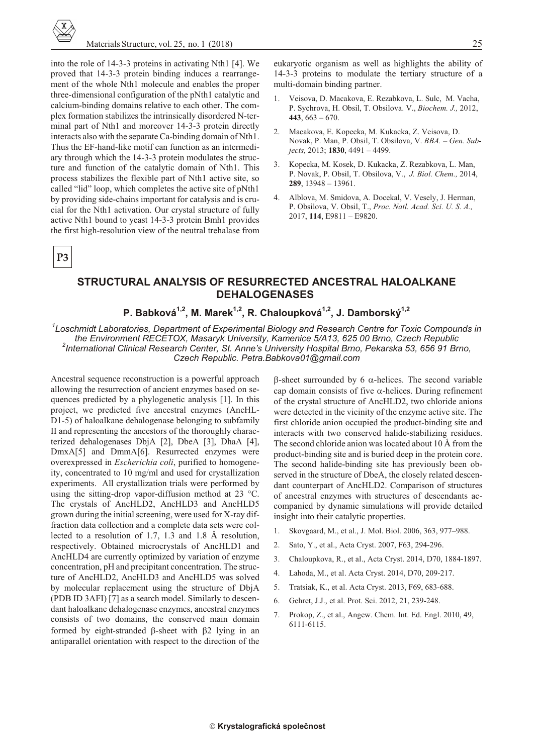into the role of 14-3-3 proteins in activating Nth1 [4]. We proved that 14-3-3 protein binding induces a rearrangement of the whole Nth1 molecule and enables the proper three-dimensional configuration of the pNth1 catalytic and calcium-binding domains relative to each other. The complex formation stabilizes the intrinsically disordered N-terminal part of Nth1 and moreover 14-3-3 protein directly interacts also with the separate Ca-binding domain of Nth1. Thus the EF-hand-like motif can function as an intermediary through which the 14-3-3 protein modulates the structure and function of the catalytic domain of Nth1. This process stabilizes the flexible part of Nth1 active site, so called "lid" loop, which completes the active site of pNth1 by providing side-chains important for catalysis and is crucial for the Nth1 activation. Our crystal structure of fully active Nth1 bound to yeast 14-3-3 protein Bmh1 provides the first high-resolution view of the neutral trehalase from eukaryotic organism as well as highlights the ability of 14-3-3 proteins to modulate the tertiary structure of a multi-domain binding partner.

1. Veisova, D. Macakova, E. Rezabkova, L. Sulc, M. Vacha, P. Sychrova, H. Obsil, T. Obsilova. V., *Biochem. J.,* 2012, **443**, 663 – 670.
2. Macakova, E. Kopecka, M. Kukacka, Z. Veisova, D. Novak, P. Man, P. Obsil, T. Obsilova, V. *BBA. – Gen. Subjects,* 2013; **1830**, 4491 – 4499.
3. Kopecka, M. Kosek, D. Kukacka, Z. Rezabkova, L. Man, P. Novak, P. Obsil, T. Obsilova, V., *J. Biol. Chem.,* 2014, **289**, 13948 – 13961.
4. Alblova, M. Smidova, A. Docekal, V. Vesely, J. Herman, P. Obsilova, V. Obsil, T., *Proc. Natl. Acad. Sci. U. S. A.,* 2017, **114**, E9811 – E9820.

**P3**

## STRUCTURAL ANALYSIS OF RESURRECTED ANCESTRAL HALOALKANE DEHALOGENASES

**P. Babková[1,2], M. Marek[1,2], R. Chaloupková[1,2], J. Damborský[1,2]**

*[1]Loschmidt Laboratories, Department of Experimental Biology and Research Centre for Toxic Compounds in the Environment RECETOX, Masaryk University, Kamenice 5/A13, 625 00 Brno, Czech Republic*
*[2]International Clinical Research Center, St. Anne's University Hospital Brno, Pekarska 53, 656 91 Brno, Czech Republic. Petra.Babkova01@gmail.com*

Ancestral sequence reconstruction is a powerful approach allowing the resurrection of ancient enzymes based on sequences predicted by a phylogenetic analysis [1]. In this project, we predicted five ancestral enzymes (AncHLD1-5) of haloalkane dehalogenase belonging to subfamily II and representing the ancestors of the thoroughly characterized dehalogenases DbjA [2], DbeA [3], DhaA [4], DmxA[5] and DmmA[6]. Resurrected enzymes were overexpressed in *Escherichia coli*, purified to homogeneity, concentrated to 10 mg/ml and used for crystallization experiments. All crystallization trials were performed by using the sitting-drop vapor-diffusion method at 23 °C. The crystals of AncHLD2, AncHLD3 and AncHLD5 grown during the initial screening, were used for X-ray diffraction data collection and a complete data sets were collected to a resolution of 1.7, 1.3 and 1.8 Å resolution, respectively. Obtained microcrystals of AncHLD1 and AncHLD4 are currently optimized by variation of enzyme concentration, pH and precipitant concentration. The structure of AncHLD2, AncHLD3 and AncHLD5 was solved by molecular replacement using the structure of DbjA (PDB ID 3AFI) [7] as a search model. Similarly to descendant haloalkane dehalogenase enzymes, ancestral enzymes consists of two domains, the conserved main domain formed by eight-stranded $\beta$-sheet with $\beta 2$ lying in an antiparallel orientation with respect to the direction of the $\beta$-sheet surrounded by 6 $\alpha$-helices. The second variable cap domain consists of five $\alpha$-helices. During refinement of the crystal structure of AncHLD2, two chloride anions were detected in the vicinity of the enzyme active site. The first chloride anion occupied the product-binding site and interacts with two conserved halide-stabilizing residues. The second chloride anion was located about 10 Å from the product-binding site and is buried deep in the protein core. The second halide-binding site has previously been observed in the structure of DbeA, the closely related descendant counterpart of AncHLD2. Comparison of structures of ancestral enzymes with structures of descendants accompanied by dynamic simulations will provide detailed insight into their catalytic properties.

1. Skovgaard, M., et al., J. Mol. Biol. 2006, 363, 977–988.
2. Sato, Y., et al., Acta Cryst. 2007, F63, 294-296.
3. Chaloupkova, R., et al., Acta Cryst. 2014, D70, 1884-1897.
4. Lahoda, M., et al. Acta Cryst. 2014, D70, 209-217.
5. Tratsiak, K., et al. Acta Cryst. 2013, F69, 683-688.
6. Gehret, J.J., et al. Prot. Sci. 2012, 21, 239-248.
7. Prokop, Z., et al., Angew. Chem. Int. Ed. Engl. 2010, 49, 6111-6115.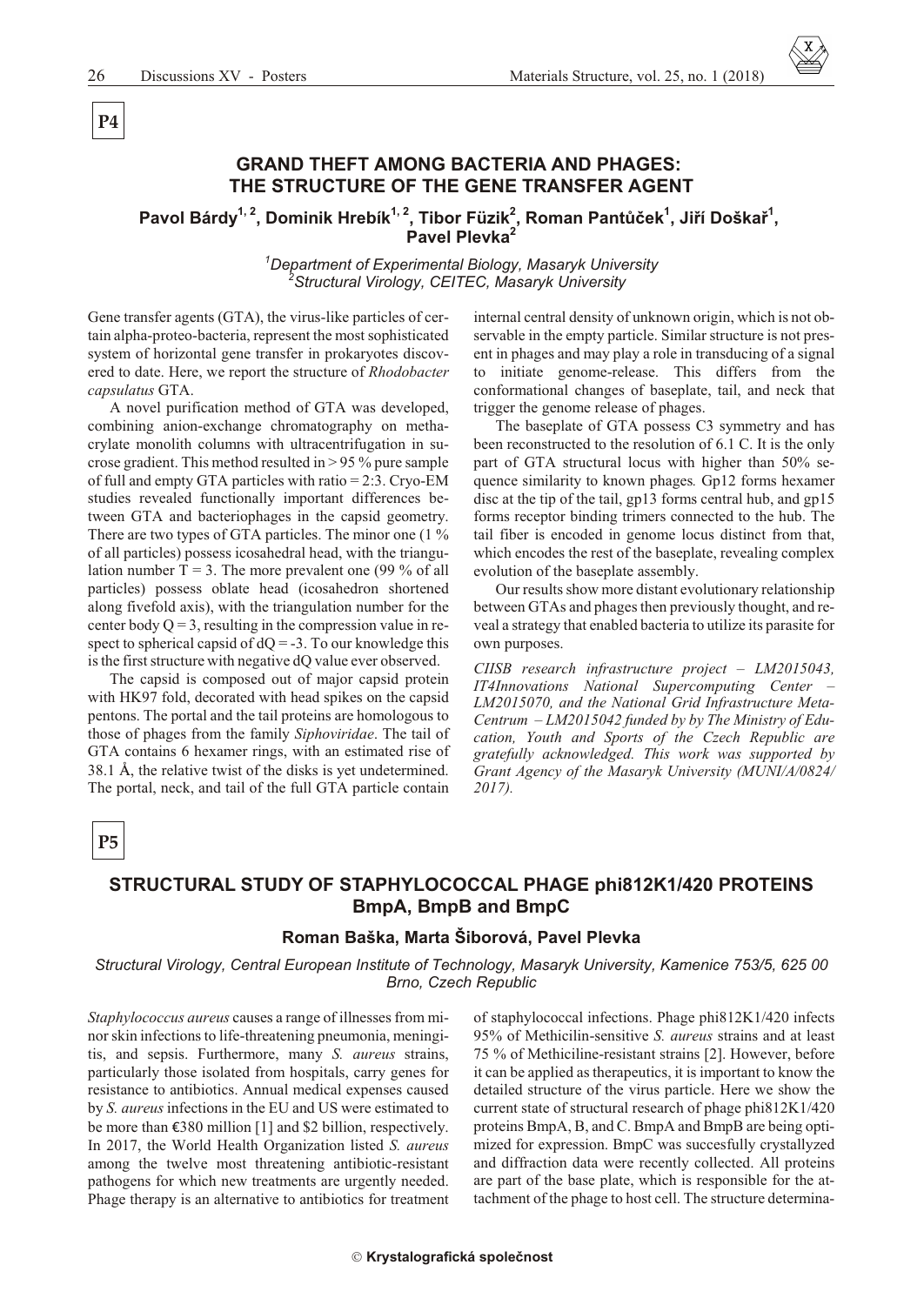**P4**

## GRAND THEFT AMONG BACTERIA AND PHAGES: THE STRUCTURE OF THE GENE TRANSFER AGENT

**Pavol Bárdy[1, 2], Dominik Hrebík[1, 2], Tibor Füzik[2], Roman Pantůček[1], Jiří Doškař[1], Pavel Plevka[2]**

*[1]Department of Experimental Biology, Masaryk University*
*[2]Structural Virology, CEITEC, Masaryk University*

Gene transfer agents (GTA), the virus-like particles of certain alpha-proteo-bacteria, represent the most sophisticated system of horizontal gene transfer in prokaryotes discovered to date. Here, we report the structure of *Rhodobacter capsulatus* GTA.

A novel purification method of GTA was developed, combining anion-exchange chromatography on methacrylate monolith columns with ultracentrifugation in sucrose gradient. This method resulted in > 95 % pure sample of full and empty GTA particles with ratio = 2:3. Cryo-EM studies revealed functionally important differences between GTA and bacteriophages in the capsid geometry. There are two types of GTA particles. The minor one (1 % of all particles) possess icosahedral head, with the triangulation number T = 3. The more prevalent one (99 % of all particles) possess oblate head (icosahedron shortened along fivefold axis), with the triangulation number for the center body Q = 3, resulting in the compression value in respect to spherical capsid of dQ = -3. To our knowledge this is the first structure with negative dQ value ever observed.

The capsid is composed out of major capsid protein with HK97 fold, decorated with head spikes on the capsid pentons. The portal and the tail proteins are homologous to those of phages from the family *Siphoviridae*. The tail of GTA contains 6 hexamer rings, with an estimated rise of 38.1 Å, the relative twist of the disks is yet undetermined. The portal, neck, and tail of the full GTA particle contain internal central density of unknown origin, which is not observable in the empty particle. Similar structure is not present in phages and may play a role in transducing of a signal to initiate genome-release. This differs from the conformational changes of baseplate, tail, and neck that trigger the genome release of phages.

The baseplate of GTA possess C3 symmetry and has been reconstructed to the resolution of 6.1 C. It is the only part of GTA structural locus with higher than 50% sequence similarity to known phages*.* Gp12 forms hexamer disc at the tip of the tail, gp13 forms central hub, and gp15 forms receptor binding trimers connected to the hub. The tail fiber is encoded in genome locus distinct from that, which encodes the rest of the baseplate, revealing complex evolution of the baseplate assembly.

Our results show more distant evolutionary relationship between GTAs and phages then previously thought, and reveal a strategy that enabled bacteria to utilize its parasite for own purposes.

*CIISB research infrastructure project – LM2015043, IT4Innovations National Supercomputing Center – LM2015070, and the National Grid Infrastructure MetaCentrum – LM2015042 funded by by The Ministry of Education, Youth and Sports of the Czech Republic are gratefully acknowledged. This work was supported by Grant Agency of the Masaryk University (MUNI/A/0824/2017).*

**P5**

## STRUCTURAL STUDY OF STAPHYLOCOCCAL PHAGE phi812K1/420 PROTEINS BmpA, BmpB and BmpC

**Roman Baška, Marta Šiborová, Pavel Plevka**

*Structural Virology, Central European Institute of Technology, Masaryk University, Kamenice 753/5, 625 00 Brno, Czech Republic*

*Staphylococcus aureus* causes a range of illnesses from minor skin infections to life-threatening pneumonia, meningitis, and sepsis. Furthermore, many *S. aureus* strains, particularly those isolated from hospitals, carry genes for resistance to antibiotics. Annual medical expenses caused by *S. aureus* infections in the EU and US were estimated to be more than €380 million [1] and $2 billion, respectively. In 2017, the World Health Organization listed *S. aureus* among the twelve most threatening antibiotic-resistant pathogens for which new treatments are urgently needed. Phage therapy is an alternative to antibiotics for treatment of staphylococcal infections. Phage phi812K1/420 infects 95% of Methicilin-sensitive *S. aureus* strains and at least 75 % of Methiciline-resistant strains [2]. However, before it can be applied as therapeutics, it is important to know the detailed structure of the virus particle. Here we show the current state of structural research of phage phi812K1/420 proteins BmpA, B, and C. BmpA and BmpB are being optimized for expression. BmpC was succesfully crystallyzed and diffraction data were recently collected. All proteins are part of the base plate, which is responsible for the attachment of the phage to host cell. The structure determina-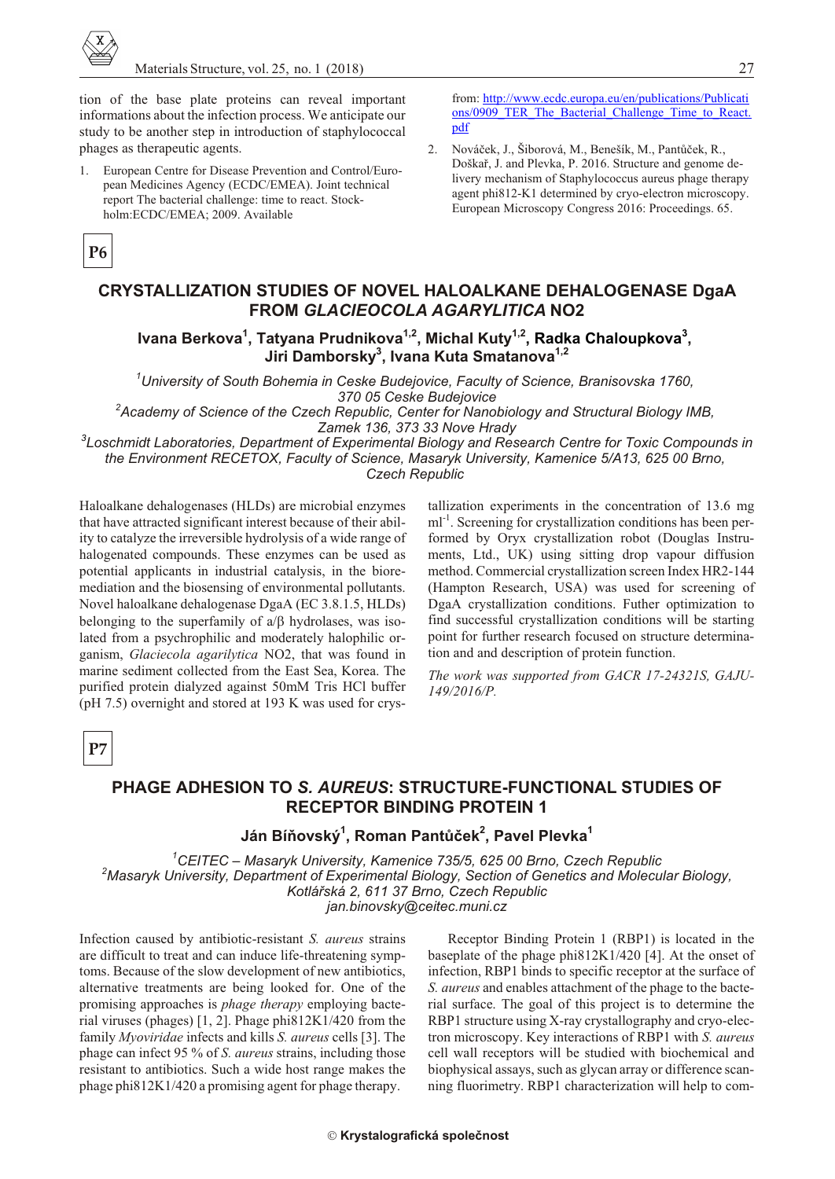tion of the base plate proteins can reveal important informations about the infection process. We anticipate our study to be another step in introduction of staphylococcal phages as therapeutic agents.

1. European Centre for Disease Prevention and Control/European Medicines Agency (ECDC/EMEA). Joint technical report The bacterial challenge: time to react. Stockholm:ECDC/EMEA; 2009. Available from: http://www.ecdc.europa.eu/en/publications/Publications/0909_TER_The_Bacterial_Challenge_Time_to_React.pdf
2. Nováček, J., Šiborová, M., Benešík, M., Pantůček, R., Doškař, J. and Plevka, P. 2016. Structure and genome delivery mechanism of Staphylococcus aureus phage therapy agent phi812-K1 determined by cryo-electron microscopy. European Microscopy Congress 2016: Proceedings. 65.

**P6**

## CRYSTALLIZATION STUDIES OF NOVEL HALOALKANE DEHALOGENASE DgaA FROM *GLACIEOCOLA AGARYLITICA* NO2

**Ivana Berkova[1], Tatyana Prudnikova[1,2], Michal Kuty[1,2], Radka Chaloupkova[3], Jiri Damborsky[3], Ivana Kuta Smatanova[1,2]**

*[1]University of South Bohemia in Ceske Budejovice, Faculty of Science, Branisovska 1760, 370 05 Ceske Budejovice*
*[2]Academy of Science of the Czech Republic, Center for Nanobiology and Structural Biology IMB, Zamek 136, 373 33 Nove Hrady*
*[3]Loschmidt Laboratories, Department of Experimental Biology and Research Centre for Toxic Compounds in the Environment RECETOX, Faculty of Science, Masaryk University, Kamenice 5/A13, 625 00 Brno, Czech Republic*

Haloalkane dehalogenases (HLDs) are microbial enzymes that have attracted significant interest because of their ability to catalyze the irreversible hydrolysis of a wide range of halogenated compounds. These enzymes can be used as potential applicants in industrial catalysis, in the bioremediation and the biosensing of environmental pollutants. Novel haloalkane dehalogenase DgaA (EC 3.8.1.5, HLDs) belonging to the superfamily of a/β hydrolases, was isolated from a psychrophilic and moderately halophilic organism, *Glaciecola agarilytica* NO2, that was found in marine sediment collected from the East Sea, Korea. The purified protein dialyzed against 50mM Tris HCl buffer (pH 7.5) overnight and stored at 193 K was used for crystallization experiments in the concentration of 13.6 mg $ml^{-1}$. Screening for crystallization conditions has been performed by Oryx crystallization robot (Douglas Instruments, Ltd., UK) using sitting drop vapour diffusion method. Commercial crystallization screen Index HR2-144 (Hampton Research, USA) was used for screening of DgaA crystallization conditions. Futher optimization to find successful crystallization conditions will be starting point for further research focused on structure determination and and description of protein function.

*The work was supported from GACR 17-24321S, GAJU-149/2016/P.*

**P7**

## PHAGE ADHESION TO *S. AUREUS*: STRUCTURE-FUNCTIONAL STUDIES OF RECEPTOR BINDING PROTEIN 1

**Ján Bíňovský[1], Roman Pantůček[2], Pavel Plevka[1]**

*[1]CEITEC – Masaryk University, Kamenice 735/5, 625 00 Brno, Czech Republic*
*[2]Masaryk University, Department of Experimental Biology, Section of Genetics and Molecular Biology, Kotlářská 2, 611 37 Brno, Czech Republic*
*jan.binovsky@ceitec.muni.cz*

Infection caused by antibiotic-resistant *S. aureus* strains are difficult to treat and can induce life-threatening symptoms. Because of the slow development of new antibiotics, alternative treatments are being looked for. One of the promising approaches is *phage therapy* employing bacterial viruses (phages) [1, 2]. Phage phi812K1/420 from the family *Myoviridae* infects and kills *S. aureus* cells [3]. The phage can infect 95 % of *S. aureus* strains, including those resistant to antibiotics. Such a wide host range makes the phage phi812K1/420 a promising agent for phage therapy.

Receptor Binding Protein 1 (RBP1) is located in the baseplate of the phage phi812K1/420 [4]. At the onset of infection, RBP1 binds to specific receptor at the surface of *S. aureus* and enables attachment of the phage to the bacterial surface. The goal of this project is to determine the RBP1 structure using X-ray crystallography and cryo-electron microscopy. Key interactions of RBP1 with *S. aureus* cell wall receptors will be studied with biochemical and biophysical assays, such as glycan array or difference scanning fluorimetry. RBP1 characterization will help to com-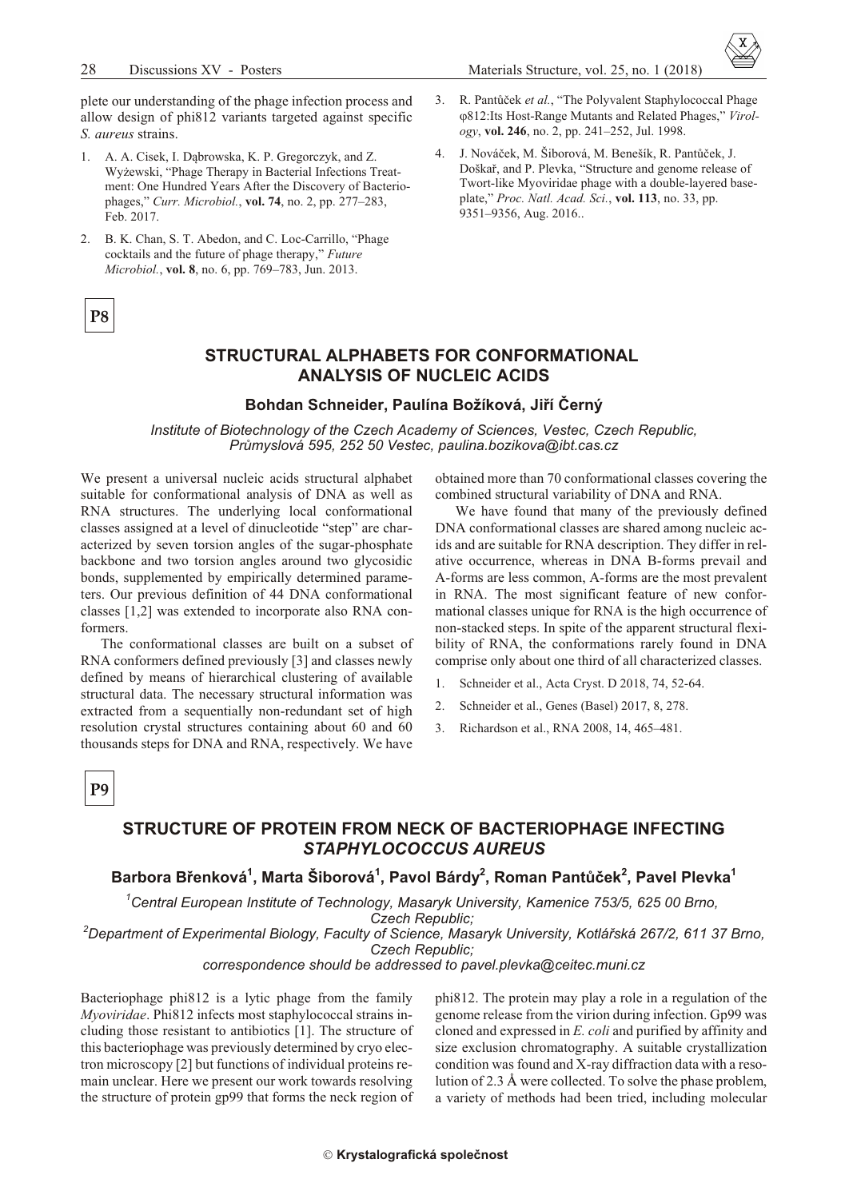plete our understanding of the phage infection process and allow design of phi812 variants targeted against specific *S. aureus* strains.

1. A. A. Cisek, I. Dąbrowska, K. P. Gregorczyk, and Z. Wyżewski, "Phage Therapy in Bacterial Infections Treatment: One Hundred Years After the Discovery of Bacteriophages," *Curr. Microbiol.*, **vol. 74**, no. 2, pp. 277–283, Feb. 2017.
2. B. K. Chan, S. T. Abedon, and C. Loc-Carrillo, "Phage cocktails and the future of phage therapy," *Future Microbiol.*, **vol. 8**, no. 6, pp. 769–783, Jun. 2013.
3. R. Pantůček *et al.*, "The Polyvalent Staphylococcal Phage φ812:Its Host-Range Mutants and Related Phages," *Virology*, **vol. 246**, no. 2, pp. 241–252, Jul. 1998.
4. J. Nováček, M. Šiborová, M. Benešík, R. Pantůček, J. Doškař, and P. Plevka, "Structure and genome release of Twort-like Myoviridae phage with a double-layered baseplate," *Proc. Natl. Acad. Sci.*, **vol. 113**, no. 33, pp. 9351–9356, Aug. 2016..

**P8**

## STRUCTURAL ALPHABETS FOR CONFORMATIONAL ANALYSIS OF NUCLEIC ACIDS

**Bohdan Schneider, Paulína Božíková, Jiří Černý**

*Institute of Biotechnology of the Czech Academy of Sciences, Vestec, Czech Republic, Průmyslová 595, 252 50 Vestec, paulina.bozikova@ibt.cas.cz*

We present a universal nucleic acids structural alphabet suitable for conformational analysis of DNA as well as RNA structures. The underlying local conformational classes assigned at a level of dinucleotide "step" are characterized by seven torsion angles of the sugar-phosphate backbone and two torsion angles around two glycosidic bonds, supplemented by empirically determined parameters. Our previous definition of 44 DNA conformational classes [1,2] was extended to incorporate also RNA conformers.

The conformational classes are built on a subset of RNA conformers defined previously [3] and classes newly defined by means of hierarchical clustering of available structural data. The necessary structural information was extracted from a sequentially non-redundant set of high resolution crystal structures containing about 60 and 60 thousands steps for DNA and RNA, respectively. We have obtained more than 70 conformational classes covering the combined structural variability of DNA and RNA.

We have found that many of the previously defined DNA conformational classes are shared among nucleic acids and are suitable for RNA description. They differ in relative occurrence, whereas in DNA B-forms prevail and A-forms are less common, A-forms are the most prevalent in RNA. The most significant feature of new conformational classes unique for RNA is the high occurrence of non-stacked steps. In spite of the apparent structural flexibility of RNA, the conformations rarely found in DNA comprise only about one third of all characterized classes.

1. Schneider et al., Acta Cryst. D 2018, 74, 52-64.
2. Schneider et al., Genes (Basel) 2017, 8, 278.
3. Richardson et al., RNA 2008, 14, 465–481.

**P9**

## STRUCTURE OF PROTEIN FROM NECK OF BACTERIOPHAGE INFECTING *STAPHYLOCOCCUS AUREUS*

**Barbora Břenková[1], Marta Šiborová[1], Pavol Bárdy[2], Roman Pantůček[2], Pavel Plevka[1]**

[1]*Central European Institute of Technology, Masaryk University, Kamenice 753/5, 625 00 Brno, Czech Republic;*
[2]*Department of Experimental Biology, Faculty of Science, Masaryk University, Kotlářská 267/2, 611 37 Brno, Czech Republic;*
*correspondence should be addressed to pavel.plevka@ceitec.muni.cz*

Bacteriophage phi812 is a lytic phage from the family *Myoviridae*. Phi812 infects most staphylococcal strains including those resistant to antibiotics [1]. The structure of this bacteriophage was previously determined by cryo electron microscopy [2] but functions of individual proteins remain unclear. Here we present our work towards resolving the structure of protein gp99 that forms the neck region of phi812. The protein may play a role in a regulation of the genome release from the virion during infection. Gp99 was cloned and expressed in *E. coli* and purified by affinity and size exclusion chromatography. A suitable crystallization condition was found and X-ray diffraction data with a resolution of 2.3 Å were collected. To solve the phase problem, a variety of methods had been tried, including molecular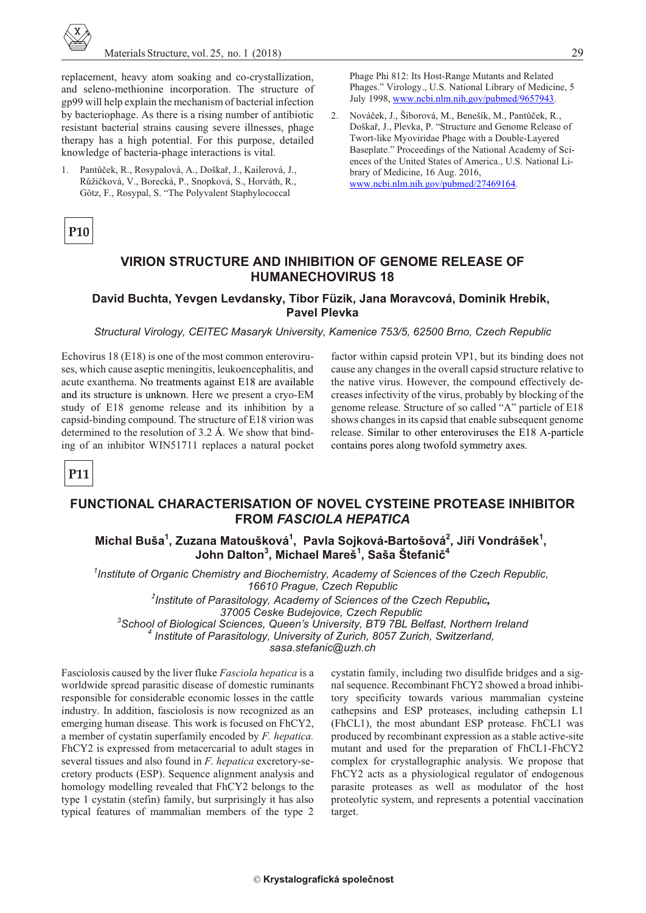replacement, heavy atom soaking and co-crystallization, and seleno-methionine incorporation. The structure of gp99 will help explain the mechanism of bacterial infection by bacteriophage. As there is a rising number of antibiotic resistant bacterial strains causing severe illnesses, phage therapy has a high potential. For this purpose, detailed knowledge of bacteria-phage interactions is vital.

1. Pantůček, R., Rosypalová, A., Doškař, J., Kailerová, J., Růžičková, V., Borecká, P., Snopková, S., Horváth, R., Götz, F., Rosypal, S. "The Polyvalent Staphylococcal Phage Phi 812: Its Host-Range Mutants and Related Phages." Virology., U.S. National Library of Medicine, 5 July 1998, www.ncbi.nlm.nih.gov/pubmed/9657943.
2. Nováček, J., Šiborová, M., Benešík, M., Pantůček, R., Doškař, J., Plevka, P. "Structure and Genome Release of Twort-like Myoviridae Phage with a Double-Layered Baseplate." Proceedings of the National Academy of Sciences of the United States of America., U.S. National Library of Medicine, 16 Aug. 2016, www.ncbi.nlm.nih.gov/pubmed/27469164.

**P10**

## VIRION STRUCTURE AND INHIBITION OF GENOME RELEASE OF HUMANECHOVIRUS 18

**David Buchta, Yevgen Levdansky, Tibor Füzik, Jana Moravcová, Dominik Hrebik, Pavel Plevka**

*Structural Virology, CEITEC Masaryk University, Kamenice 753/5, 62500 Brno, Czech Republic*

Echovirus 18 (E18) is one of the most common enteroviruses, which cause aseptic meningitis, leukoencephalitis, and acute exanthema. No treatments against E18 are available and its structure is unknown. Here we present a cryo-EM study of E18 genome release and its inhibition by a capsid-binding compound. The structure of E18 virion was determined to the resolution of 3.2 Å. We show that binding of an inhibitor WIN51711 replaces a natural pocket factor within capsid protein VP1, but its binding does not cause any changes in the overall capsid structure relative to the native virus. However, the compound effectively decreases infectivity of the virus, probably by blocking of the genome release. Structure of so called "A" particle of E18 shows changes in its capsid that enable subsequent genome release. Similar to other enteroviruses the E18 A-particle contains pores along twofold symmetry axes.

**P11**

## FUNCTIONAL CHARACTERISATION OF NOVEL CYSTEINE PROTEASE INHIBITOR FROM *FASCIOLA HEPATICA*

**Michal Buša[1], Zuzana Matoušková[1], Pavla Sojková-Bartošová[2], Jiří Vondrášek[1], John Dalton[3], Michael Mareš[1], Saša Štefanič[4]**

*[1]Institute of Organic Chemistry and Biochemistry, Academy of Sciences of the Czech Republic, 16610 Prague, Czech Republic*
*[2]Institute of Parasitology, Academy of Sciences of the Czech Republic, 37005 Ceske Budejovice, Czech Republic*
*[3]School of Biological Sciences, Queen's University, BT9 7BL Belfast, Northern Ireland*
*[4] Institute of Parasitology, University of Zurich, 8057 Zurich, Switzerland, sasa.stefanic@uzh.ch*

Fasciolosis caused by the liver fluke *Fasciola hepatica* is a worldwide spread parasitic disease of domestic ruminants responsible for considerable economic losses in the cattle industry. In addition, fasciolosis is now recognized as an emerging human disease. This work is focused on FhCY2, a member of cystatin superfamily encoded by *F. hepatica.* FhCY2 is expressed from metacercarial to adult stages in several tissues and also found in *F. hepatica* excretory-secretory products (ESP). Sequence alignment analysis and homology modelling revealed that FhCY2 belongs to the type 1 cystatin (stefin) family, but surprisingly it has also typical features of mammalian members of the type 2 cystatin family, including two disulfide bridges and a signal sequence. Recombinant FhCY2 showed a broad inhibitory specificity towards various mammalian cysteine cathepsins and ESP proteases, including cathepsin L1 (FhCL1), the most abundant ESP protease. FhCL1 was produced by recombinant expression as a stable active-site mutant and used for the preparation of FhCL1-FhCY2 complex for crystallographic analysis. We propose that FhCY2 acts as a physiological regulator of endogenous parasite proteases as well as modulator of the host proteolytic system, and represents a potential vaccination target.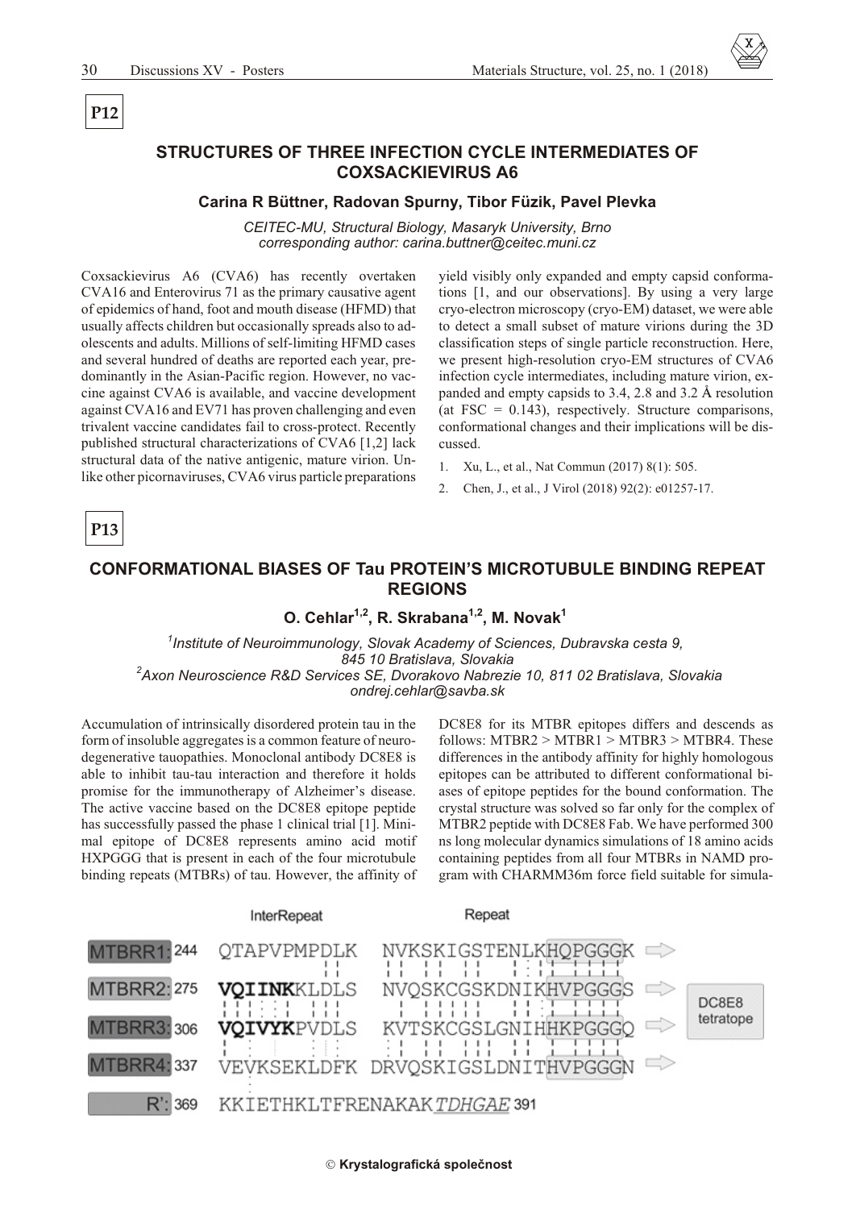**P12**

## STRUCTURES OF THREE INFECTION CYCLE INTERMEDIATES OF COXSACKIEVIRUS A6

**Carina R Büttner, Radovan Spurny, Tibor Füzik, Pavel Plevka**

*CEITEC-MU, Structural Biology, Masaryk University, Brno*
*corresponding author: carina.buttner@ceitec.muni.cz*

Coxsackievirus A6 (CVA6) has recently overtaken CVA16 and Enterovirus 71 as the primary causative agent of epidemics of hand, foot and mouth disease (HFMD) that usually affects children but occasionally spreads also to adolescents and adults. Millions of self-limiting HFMD cases and several hundred of deaths are reported each year, predominantly in the Asian-Pacific region. However, no vaccine against CVA6 is available, and vaccine development against CVA16 and EV71 has proven challenging and even trivalent vaccine candidates fail to cross-protect. Recently published structural characterizations of CVA6 [1,2] lack structural data of the native antigenic, mature virion. Unlike other picornaviruses, CVA6 virus particle preparations yield visibly only expanded and empty capsid conformations [1, and our observations]. By using a very large cryo-electron microscopy (cryo-EM) dataset, we were able to detect a small subset of mature virions during the 3D classification steps of single particle reconstruction. Here, we present high-resolution cryo-EM structures of CVA6 infection cycle intermediates, including mature virion, expanded and empty capsids to 3.4, 2.8 and 3.2 Å resolution (at FSC = 0.143), respectively. Structure comparisons, conformational changes and their implications will be discussed.

1. Xu, L., et al., Nat Commun (2017) 8(1): 505.
2. Chen, J., et al., J Virol (2018) 92(2): e01257-17.

**P13**

## CONFORMATIONAL BIASES OF Tau PROTEIN'S MICROTUBULE BINDING REPEAT REGIONS

**O. Cehlar[1,2], R. Skrabana[1,2], M. Novak[1]**

[1]*Institute of Neuroimmunology, Slovak Academy of Sciences, Dubravska cesta 9, 845 10 Bratislava, Slovakia*
[2]*Axon Neuroscience R&D Services SE, Dvorakovo Nabrezie 10, 811 02 Bratislava, Slovakia*
*ondrej.cehlar@savba.sk*

Accumulation of intrinsically disordered protein tau in the form of insoluble aggregates is a common feature of neurodegenerative tauopathies. Monoclonal antibody DC8E8 is able to inhibit tau-tau interaction and therefore it holds promise for the immunotherapy of Alzheimer's disease. The active vaccine based on the DC8E8 epitope peptide has successfully passed the phase 1 clinical trial [1]. Minimal epitope of DC8E8 represents amino acid motif HXPGGG that is present in each of the four microtubule binding repeats (MTBRs) of tau. However, the affinity of DC8E8 for its MTBR epitopes differs and descends as follows: MTBR2 > MTBR1 > MTBR3 > MTBR4. These differences in the antibody affinity for highly homologous epitopes can be attributed to different conformational biases of epitope peptides for the bound conformation. The crystal structure was solved so far only for the complex of MTBR2 peptide with DC8E8 Fab. We have performed 300 ns long molecular dynamics simulations of 18 amino acids containing peptides from all four MTBRs in NAMD program with CHARMM36m force field suitable for simula-

| | InterRepeat | Repeat | |
|---|---|---|---|
| MTBRR1: 244 | QTAPVPMPDLK | NVKSKIGSTENLKHQPGGGK | |
| MTBRR2: 275 | **VQIINK**KLDLS | NVQSKCGSKDNIKHVPGGGS | DC8E8 tetratope |
| MTBRR3: 306 | **VQIVYK**PVDLS | KVTSKCGSLGNIHHKPGGGQ | |
| MTBRR4: 337 | VEVKSEKLDFK | DRVQSKIGSLDNITHVPGGGN | |
| R': 369 | KKIETHKLTFRENAKAK*TDHGAE* 391 | | |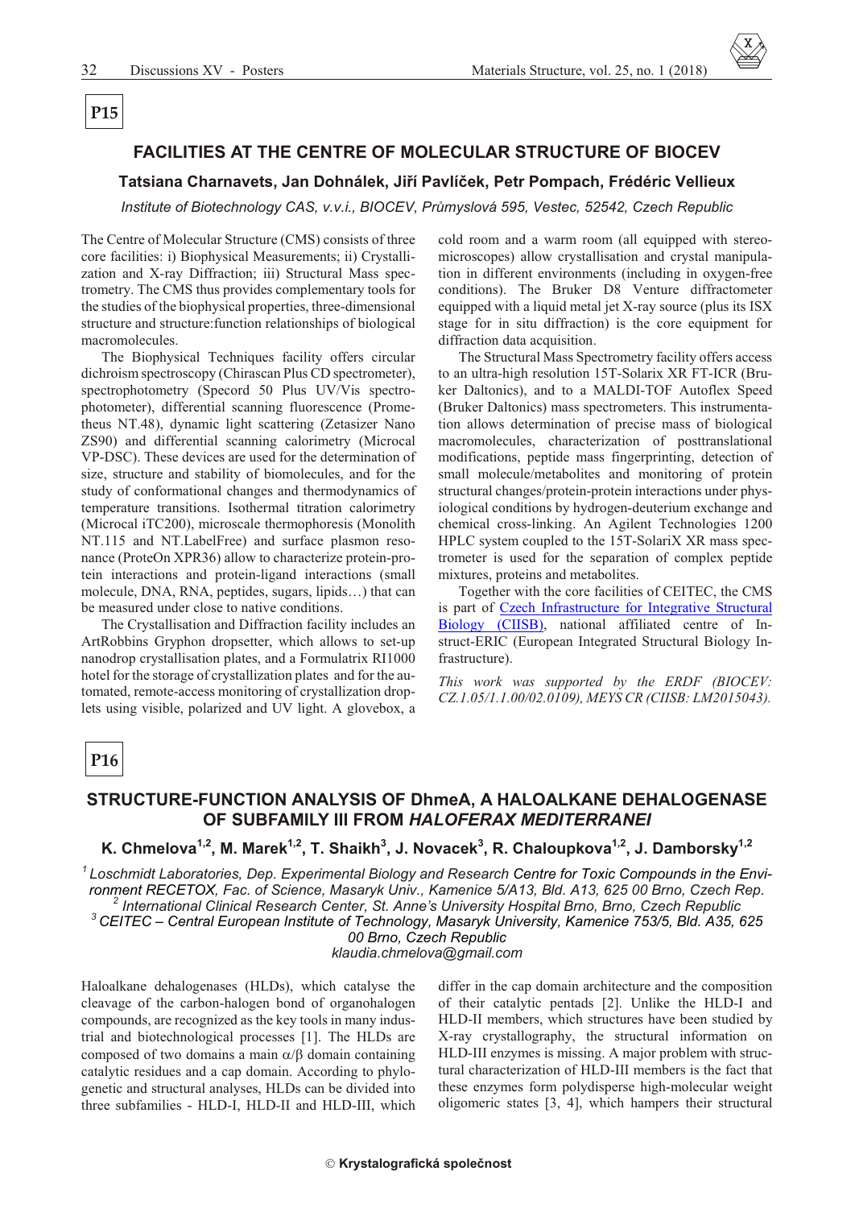**P15**

## FACILITIES AT THE CENTRE OF MOLECULAR STRUCTURE OF BIOCEV

**Tatsiana Charnavets, Jan Dohnálek, Jiří Pavlíček, Petr Pompach, Frédéric Vellieux**

*Institute of Biotechnology CAS, v.v.i., BIOCEV, Průmyslová 595, Vestec, 52542, Czech Republic*

The Centre of Molecular Structure (CMS) consists of three core facilities: i) Biophysical Measurements; ii) Crystallization and X-ray Diffraction; iii) Structural Mass Spectrometry. The CMS thus provides complementary tools for the studies of the biophysical properties, three-dimensional structure and structure:function relationships of biological macromolecules.

The Biophysical Techniques facility offers circular dichroism spectroscopy (Chirascan Plus CD spectrometer), spectrophotometry (Specord 50 Plus UV/Vis spectrophotometer), differential scanning fluorescence (Prometheus NT.48), dynamic light scattering (Zetasizer Nano ZS90) and differential scanning calorimetry (Microcal VP-DSC). These devices are used for the determination of size, structure and stability of biomolecules, and for the study of conformational changes and thermodynamics of temperature transitions. Isothermal titration calorimetry (Microcal iTC200), microscale thermophoresis (Monolith NT.115 and NT.LabelFree) and surface plasmon resonance (ProteOn XPR36) allow to characterize protein-protein interactions and protein-ligand interactions (small molecule, DNA, RNA, peptides, sugars, lipids…) that can be measured under close to native conditions.

The Crystallisation and Diffraction facility includes an ArtRobbins Gryphon dropsetter, which allows to set-up nanodrop crystallisation plates, and a Formulatrix RI1000 hotel for the storage of crystallization plates and for the automated, remote-access monitoring of crystallization droplets using visible, polarized and UV light. A glovebox, a cold room and a warm room (all equipped with stereomicroscopes) allow crystallisation and crystal manipulation in different environments (including in oxygen-free conditions). The Bruker D8 Venture diffractometer equipped with a liquid metal jet X-ray source (plus its ISX stage for in situ diffraction) is the core equipment for diffraction data acquisition.

The Structural Mass Spectrometry facility offers access to an ultra-high resolution 15T-Solarix XR FT-ICR (Bruker Daltonics), and to a MALDI-TOF Autoflex Speed (Bruker Daltonics) mass spectrometers. This instrumentation allows determination of precise mass of biological macromolecules, characterization of posttranslational modifications, peptide mass fingerprinting, detection of small molecule/metabolites and monitoring of protein structural changes/protein-protein interactions under physiological conditions by hydrogen-deuterium exchange and chemical cross-linking. An Agilent Technologies 1200 HPLC system coupled to the 15T-SolariX XR mass spectrometer is used for the separation of complex peptide mixtures, proteins and metabolites.

Together with the core facilities of CEITEC, the CMS is part of Czech Infrastructure for Integrative Structural Biology (CIISB), national affiliated centre of Instruct-ERIC (European Integrated Structural Biology Infrastructure).

*This work was supported by the ERDF (BIOCEV: CZ.1.05/1.1.00/02.0109), MEYS CR (CIISB: LM2015043).*

**P16**

## STRUCTURE-FUNCTION ANALYSIS OF DhmeA, A HALOALKANE DEHALOGENASE OF SUBFAMILY III FROM *HALOFERAX MEDITERRANEI*

**K. Chmelova[1,2], M. Marek[1,2], T. Shaikh[3], J. Novacek[3], R. Chaloupkova[1,2], J. Damborsky[1,2]**

*[1] Loschmidt Laboratories, Dep. Experimental Biology and Research Centre for Toxic Compounds in the Environment RECETOX, Fac. of Science, Masaryk Univ., Kamenice 5/A13, Bld. A13, 625 00 Brno, Czech Rep.*
*[2] International Clinical Research Center, St. Anne's University Hospital Brno, Brno, Czech Republic*
*[3] CEITEC – Central European Institute of Technology, Masaryk University, Kamenice 753/5, Bld. A35, 625 00 Brno, Czech Republic*
*klaudia.chmelova@gmail.com*

Haloalkane dehalogenases (HLDs), which catalyse the cleavage of the carbon-halogen bond of organohalogen compounds, are recognized as the key tools in many industrial and biotechnological processes [1]. The HLDs are composed of two domains a main $\alpha/\beta$ domain containing catalytic residues and a cap domain. According to phylogenetic and structural analyses, HLDs can be divided into three subfamilies - HLD-I, HLD-II and HLD-III, which differ in the cap domain architecture and the composition of their catalytic pentads [2]. Unlike the HLD-I and HLD-II members, which structures have been studied by X-ray crystallography, the structural information on HLD-III enzymes is missing. A major problem with structural characterization of HLD-III members is the fact that these enzymes form polydisperse high-molecular weight oligomeric states [3, 4], which hampers their structural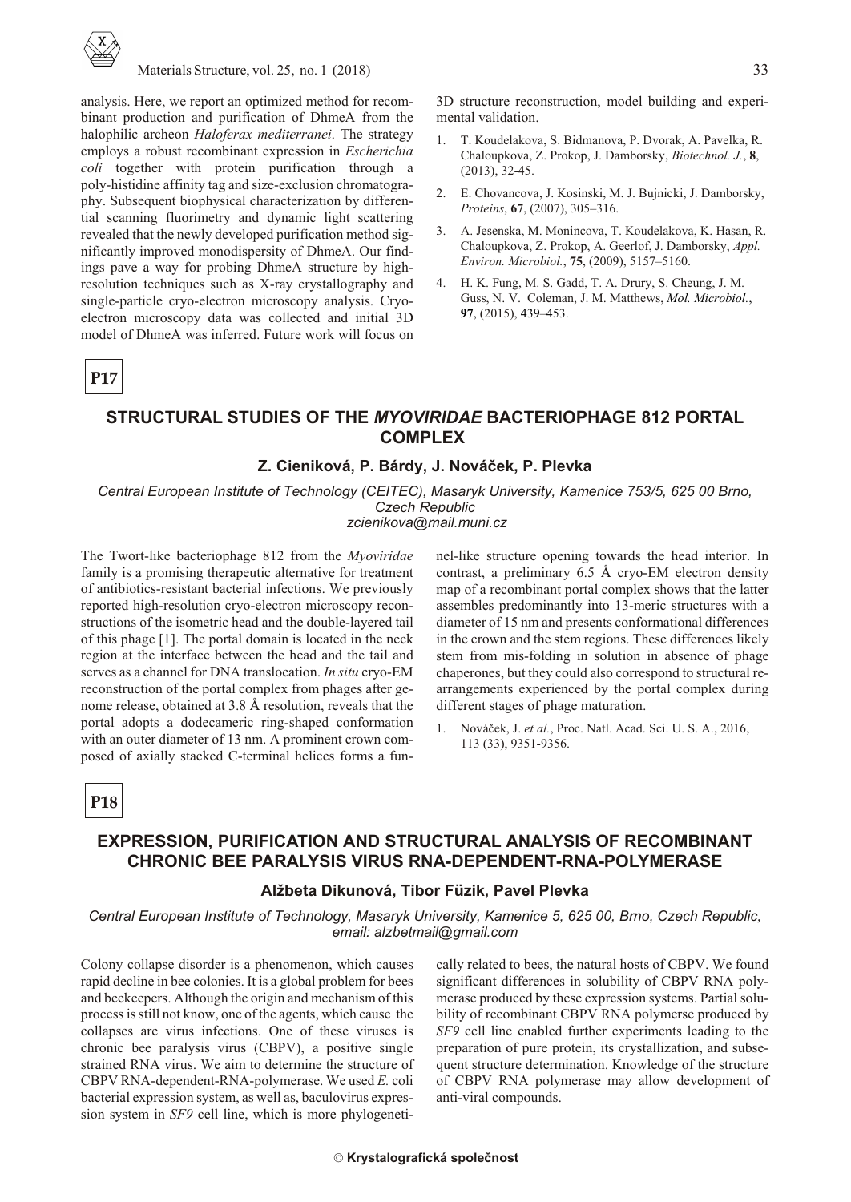analysis. Here, we report an optimized method for recombinant production and purification of DhmeA from the halophilic archeon *Haloferax mediterranei*. The strategy employs a robust recombinant expression in *Escherichia coli* together with protein purification through a poly-histidine affinity tag and size-exclusion chromatography. Subsequent biophysical characterization by differential scanning fluorimetry and dynamic light scattering revealed that the newly developed purification method significantly improved monodispersity of DhmeA. Our findings pave a way for probing DhmeA structure by high-resolution techniques such as X-ray crystallography and single-particle cryo-electron microscopy analysis. Cryo-electron microscopy data was collected and initial 3D model of DhmeA was inferred. Future work will focus on 3D structure reconstruction, model building and experimental validation.

1. T. Koudelakova, S. Bidmanova, P. Dvorak, A. Pavelka, R. Chaloupkova, Z. Prokop, J. Damborsky, *Biotechnol. J.*, **8**, (2013), 32-45.
2. E. Chovancova, J. Kosinski, M. J. Bujnicki, J. Damborsky, *Proteins*, **67**, (2007), 305–316.
3. A. Jesenska, M. Monincova, T. Koudelakova, K. Hasan, R. Chaloupkova, Z. Prokop, A. Geerlof, J. Damborsky, *Appl. Environ. Microbiol.*, **75**, (2009), 5157–5160.
4. H. K. Fung, M. S. Gadd, T. A. Drury, S. Cheung, J. M. Guss, N. V. Coleman, J. M. Matthews, *Mol. Microbiol.*, **97**, (2015), 439–453.

**P17**

## STRUCTURAL STUDIES OF THE *MYOVIRIDAE* BACTERIOPHAGE 812 PORTAL COMPLEX

**Z. Cieniková, P. Bárdy, J. Nováček, P. Plevka**

*Central European Institute of Technology (CEITEC), Masaryk University, Kamenice 753/5, 625 00 Brno, Czech Republic*
*zcienikova@mail.muni.cz*

The Twort-like bacteriophage 812 from the *Myoviridae* family is a promising therapeutic alternative for treatment of antibiotics-resistant bacterial infections. We previously reported high-resolution cryo-electron microscopy reconstructions of the isometric head and the double-layered tail of this phage [1]. The portal domain is located in the neck region at the interface between the head and the tail and serves as a channel for DNA translocation. *In situ* cryo-EM reconstruction of the portal complex from phages after genome release, obtained at 3.8 Å resolution, reveals that the portal adopts a dodecameric ring-shaped conformation with an outer diameter of 13 nm. A prominent crown composed of axially stacked C-terminal helices forms a funnel-like structure opening towards the head interior. In contrast, a preliminary 6.5 Å cryo-EM electron density map of a recombinant portal complex shows that the latter assembles predominantly into 13-meric structures with a diameter of 15 nm and presents conformational differences in the crown and the stem regions. These differences likely stem from mis-folding in solution in absence of phage chaperones, but they could also correspond to structural rearrangements experienced by the portal complex during different stages of phage maturation.

1. Nováček, J. *et al.*, Proc. Natl. Acad. Sci. U. S. A., 2016, 113 (33), 9351-9356.

**P18**

## EXPRESSION, PURIFICATION AND STRUCTURAL ANALYSIS OF RECOMBINANT CHRONIC BEE PARALYSIS VIRUS RNA-DEPENDENT-RNA-POLYMERASE

**Alžbeta Dikunová, Tibor Füzik, Pavel Plevka**

*Central European Institute of Technology, Masaryk University, Kamenice 5, 625 00, Brno, Czech Republic, email: alzbetmail@gmail.com*

Colony collapse disorder is a phenomenon, which causes rapid decline in bee colonies. It is a global problem for bees and beekeepers. Although the origin and mechanism of this process is still not know, one of the agents, which cause the collapses are virus infections. One of these viruses is chronic bee paralysis virus (CBPV), a positive single strained RNA virus. We aim to determine the structure of CBPV RNA-dependent-RNA-polymerase. We used *E.* coli bacterial expression system, as well as, baculovirus expression system in *SF9* cell line, which is more phylogenetically related to bees, the natural hosts of CBPV. We found significant differences in solubility of CBPV RNA polymerase produced by these expression systems. Partial solubility of recombinant CBPV RNA polymerse produced by *SF9* cell line enabled further experiments leading to the preparation of pure protein, its crystallization, and subsequent structure determination. Knowledge of the structure of CBPV RNA polymerase may allow development of anti-viral compounds.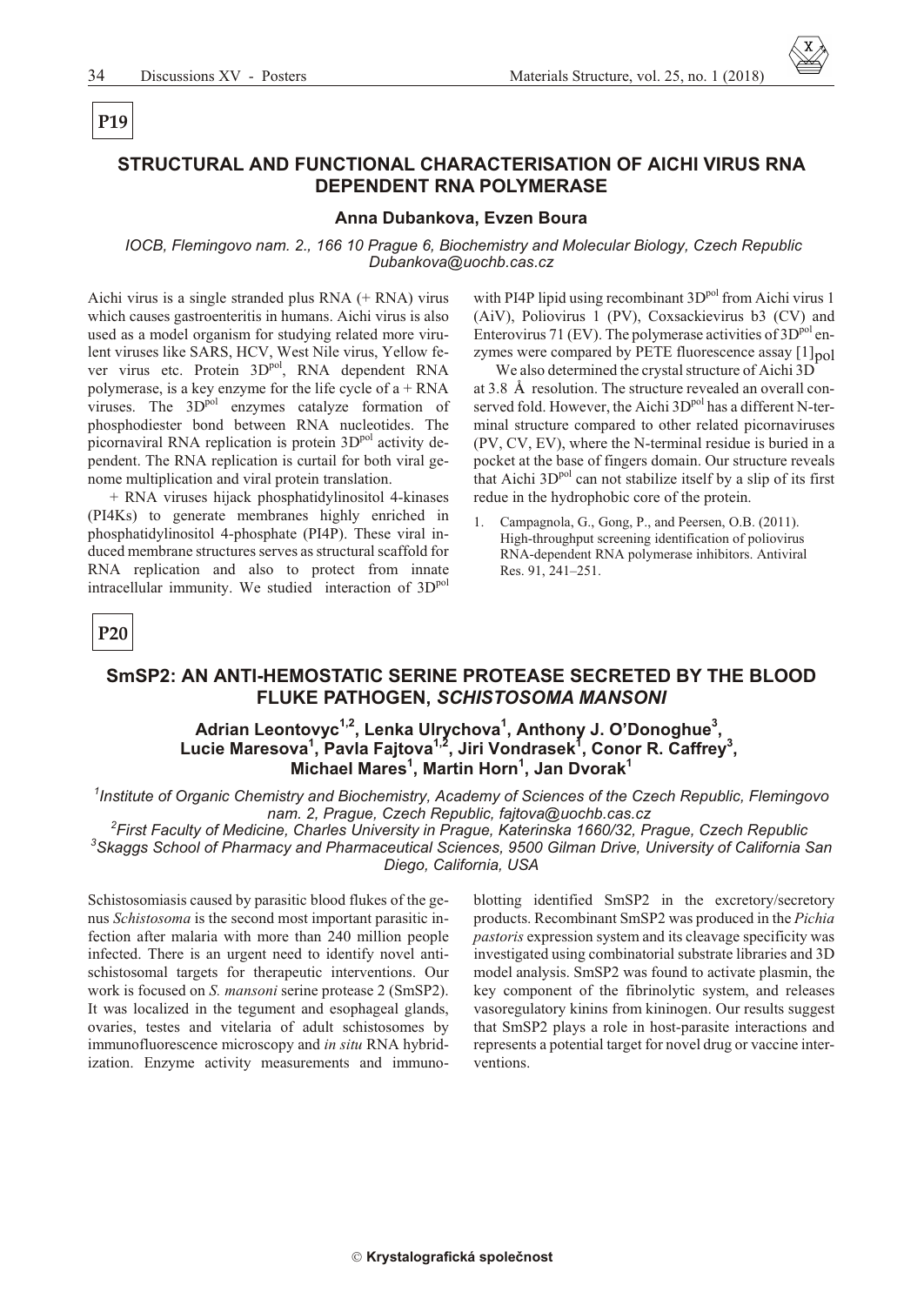**P19**

## STRUCTURAL AND FUNCTIONAL CHARACTERISATION OF AICHI VIRUS RNA DEPENDENT RNA POLYMERASE

### Anna Dubankova, Evzen Boura

*IOCB, Flemingovo nam. 2., 166 10 Prague 6, Biochemistry and Molecular Biology, Czech Republic*
*Dubankova@uochb.cas.cz*

Aichi virus is a single stranded plus RNA (+ RNA) virus which causes gastroenteritis in humans. Aichi virus is also used as a model organism for studying related more virulent viruses like SARS, HCV, West Nile virus, Yellow fever virus etc. Protein $3D^{pol}$, RNA dependent RNA polymerase, is a key enzyme for the life cycle of a + RNA viruses. The $3D^{pol}$ enzymes catalyze formation of phosphodiester bond between RNA nucleotides. The picornaviral RNA replication is protein $3D^{pol}$ activity dependent. The RNA replication is curtail for both viral genome multiplication and viral protein translation.

+ RNA viruses hijack phosphatidylinositol 4-kinases (PI4Ks) to generate membranes highly enriched in phosphatidylinositol 4-phosphate (PI4P). These viral induced membrane structures serves as structural scaffold for RNA replication and also to protect from innate intracellular immunity. We studied interaction of $3D^{pol}$ with PI4P lipid using recombinant $3D^{pol}$ from Aichi virus 1 (AiV), Poliovirus 1 (PV), Coxsackievirus b3 (CV) and Enterovirus 71 (EV). The polymerase activities of $3D^{pol}$ enzymes were compared by PETE fluorescence assay [1]pol

We also determined the crystal structure of Aichi 3D at 3.8 Å resolution. The structure revealed an overall conserved fold. However, the Aichi $3D^{pol}$ has a different N-terminal structure compared to other related picornaviruses (PV, CV, EV), where the N-terminal residue is buried in a pocket at the base of fingers domain. Our structure reveals that Aichi $3D^{pol}$ can not stabilize itself by a slip of its first redue in the hydrophobic core of the protein.

1. Campagnola, G., Gong, P., and Peersen, O.B. (2011). High-throughput screening identification of poliovirus RNA-dependent RNA polymerase inhibitors. Antiviral Res. 91, 241–251.

**P20**

## SmSP2: AN ANTI-HEMOSTATIC SERINE PROTEASE SECRETED BY THE BLOOD FLUKE PATHOGEN, *SCHISTOSOMA MANSONI*

### Adrian Leontovyc[1,2], Lenka Ulrychova[1], Anthony J. O'Donoghue[3], Lucie Maresova[1], Pavla Fajtova[1,2], Jiri Vondrasek[1], Conor R. Caffrey[3], Michael Mares[1], Martin Horn[1], Jan Dvorak[1]

*[1]Institute of Organic Chemistry and Biochemistry, Academy of Sciences of the Czech Republic, Flemingovo nam. 2, Prague, Czech Republic, fajtova@uochb.cas.cz*
*[2]First Faculty of Medicine, Charles University in Prague, Katerinska 1660/32, Prague, Czech Republic*
*[3]Skaggs School of Pharmacy and Pharmaceutical Sciences, 9500 Gilman Drive, University of California San Diego, California, USA*

Schistosomiasis caused by parasitic blood flukes of the genus *Schistosoma* is the second most important parasitic infection after malaria with more than 240 million people infected. There is an urgent need to identify novel antischistosomal targets for therapeutic interventions. Our work is focused on *S. mansoni* serine protease 2 (SmSP2). It was localized in the tegument and esophageal glands, ovaries, testes and vitelaria of adult schistosomes by immunofluorescence microscopy and *in situ* RNA hybridization. Enzyme activity measurements and immunoblotting identified SmSP2 in the excretory/secretory products. Recombinant SmSP2 was produced in the *Pichia pastoris* expression system and its cleavage specificity was investigated using combinatorial substrate libraries and 3D model analysis. SmSP2 was found to activate plasmin, the key component of the fibrinolytic system, and releases vasoregulatory kinins from kininogen. Our results suggest that SmSP2 plays a role in host-parasite interactions and represents a potential target for novel drug or vaccine interventions.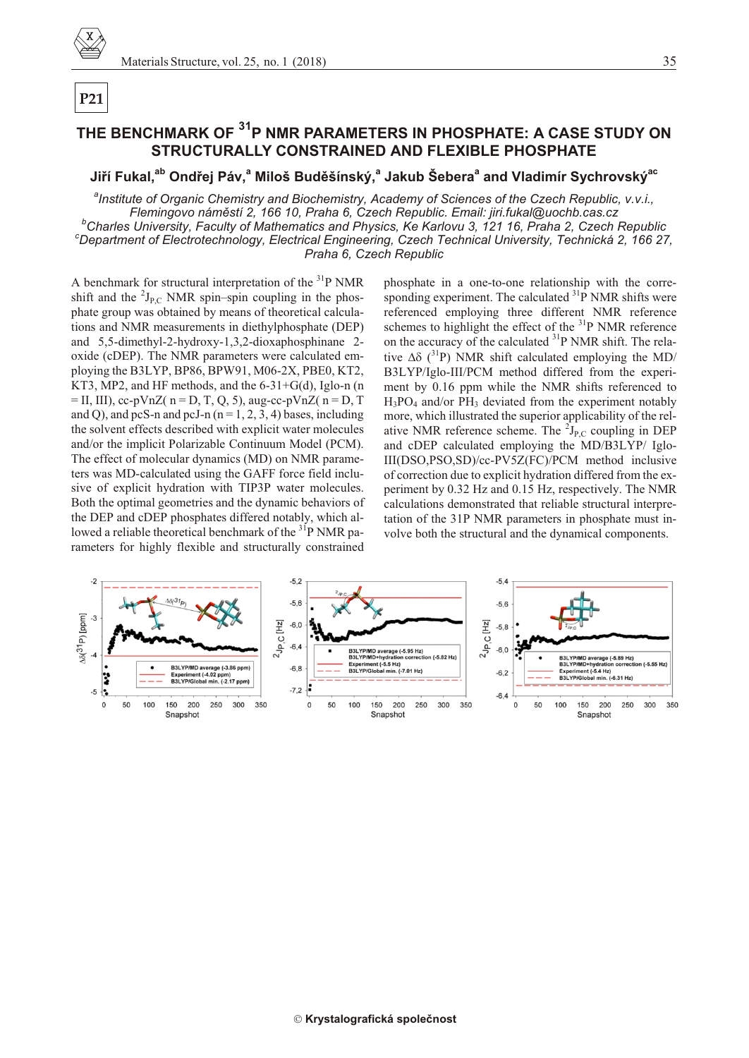**P21**

# THE BENCHMARK OF $^{31}$P NMR PARAMETERS IN PHOSPHATE: A CASE STUDY ON STRUCTURALLY CONSTRAINED AND FLEXIBLE PHOSPHATE

**Jiří Fukal,[ab] Ondřej Páv,[a] Miloš Buděšínský,[a] Jakub Šebera[a] and Vladimír Sychrovský[ac]**

*[a]Institute of Organic Chemistry and Biochemistry, Academy of Sciences of the Czech Republic, v.v.i., Flemingovo náměstí 2, 166 10, Praha 6, Czech Republic. Email: jiri.fukal@uochb.cas.cz*
*[b]Charles University, Faculty of Mathematics and Physics, Ke Karlovu 3, 121 16, Praha 2, Czech Republic*
*[c]Department of Electrotechnology, Electrical Engineering, Czech Technical University, Technická 2, 166 27, Praha 6, Czech Republic*

A benchmark for structural interpretation of the $^{31}$P NMR shift and the $^{2}J_{P,C}$ NMR spin–spin coupling in the phosphate group was obtained by means of theoretical calculations and NMR measurements in diethylphosphate (DEP) and 5,5-dimethyl-2-hydroxy-1,3,2-dioxaphosphinane 2-oxide (cDEP). The NMR parameters were calculated employing the B3LYP, BP86, BPW91, M06-2X, PBE0, KT2, KT3, MP2, and HF methods, and the 6-31+G(d), Iglo-n (n = II, III), cc-pVnZ( n = D, T, Q, 5), aug-cc-pVnZ( n = D, T and Q), and pcS-n and pcJ-n (n = 1, 2, 3, 4) bases, including the solvent effects described with explicit water molecules and/or the implicit Polarizable Continuum Model (PCM). The effect of molecular dynamics (MD) on NMR parameters was MD-calculated using the GAFF force field inclusive of explicit hydration with TIP3P water molecules. Both the optimal geometries and the dynamic behaviors of the DEP and cDEP phosphates differed notably, which allowed a reliable theoretical benchmark of the $^{31}$P NMR parameters for highly flexible and structurally constrained phosphate in a one-to-one relationship with the corresponding experiment. The calculated $^{31}$P NMR shifts were referenced employing three different NMR reference schemes to highlight the effect of the $^{31}$P NMR reference on the accuracy of the calculated $^{31}$P NMR shift. The relative $\Delta\delta$ ($^{31}$P) NMR shift calculated employing the MD/B3LYP/Iglo-III/PCM method differed from the experiment by 0.16 ppm while the NMR shifts referenced to $H_3PO_4$ and/or $PH_3$ deviated from the experiment notably more, which illustrated the superior applicability of the relative NMR reference scheme. The $^{2}J_{P,C}$ coupling in DEP and cDEP calculated employing the MD/B3LYP/ Iglo-III(DSO,PSO,SD)/cc-PV5Z(FC)/PCM method inclusive of correction due to explicit hydration differed from the experiment by 0.32 Hz and 0.15 Hz, respectively. The NMR calculations demonstrated that reliable structural interpretation of the 31P NMR parameters in phosphate must involve both the structural and the dynamical components.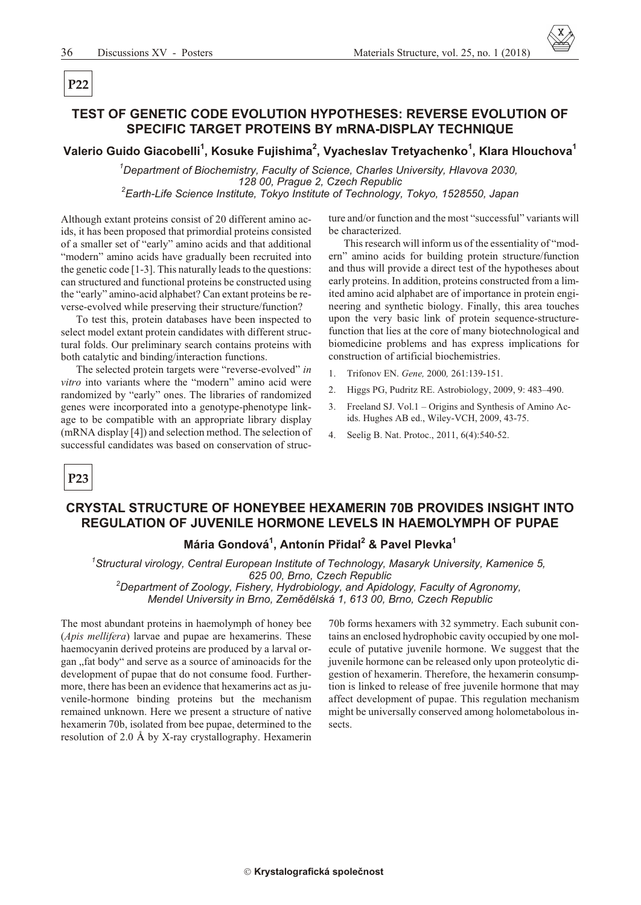**P22**

## TEST OF GENETIC CODE EVOLUTION HYPOTHESES: REVERSE EVOLUTION OF SPECIFIC TARGET PROTEINS BY mRNA-DISPLAY TECHNIQUE

**Valerio Guido Giacobelli[1], Kosuke Fujishima[2], Vyacheslav Tretyachenko[1], Klara Hlouchova[1]**

*[1]Department of Biochemistry, Faculty of Science, Charles University, Hlavova 2030, 128 00, Prague 2, Czech Republic*
*[2]Earth-Life Science Institute, Tokyo Institute of Technology, Tokyo, 1528550, Japan*

Although extant proteins consist of 20 different amino acids, it has been proposed that primordial proteins consisted of a smaller set of "early" amino acids and that additional "modern" amino acids have gradually been recruited into the genetic code [1-3]. This naturally leads to the questions: can structured and functional proteins be constructed using the "early" amino-acid alphabet? Can extant proteins be reverse-evolved while preserving their structure/function?

To test this, protein databases have been inspected to select model extant protein candidates with different structural folds. Our preliminary search contains proteins with both catalytic and binding/interaction functions.

The selected protein targets were "reverse-evolved" *in vitro* into variants where the "modern" amino acid were randomized by "early" ones. The libraries of randomized genes were incorporated into a genotype-phenotype linkage to be compatible with an appropriate library display (mRNA display [4]) and selection method. The selection of successful candidates was based on conservation of structure and/or function and the most "successful" variants will be characterized.

This research will inform us of the essentiality of "modern" amino acids for building protein structure/function and thus will provide a direct test of the hypotheses about early proteins. In addition, proteins constructed from a limited amino acid alphabet are of importance in protein engineering and synthetic biology. Finally, this area touches upon the very basic link of protein sequence-structure-function that lies at the core of many biotechnological and biomedicine problems and has express implications for construction of artificial biochemistries.

1. Trifonov EN. *Gene,* 2000*,* 261:139-151.
2. Higgs PG, Pudritz RE. Astrobiology, 2009, 9: 483–490.
3. Freeland SJ. Vol.1 – Origins and Synthesis of Amino Acids. Hughes AB ed., Wiley-VCH, 2009, 43-75.
4. Seelig B. Nat. Protoc., 2011, 6(4):540-52.

**P23**

## CRYSTAL STRUCTURE OF HONEYBEE HEXAMERIN 70B PROVIDES INSIGHT INTO REGULATION OF JUVENILE HORMONE LEVELS IN HAEMOLYMPH OF PUPAE

**Mária Gondová[1], Antonín Přidal[2] & Pavel Plevka[1]**

*[1]Structural virology, Central European Institute of Technology, Masaryk University, Kamenice 5, 625 00, Brno, Czech Republic*
*[2]Department of Zoology, Fishery, Hydrobiology, and Apidology, Faculty of Agronomy, Mendel University in Brno, Zemědělská 1, 613 00, Brno, Czech Republic*

The most abundant proteins in haemolymph of honey bee (*Apis mellifera*) larvae and pupae are hexamerins. These haemocyanin derived proteins are produced by a larval organ „fat body" and serve as a source of aminoacids for the development of pupae that do not consume food. Furthermore, there has been an evidence that hexamerins act as juvenile-hormone binding proteins but the mechanism remained unknown. Here we present a structure of native hexamerin 70b, isolated from bee pupae, determined to the resolution of 2.0 Å by X-ray crystallography. Hexamerin 70b forms hexamers with 32 symmetry. Each subunit contains an enclosed hydrophobic cavity occupied by one molecule of putative juvenile hormone. We suggest that the juvenile hormone can be released only upon proteolytic digestion of hexamerin. Therefore, the hexamerin consumption is linked to release of free juvenile hormone that may affect development of pupae. This regulation mechanism might be universally conserved among holometabolous insects.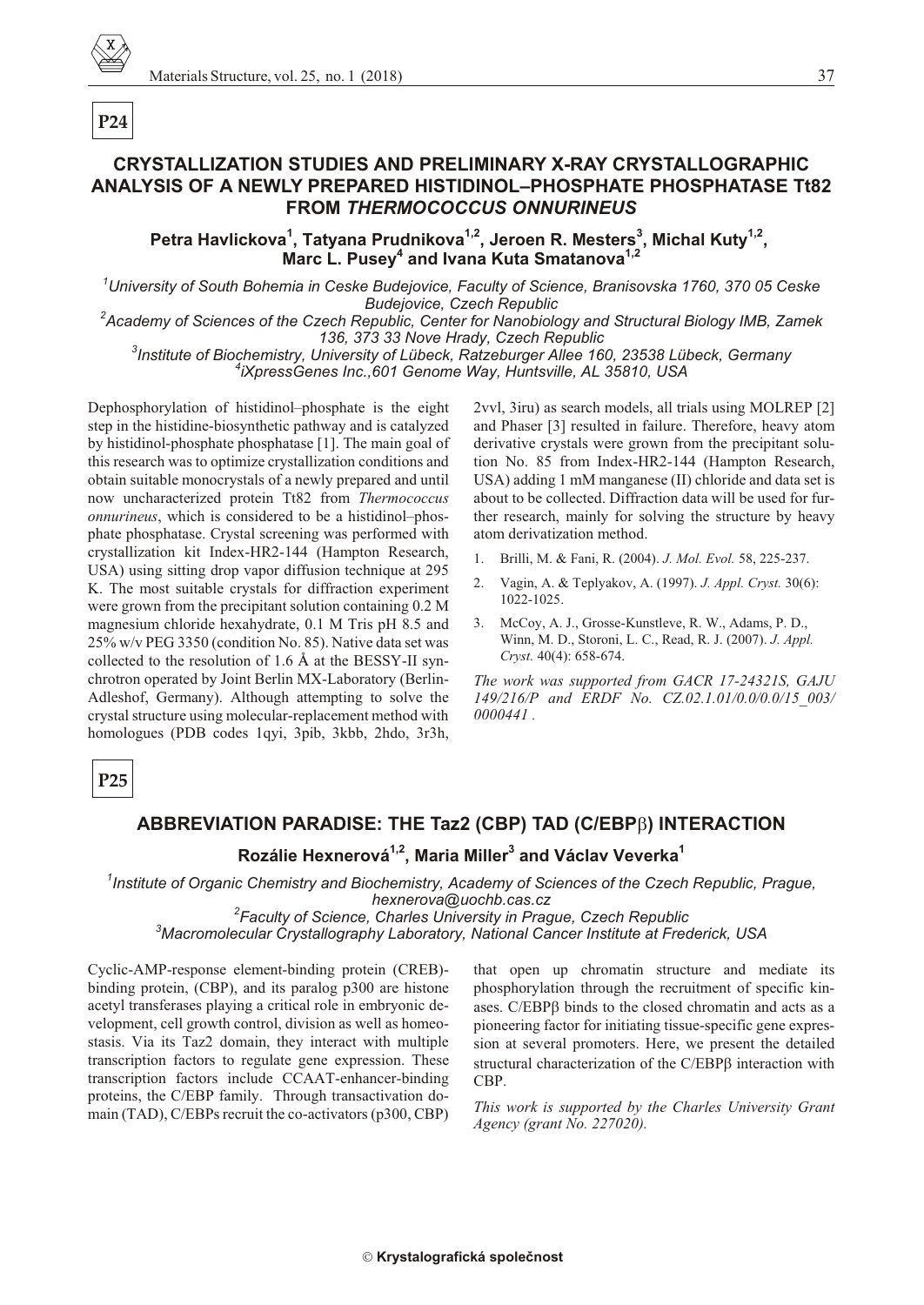**P24**

# CRYSTALLIZATION STUDIES AND PRELIMINARY X-RAY CRYSTALLOGRAPHIC ANALYSIS OF A NEWLY PREPARED HISTIDINOL–PHOSPHATE PHOSPHATASE Tt82 FROM *THERMOCOCCUS ONNURINEUS*

**Petra Havlickova[1], Tatyana Prudnikova[1,2], Jeroen R. Mesters[3], Michal Kuty[1,2], Marc L. Pusey[4] and Ivana Kuta Smatanova[1,2]**

*[1]University of South Bohemia in Ceske Budejovice, Faculty of Science, Branisovska 1760, 370 05 Ceske Budejovice, Czech Republic*
*[2]Academy of Sciences of the Czech Republic, Center for Nanobiology and Structural Biology IMB, Zamek 136, 373 33 Nove Hrady, Czech Republic*
*[3]Institute of Biochemistry, University of Lübeck, Ratzeburger Allee 160, 23538 Lübeck, Germany*
*[4]iXpressGenes Inc.,601 Genome Way, Huntsville, AL 35810, USA*

Dephosphorylation of histidinol–phosphate is the eight step in the histidine-biosynthetic pathway and is catalyzed by histidinol-phosphate phosphatase [1]. The main goal of this research was to optimize crystallization conditions and obtain suitable monocrystals of a newly prepared and until now uncharacterized protein Tt82 from *Thermococcus onnurineus*, which is considered to be a histidinol–phosphate phosphatase. Crystal screening was performed with crystallization kit Index-HR2-144 (Hampton Research, USA) using sitting drop vapor diffusion technique at 295 K. The most suitable crystals for diffraction experiment were grown from the precipitant solution containing 0.2 M magnesium chloride hexahydrate, 0.1 M Tris pH 8.5 and 25% w/v PEG 3350 (condition No. 85). Native data set was collected to the resolution of 1.6 Å at the BESSY-II synchrotron operated by Joint Berlin MX-Laboratory (Berlin-Adleshof, Germany). Although attempting to solve the crystal structure using molecular-replacement method with homologues (PDB codes 1qyi, 3pib, 3kbb, 2hdo, 3r3h, 2vvl, 3iru) as search models, all trials using MOLREP [2] and Phaser [3] resulted in failure. Therefore, heavy atom derivative crystals were grown from the precipitant solution No. 85 from Index-HR2-144 (Hampton Research, USA) adding 1 mM manganese (II) chloride and data set is about to be collected. Diffraction data will be used for further research, mainly for solving the structure by heavy atom derivatization method.

1. Brilli, M. & Fani, R. (2004). *J. Mol. Evol.* 58, 225-237.
2. Vagin, A. & Teplyakov, A. (1997). *J. Appl. Cryst.* 30(6): 1022-1025.
3. McCoy, A. J., Grosse-Kunstleve, R. W., Adams, P. D., Winn, M. D., Storoni, L. C., Read, R. J. (2007). *J. Appl. Cryst.* 40(4): 658-674.

*The work was supported from GACR 17-24321S, GAJU 149/216/P and ERDF No. CZ.02.1.01/0.0/0.0/15_003/0000441 .*

**P25**

# ABBREVIATION PARADISE: THE Taz2 (CBP) TAD (C/EBPβ) INTERACTION

**Rozálie Hexnerová[1,2], Maria Miller[3] and Václav Veverka[1]**

*[1]Institute of Organic Chemistry and Biochemistry, Academy of Sciences of the Czech Republic, Prague, hexnerova@uochb.cas.cz*
*[2]Faculty of Science, Charles University in Prague, Czech Republic*
*[3]Macromolecular Crystallography Laboratory, National Cancer Institute at Frederick, USA*

Cyclic-AMP-response element-binding protein (CREB)-binding protein, (CBP), and its paralog p300 are histone acetyl transferases playing a critical role in embryonic development, cell growth control, division as well as homeostasis. Via its Taz2 domain, they interact with multiple transcription factors to regulate gene expression. These transcription factors include CCAAT-enhancer-binding proteins, the C/EBP family. Through transactivation domain (TAD), C/EBPs recruit the co-activators (p300, CBP) that open up chromatin structure and mediate its phosphorylation through the recruitment of specific kinases. C/EBPβ binds to the closed chromatin and acts as a pioneering factor for initiating tissue-specific gene expression at several promoters. Here, we present the detailed structural characterization of the C/EBPβ interaction with CBP.

*This work is supported by the Charles University Grant Agency (grant No. 227020).*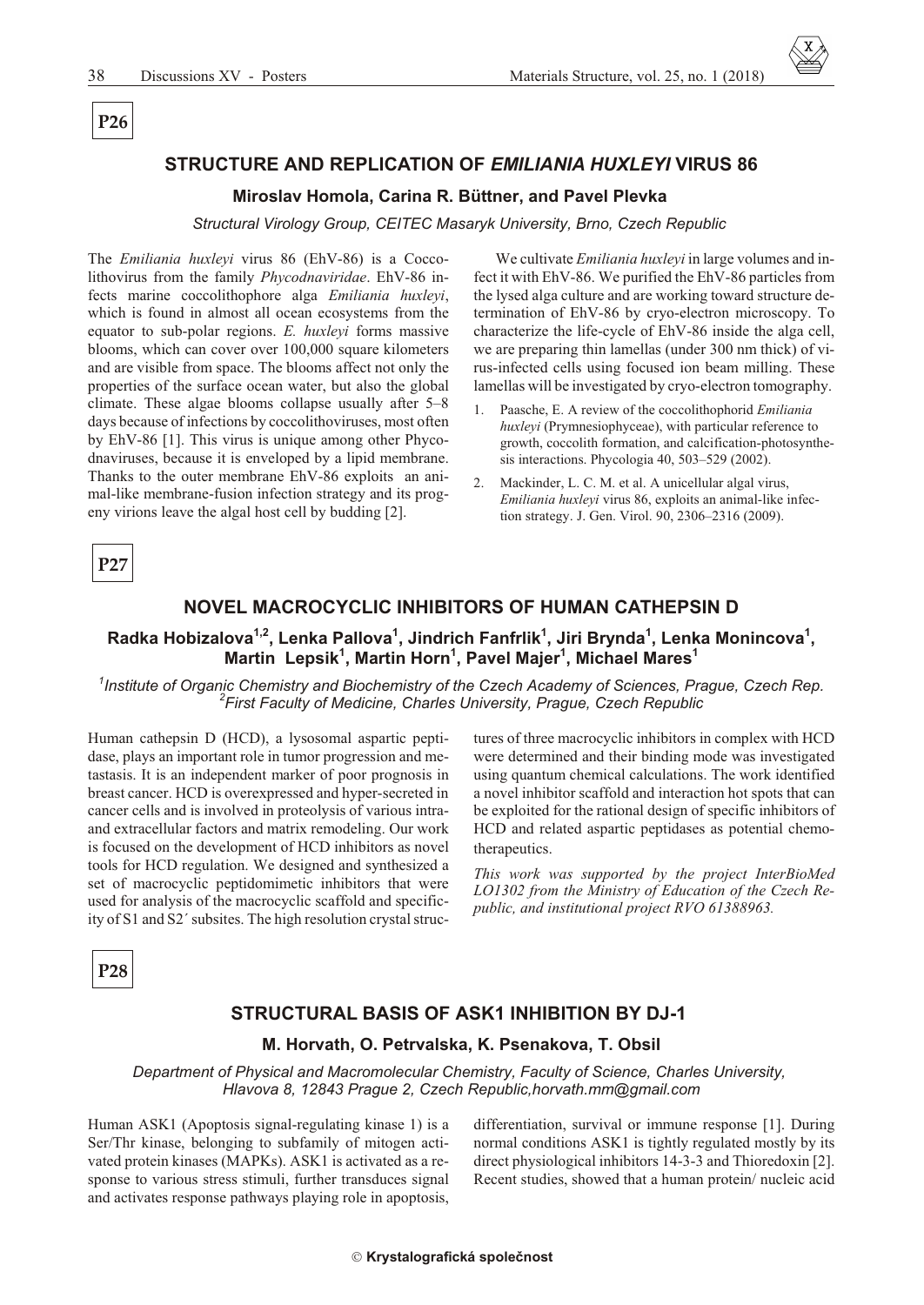**P26**

## STRUCTURE AND REPLICATION OF *EMILIANIA HUXLEYI* VIRUS 86

**Miroslav Homola, Carina R. Büttner, and Pavel Plevka**

*Structural Virology Group, CEITEC Masaryk University, Brno, Czech Republic*

The *Emiliania huxleyi* virus 86 (EhV-86) is a Coccolithovirus from the family *Phycodnaviridae*. EhV-86 infects marine coccolithophore alga *Emiliania huxleyi*, which is found in almost all ocean ecosystems from the equator to sub-polar regions. *E. huxleyi* forms massive blooms, which can cover over 100,000 square kilometers and are visible from space. The blooms affect not only the properties of the surface ocean water, but also the global climate. These algae blooms collapse usually after 5–8 days because of infections by coccolithoviruses, most often by EhV-86 [1]. This virus is unique among other Phycodnaviruses, because it is enveloped by a lipid membrane. Thanks to the outer membrane EhV-86 exploits an animal-like membrane-fusion infection strategy and its progeny virions leave the algal host cell by budding [2].

We cultivate *Emiliania huxleyi* in large volumes and infect it with EhV-86. We purified the EhV-86 particles from the lysed alga culture and are working toward structure determination of EhV-86 by cryo-electron microscopy. To characterize the life-cycle of EhV-86 inside the alga cell, we are preparing thin lamellas (under 300 nm thick) of virus-infected cells using focused ion beam milling. These lamellas will be investigated by cryo-electron tomography.

1. Paasche, E. A review of the coccolithophorid *Emiliania huxleyi* (Prymnesiophyceae), with particular reference to growth, coccolith formation, and calcification-photosynthesis interactions. Phycologia 40, 503–529 (2002).
2. Mackinder, L. C. M. et al. A unicellular algal virus, *Emiliania huxleyi* virus 86, exploits an animal-like infection strategy. J. Gen. Virol. 90, 2306–2316 (2009).

**P27**

## NOVEL MACROCYCLIC INHIBITORS OF HUMAN CATHEPSIN D

**Radka Hobizalova[1,2], Lenka Pallova[1], Jindrich Fanfrlik[1], Jiri Brynda[1], Lenka Monincova[1], Martin Lepsik[1], Martin Horn[1], Pavel Majer[1], Michael Mares[1]**

*[1]Institute of Organic Chemistry and Biochemistry of the Czech Academy of Sciences, Prague, Czech Rep.*
*[2]First Faculty of Medicine, Charles University, Prague, Czech Republic*

Human cathepsin D (HCD), a lysosomal aspartic peptidase, plays an important role in tumor progression and metastasis. It is an independent marker of poor prognosis in breast cancer. HCD is overexpressed and hyper-secreted in cancer cells and is involved in proteolysis of various intra- and extracellular factors and matrix remodeling. Our work is focused on the development of HCD inhibitors as novel tools for HCD regulation. We designed and synthesized a set of macrocyclic peptidomimetic inhibitors that were used for analysis of the macrocyclic scaffold and specificity of S1 and S2´ subsites. The high resolution crystal structures of three macrocyclic inhibitors in complex with HCD were determined and their binding mode was investigated using quantum chemical calculations. The work identified a novel inhibitor scaffold and interaction hot spots that can be exploited for the rational design of specific inhibitors of HCD and related aspartic peptidases as potential chemotherapeutics.

*This work was supported by the project InterBioMed LO1302 from the Ministry of Education of the Czech Republic, and institutional project RVO 61388963.*

**P28**

## STRUCTURAL BASIS OF ASK1 INHIBITION BY DJ-1

**M. Horvath, O. Petrvalska, K. Psenakova, T. Obsil**

*Department of Physical and Macromolecular Chemistry, Faculty of Science, Charles University, Hlavova 8, 12843 Prague 2, Czech Republic,horvath.mm@gmail.com*

Human ASK1 (Apoptosis signal-regulating kinase 1) is a Ser/Thr kinase, belonging to subfamily of mitogen activated protein kinases (MAPKs). ASK1 is activated as a response to various stress stimuli, further transduces signal and activates response pathways playing role in apoptosis, differentiation, survival or immune response [1]. During normal conditions ASK1 is tightly regulated mostly by its direct physiological inhibitors 14-3-3 and Thioredoxin [2]. Recent studies, showed that a human protein/ nucleic acid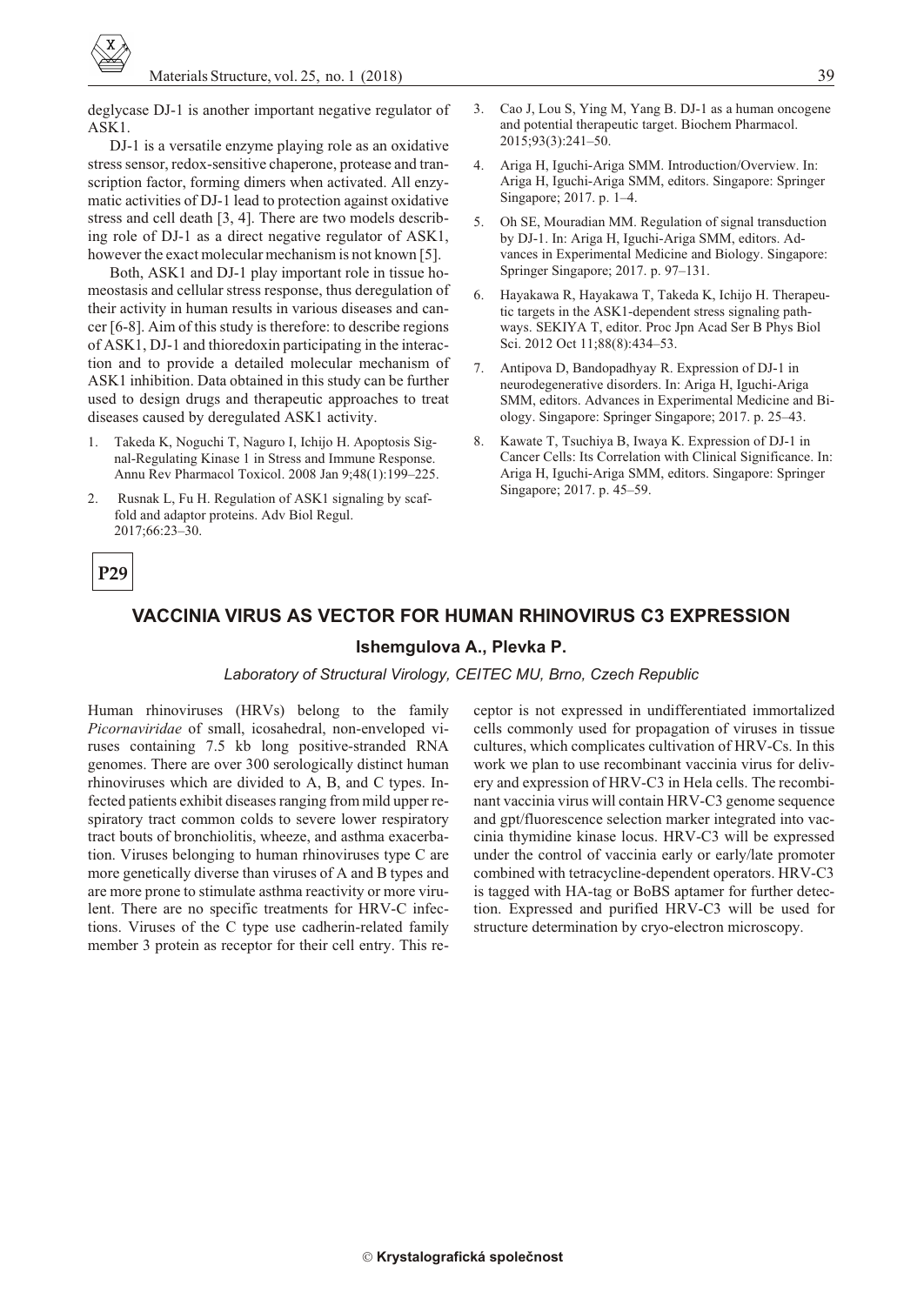deglycase DJ-1 is another important negative regulator of ASK1.

DJ-1 is a versatile enzyme playing role as an oxidative stress sensor, redox-sensitive chaperone, protease and transcription factor, forming dimers when activated. All enzymatic activities of DJ-1 lead to protection against oxidative stress and cell death [3, 4]. There are two models describing role of DJ-1 as a direct negative regulator of ASK1, however the exact molecular mechanism is not known [5].

Both, ASK1 and DJ-1 play important role in tissue homeostasis and cellular stress response, thus deregulation of their activity in human results in various diseases and cancer [6-8]. Aim of this study is therefore: to describe regions of ASK1, DJ-1 and thioredoxin participating in the interaction and to provide a detailed molecular mechanism of ASK1 inhibition. Data obtained in this study can be further used to design drugs and therapeutic approaches to treat diseases caused by deregulated ASK1 activity.

1. Takeda K, Noguchi T, Naguro I, Ichijo H. Apoptosis Signal-Regulating Kinase 1 in Stress and Immune Response. Annu Rev Pharmacol Toxicol. 2008 Jan 9;48(1):199–225.
2. Rusnak L, Fu H. Regulation of ASK1 signaling by scaffold and adaptor proteins. Adv Biol Regul. 2017;66:23–30.
3. Cao J, Lou S, Ying M, Yang B. DJ-1 as a human oncogene and potential therapeutic target. Biochem Pharmacol. 2015;93(3):241–50.
4. Ariga H, Iguchi-Ariga SMM. Introduction/Overview. In: Ariga H, Iguchi-Ariga SMM, editors. Singapore: Springer Singapore; 2017. p. 1–4.
5. Oh SE, Mouradian MM. Regulation of signal transduction by DJ-1. In: Ariga H, Iguchi-Ariga SMM, editors. Advances in Experimental Medicine and Biology. Singapore: Springer Singapore; 2017. p. 97–131.
6. Hayakawa R, Hayakawa T, Takeda K, Ichijo H. Therapeutic targets in the ASK1-dependent stress signaling pathways. SEKIYA T, editor. Proc Jpn Acad Ser B Phys Biol Sci. 2012 Oct 11;88(8):434–53.
7. Antipova D, Bandopadhyay R. Expression of DJ-1 in neurodegenerative disorders. In: Ariga H, Iguchi-Ariga SMM, editors. Advances in Experimental Medicine and Biology. Singapore: Springer Singapore; 2017. p. 25–43.
8. Kawate T, Tsuchiya B, Iwaya K. Expression of DJ-1 in Cancer Cells: Its Correlation with Clinical Significance. In: Ariga H, Iguchi-Ariga SMM, editors. Singapore: Springer Singapore; 2017. p. 45–59.

**P29**

## VACCINIA VIRUS AS VECTOR FOR HUMAN RHINOVIRUS C3 EXPRESSION

**Ishemgulova A., Plevka P.**

*Laboratory of Structural Virology, CEITEC MU, Brno, Czech Republic*

Human rhinoviruses (HRVs) belong to the family *Picornaviridae* of small, icosahedral, non-enveloped viruses containing 7.5 kb long positive-stranded RNA genomes. There are over 300 serologically distinct human rhinoviruses which are divided to A, B, and C types. Infected patients exhibit diseases ranging from mild upper respiratory tract common colds to severe lower respiratory tract bouts of bronchiolitis, wheeze, and asthma exacerbation. Viruses belonging to human rhinoviruses type C are more genetically diverse than viruses of A and B types and are more prone to stimulate asthma reactivity or more virulent. There are no specific treatments for HRV-C infections. Viruses of the C type use cadherin-related family member 3 protein as receptor for their cell entry. This receptor is not expressed in undifferentiated immortalized cells commonly used for propagation of viruses in tissue cultures, which complicates cultivation of HRV-Cs. In this work we plan to use recombinant vaccinia virus for delivery and expression of HRV-C3 in Hela cells. The recombinant vaccinia virus will contain HRV-C3 genome sequence and gpt/fluorescence selection marker integrated into vaccinia thymidine kinase locus. HRV-C3 will be expressed under the control of vaccinia early or early/late promoter combined with tetracycline-dependent operators. HRV-C3 is tagged with HA-tag or BoBS aptamer for further detection. Expressed and purified HRV-C3 will be used for structure determination by cryo-electron microscopy.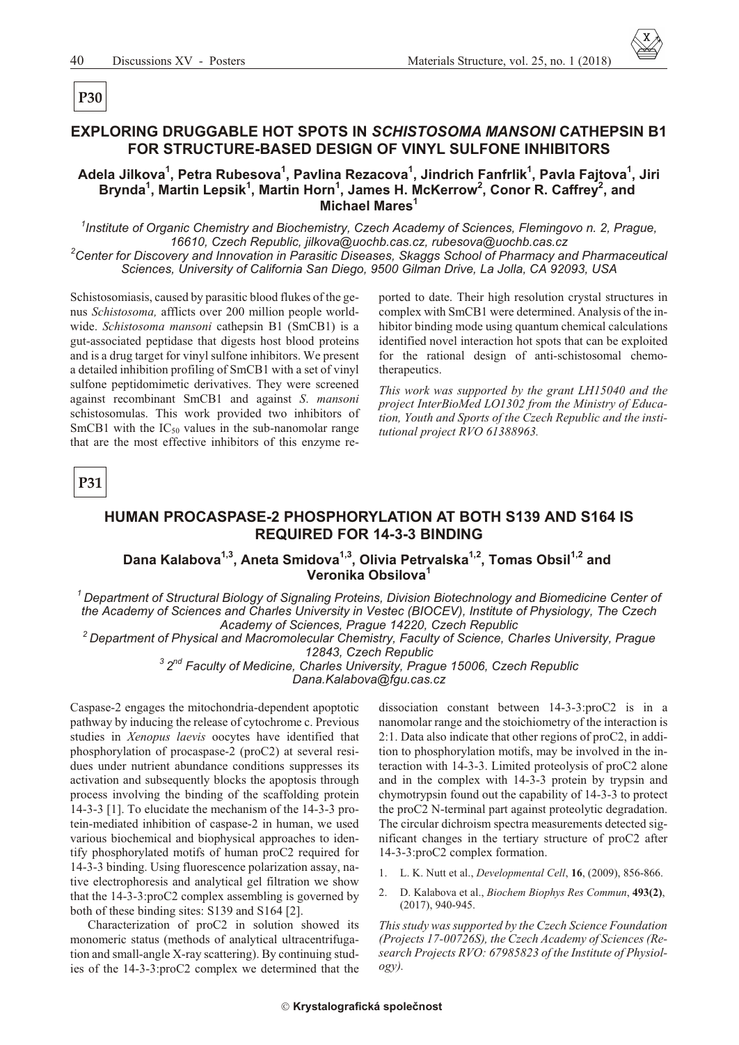**P30**

## EXPLORING DRUGGABLE HOT SPOTS IN *SCHISTOSOMA MANSONI* CATHEPSIN B1 FOR STRUCTURE-BASED DESIGN OF VINYL SULFONE INHIBITORS

**Adela Jilkova[1], Petra Rubesova[1], Pavlina Rezacova[1], Jindrich Fanfrlik[1], Pavla Fajtova[1], Jiri Brynda[1], Martin Lepsik[1], Martin Horn[1], James H. McKerrow[2], Conor R. Caffrey[2], and Michael Mares[1]**

[1]*Institute of Organic Chemistry and Biochemistry, Czech Academy of Sciences, Flemingovo n. 2, Prague, 16610, Czech Republic, jilkova@uochb.cas.cz, rubesova@uochb.cas.cz*
[2]*Center for Discovery and Innovation in Parasitic Diseases, Skaggs School of Pharmacy and Pharmaceutical Sciences, University of California San Diego, 9500 Gilman Drive, La Jolla, CA 92093, USA*

Schistosomiasis, caused by parasitic blood flukes of the genus *Schistosoma,* afflicts over 200 million people worldwide. *Schistosoma mansoni* cathepsin B1 (SmCB1) is a gut-associated peptidase that digests host blood proteins and is a drug target for vinyl sulfone inhibitors. We present a detailed inhibition profiling of SmCB1 with a set of vinyl sulfone peptidomimetic derivatives. They were screened against recombinant SmCB1 and against *S. mansoni* schistosomulas. This work provided two inhibitors of SmCB1 with the $IC_{50}$ values in the sub-nanomolar range that are the most effective inhibitors of this enzyme reported to date. Their high resolution crystal structures in complex with SmCB1 were determined. Analysis of the inhibitor binding mode using quantum chemical calculations identified novel interaction hot spots that can be exploited for the rational design of anti-schistosomal chemotherapeutics.

*This work was supported by the grant LH15040 and the project InterBioMed LO1302 from the Ministry of Education, Youth and Sports of the Czech Republic and the institutional project RVO 61388963.*

**P31**

## HUMAN PROCASPASE-2 PHOSPHORYLATION AT BOTH S139 AND S164 IS REQUIRED FOR 14-3-3 BINDING

**Dana Kalabova[1,3], Aneta Smidova[1,3], Olivia Petrvalska[1,2], Tomas Obsil[1,2] and Veronika Obsilova[1]**

[1] *Department of Structural Biology of Signaling Proteins, Division Biotechnology and Biomedicine Center of the Academy of Sciences and Charles University in Vestec (BIOCEV), Institute of Physiology, The Czech Academy of Sciences, Prague 14220, Czech Republic*
[2] *Department of Physical and Macromolecular Chemistry, Faculty of Science, Charles University, Prague 12843, Czech Republic*
[3] *2nd Faculty of Medicine, Charles University, Prague 15006, Czech Republic*
*Dana.Kalabova@fgu.cas.cz*

Caspase-2 engages the mitochondria-dependent apoptotic pathway by inducing the release of cytochrome c. Previous studies in *Xenopus laevis* oocytes have identified that phosphorylation of procaspase-2 (proC2) at several residues under nutrient abundance conditions suppresses its activation and subsequently blocks the apoptosis through process involving the binding of the scaffolding protein 14-3-3 [1]. To elucidate the mechanism of the 14-3-3 protein-mediated inhibition of caspase-2 in human, we used various biochemical and biophysical approaches to identify phosphorylated motifs of human proC2 required for 14-3-3 binding. Using fluorescence polarization assay, native electrophoresis and analytical gel filtration we show that the 14-3-3:proC2 complex assembling is governed by both of these binding sites: S139 and S164 [2].

Characterization of proC2 in solution showed its monomeric status (methods of analytical ultracentrifugation and small-angle X-ray scattering). By continuing studies of the 14-3-3:proC2 complex we determined that the dissociation constant between 14-3-3:proC2 is in a nanomolar range and the stoichiometry of the interaction is 2:1. Data also indicate that other regions of proC2, in addition to phosphorylation motifs, may be involved in the interaction with 14-3-3. Limited proteolysis of proC2 alone and in the complex with 14-3-3 protein by trypsin and chymotrypsin found out the capability of 14-3-3 to protect the proC2 N-terminal part against proteolytic degradation. The circular dichroism spectra measurements detected significant changes in the tertiary structure of proC2 after 14-3-3:proC2 complex formation.

1. L. K. Nutt et al., *Developmental Cell*, **16**, (2009), 856-866.
2. D. Kalabova et al., *Biochem Biophys Res Commun*, **493(2)**, (2017), 940-945.

*This study was supported by the Czech Science Foundation (Projects 17-00726S), the Czech Academy of Sciences (Research Projects RVO: 67985823 of the Institute of Physiology).*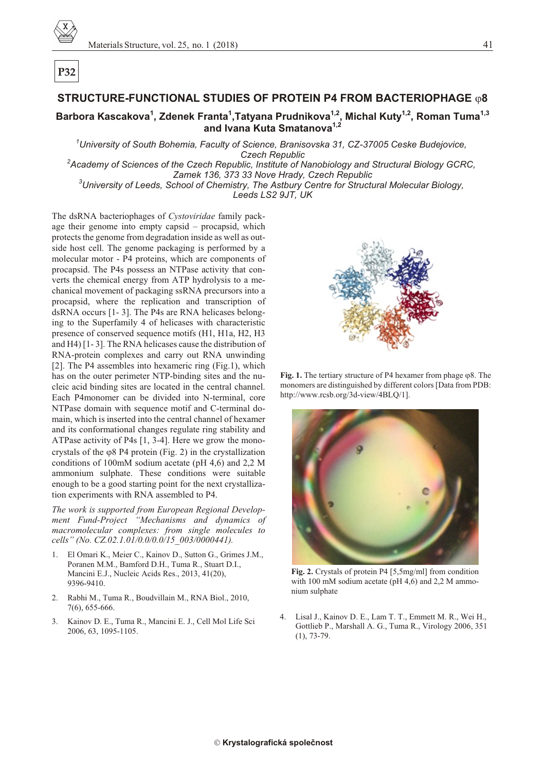**P32**

## STRUCTURE-FUNCTIONAL STUDIES OF PROTEIN P4 FROM BACTERIOPHAGE φ8

**Barbora Kascakova[1], Zdenek Franta[1], Tatyana Prudnikova[1,2], Michal Kuty[1,2], Roman Tuma[1,3] and Ivana Kuta Smatanova[1,2]**

*[1]University of South Bohemia, Faculty of Science, Branisovska 31, CZ-37005 Ceske Budejovice, Czech Republic*
*[2]Academy of Sciences of the Czech Republic, Institute of Nanobiology and Structural Biology GCRC, Zamek 136, 373 33 Nove Hrady, Czech Republic*
*[3]University of Leeds, School of Chemistry, The Astbury Centre for Structural Molecular Biology, Leeds LS2 9JT, UK*

The dsRNA bacteriophages of *Cystoviridae* family package their genome into empty capsid – procapsid, which protects the genome from degradation inside as well as outside host cell. The genome packaging is performed by a molecular motor - P4 proteins, which are components of procapsid. The P4s possess an NTPase activity that converts the chemical energy from ATP hydrolysis to a mechanical movement of packaging ssRNA precursors into a procapsid, where the replication and transcription of dsRNA occurs [1- 3]. The P4s are RNA helicases belonging to the Superfamily 4 of helicases with characteristic presence of conserved sequence motifs (H1, H1a, H2, H3 and H4) [1- 3]. The RNA helicases cause the distribution of RNA-protein complexes and carry out RNA unwinding [2]. The P4 assembles into hexameric ring (Fig.1), which has on the outer perimeter NTP-binding sites and the nucleic acid binding sites are located in the central channel. Each P4monomer can be divided into N-terminal, core NTPase domain with sequence motif and C-terminal domain, which is inserted into the central channel of hexamer and its conformational changes regulate ring stability and ATPase activity of P4s [1, 3-4]. Here we grow the monocrystals of the φ8 P4 protein (Fig. 2) in the crystallization conditions of 100mM sodium acetate (pH 4,6) and 2,2 M ammonium sulphate. These conditions were suitable enough to be a good starting point for the next crystallization experiments with RNA assembled to P4.

*The work is supported from European Regional Development Fund-Project "Mechanisms and dynamics of macromolecular complexes: from single molecules to cells" (No. CZ.02.1.01/0.0/0.0/15_003/0000441).*

1. El Omari K., Meier C., Kainov D., Sutton G., Grimes J.M., Poranen M.M., Bamford D.H., Tuma R., Stuart D.I., Mancini E.J., Nucleic Acids Res., 2013, 41(20), 9396-9410.
2. Rabhi M., Tuma R., Boudvillain M., RNA Biol., 2010, 7(6), 655-666.
3. Kainov D. E., Tuma R., Mancini E. J., Cell Mol Life Sci 2006, 63, 1095-1105.
4. Lisal J., Kainov D. E., Lam T. T., Emmett M. R., Wei H., Gottlieb P., Marshall A. G., Tuma R., Virology 2006, 351 (1), 73-79.

**Fig. 1.** The tertiary structure of P4 hexamer from phage φ8. The monomers are distinguished by different colors [Data from PDB: http://www.rcsb.org/3d-view/4BLQ/1].

**Fig. 2.** Crystals of protein P4 [5,5mg/ml] from condition with 100 mM sodium acetate (pH 4,6) and 2,2 M ammonium sulphate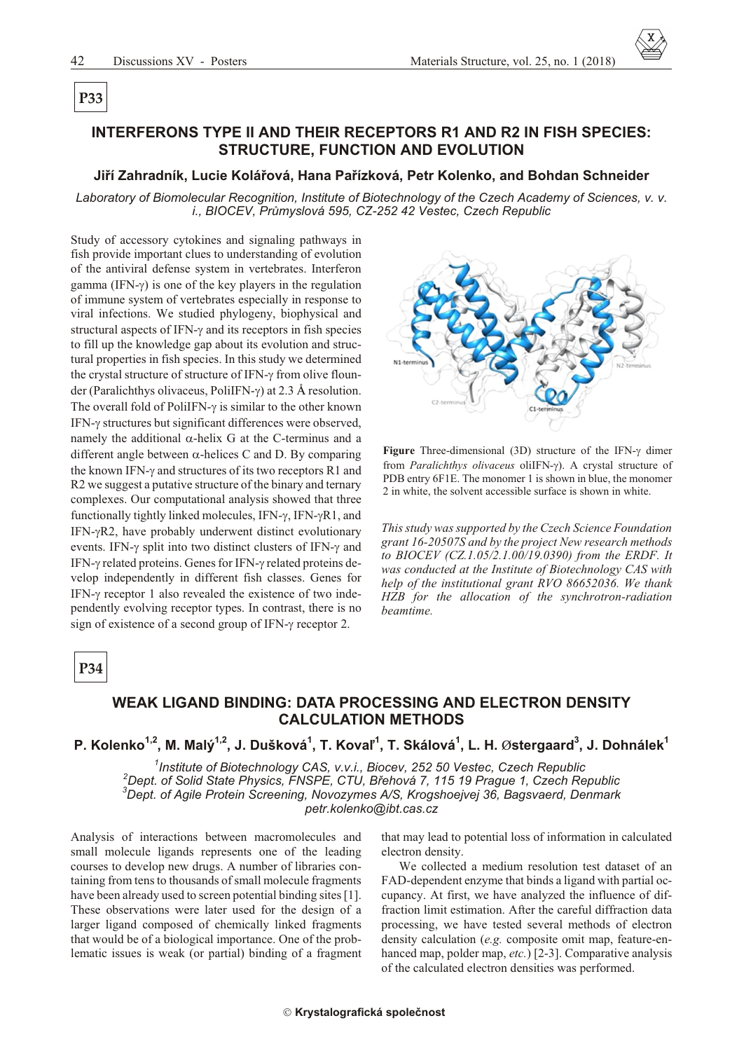**P33**

## INTERFERONS TYPE II AND THEIR RECEPTORS R1 AND R2 IN FISH SPECIES: STRUCTURE, FUNCTION AND EVOLUTION

**Jiří Zahradník, Lucie Kolářová, Hana Pařízková, Petr Kolenko, and Bohdan Schneider**

*Laboratory of Biomolecular Recognition, Institute of Biotechnology of the Czech Academy of Sciences, v. v. i., BIOCEV, Průmyslová 595, CZ-252 42 Vestec, Czech Republic*

Study of accessory cytokines and signaling pathways in fish provide important clues to understanding of evolution of the antiviral defense system in vertebrates. Interferon gamma (IFN-γ) is one of the key players in the regulation of immune system of vertebrates especially in response to viral infections. We studied phylogeny, biophysical and structural aspects of IFN-γ and its receptors in fish species to fill up the knowledge gap about its evolution and structural properties in fish species. In this study we determined the crystal structure of structure of IFN-γ from olive flounder (Paralichthys olivaceus, PoliIFN-γ) at 2.3 Å resolution. The overall fold of PoliIFN-γ is similar to the other known IFN-γ structures but significant differences were observed, namely the additional α-helix G at the C-terminus and a different angle between α-helices C and D. By comparing the known IFN-γ and structures of its two receptors R1 and R2 we suggest a putative structure of the binary and ternary complexes. Our computational analysis showed that three functionally tightly linked molecules, IFN-γ, IFN-γR1, and IFN-γR2, have probably underwent distinct evolutionary events. IFN-γ split into two distinct clusters of IFN-γ and IFN-γ related proteins. Genes for IFN-γ related proteins develop independently in different fish classes. Genes for IFN-γ receptor 1 also revealed the existence of two independently evolving receptor types. In contrast, there is no sign of existence of a second group of IFN-γ receptor 2.

**Figure** Three-dimensional (3D) structure of the IFN-γ dimer from *Paralichthys olivaceus* oliIFN-γ). A crystal structure of PDB entry 6F1E. The monomer 1 is shown in blue, the monomer 2 in white, the solvent accessible surface is shown in white.

*This study was supported by the Czech Science Foundation grant 16-20507S and by the project New research methods to BIOCEV (CZ.1.05/2.1.00/19.0390) from the ERDF. It was conducted at the Institute of Biotechnology CAS with help of the institutional grant RVO 86652036. We thank HZB for the allocation of the synchrotron-radiation beamtime.*

**P34**

## WEAK LIGAND BINDING: DATA PROCESSING AND ELECTRON DENSITY CALCULATION METHODS

**P. Kolenko[1,2], M. Malý[1,2], J. Dušková[1], T. Koval'[1], T. Skálová[1], L. H. Østergaard[3], J. Dohnálek[1]**

*[1]Institute of Biotechnology CAS, v.v.i., Biocev, 252 50 Vestec, Czech Republic*
*[2]Dept. of Solid State Physics, FNSPE, CTU, Břehová 7, 115 19 Prague 1, Czech Republic*
*[3]Dept. of Agile Protein Screening, Novozymes A/S, Krogshoejvej 36, Bagsvaerd, Denmark*
*petr.kolenko@ibt.cas.cz*

Analysis of interactions between macromolecules and small molecule ligands represents one of the leading courses to develop new drugs. A number of libraries containing from tens to thousands of small molecule fragments have been already used to screen potential binding sites [1]. These observations were later used for the design of a larger ligand composed of chemically linked fragments that would be of a biological importance. One of the problematic issues is weak (or partial) binding of a fragment that may lead to potential loss of information in calculated electron density.

We collected a medium resolution test dataset of an FAD-dependent enzyme that binds a ligand with partial occupancy. At first, we have analyzed the influence of diffraction limit estimation. After the careful diffraction data processing, we have tested several methods of electron density calculation (*e.g.* composite omit map, feature-enhanced map, polder map, *etc.*) [2-3]. Comparative analysis of the calculated electron densities was performed.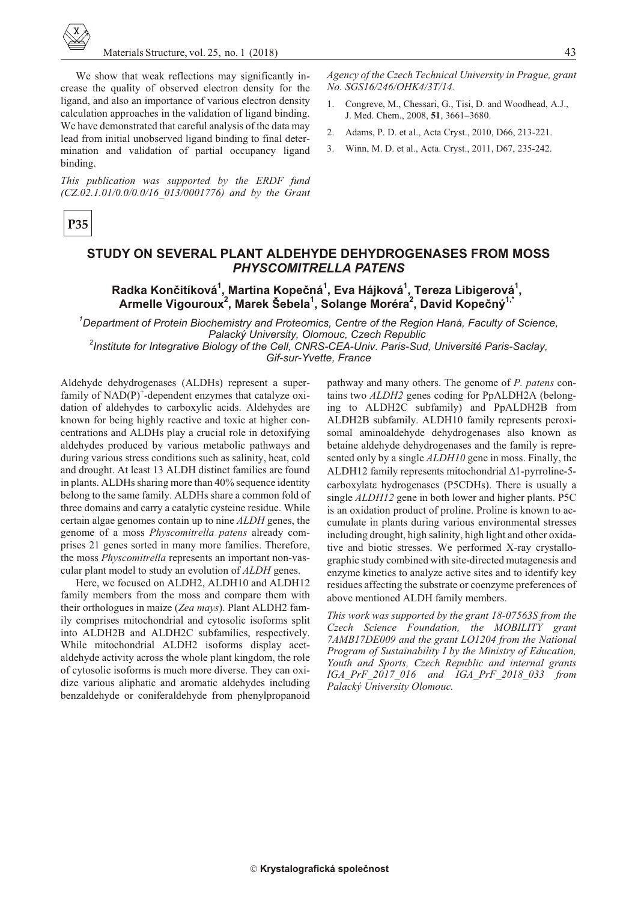We show that weak reflections may significantly increase the quality of observed electron density for the ligand, and also an importance of various electron density calculation approaches in the validation of ligand binding. We have demonstrated that careful analysis of the data may lead from initial unobserved ligand binding to final determination and validation of partial occupancy ligand binding.

*This publication was supported by the ERDF fund (CZ.02.1.01/0.0/0.0/16_013/0001776) and by the Grant Agency of the Czech Technical University in Prague, grant No. SGS16/246/OHK4/3T/14.*

1. Congreve, M., Chessari, G., Tisi, D. and Woodhead, A.J., J. Med. Chem., 2008, **51**, 3661–3680.
2. Adams, P. D. et al., Acta Cryst., 2010, D66, 213-221.
3. Winn, M. D. et al., Acta. Cryst., 2011, D67, 235-242.

**P35**

## STUDY ON SEVERAL PLANT ALDEHYDE DEHYDROGENASES FROM MOSS *PHYSCOMITRELLA PATENS*

**Radka Končitíková[1], Martina Kopečná[1], Eva Hájková[1], Tereza Libigerová[1], Armelle Vigouroux[2], Marek Šebela[1], Solange Moréra[2], David Kopečný[1,*]**

[1]*Department of Protein Biochemistry and Proteomics, Centre of the Region Haná, Faculty of Science, Palacký University, Olomouc, Czech Republic*

[2]*Institute for Integrative Biology of the Cell, CNRS-CEA-Univ. Paris-Sud, Université Paris-Saclay, Gif-sur-Yvette, France*

Aldehyde dehydrogenases (ALDHs) represent a superfamily of $NAD(P)^+$-dependent enzymes that catalyze oxidation of aldehydes to carboxylic acids. Aldehydes are known for being highly reactive and toxic at higher concentrations and ALDHs play a crucial role in detoxifying aldehydes produced by various metabolic pathways and during various stress conditions such as salinity, heat, cold and drought. At least 13 ALDH distinct families are found in plants. ALDHs sharing more than 40% sequence identity belong to the same family. ALDHs share a common fold of three domains and carry a catalytic cysteine residue. While certain algae genomes contain up to nine *ALDH* genes, the genome of a moss *Physcomitrella patens* already comprises 21 genes sorted in many more families. Therefore, the moss *Physcomitrella* represents an important non-vascular plant model to study an evolution of *ALDH* genes.

Here, we focused on ALDH2, ALDH10 and ALDH12 family members from the moss and compare them with their orthologues in maize (*Zea mays*). Plant ALDH2 family comprises mitochondrial and cytosolic isoforms split into ALDH2B and ALDH2C subfamilies, respectively. While mitochondrial ALDH2 isoforms display acetaldehyde activity across the whole plant kingdom, the role of cytosolic isoforms is much more diverse. They can oxidize various aliphatic and aromatic aldehydes including benzaldehyde or coniferaldehyde from phenylpropanoid pathway and many others. The genome of *P. patens* contains two *ALDH2* genes coding for PpALDH2A (belonging to ALDH2C subfamily) and PpALDH2B from ALDH2B subfamily. ALDH10 family represents peroxisomal aminoaldehyde dehydrogenases also known as betaine aldehyde dehydrogenases and the family is represented only by a single *ALDH10* gene in moss. Finally, the ALDH12 family represents mitochondrial $\Delta$1-pyrroline-5-carboxylate hydrogenases (P5CDHs). There is usually a single *ALDH12* gene in both lower and higher plants. P5C is an oxidation product of proline. Proline is known to accumulate in plants during various environmental stresses including drought, high salinity, high light and other oxidative and biotic stresses. We performed X-ray crystallographic study combined with site-directed mutagenesis and enzyme kinetics to analyze active sites and to identify key residues affecting the substrate or coenzyme preferences of above mentioned ALDH family members.

*This work was supported by the grant 18-07563S from the Czech Science Foundation, the MOBILITY grant 7AMB17DE009 and the grant LO1204 from the National Program of Sustainability I by the Ministry of Education, Youth and Sports, Czech Republic and internal grants IGA_PrF_2017_016 and IGA_PrF_2018_033 from Palacký University Olomouc.*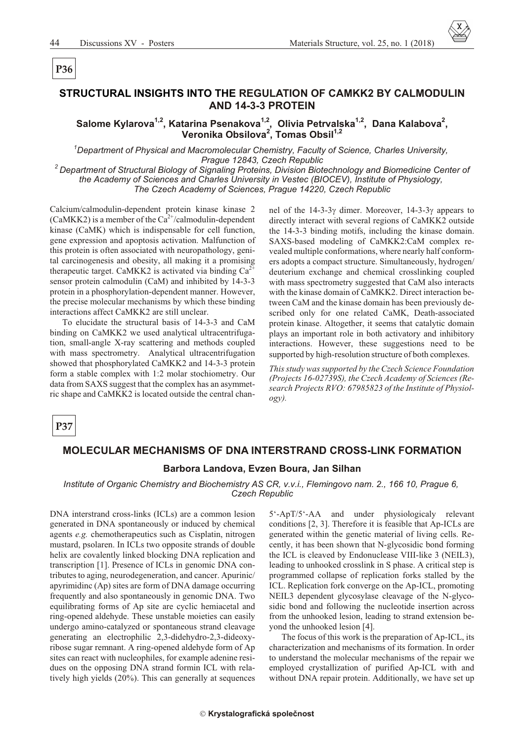**P36**

## STRUCTURAL INSIGHTS INTO THE REGULATION OF CAMKK2 BY CALMODULIN AND 14-3-3 PROTEIN

**Salome Kylarova[1,2], Katarina Psenakova[1,2], Olivia Petrvalska[1,2], Dana Kalabova[2], Veronika Obsilova[2], Tomas Obsil[1,2]**

*[1]Department of Physical and Macromolecular Chemistry, Faculty of Science, Charles University, Prague 12843, Czech Republic*
*[2] Department of Structural Biology of Signaling Proteins, Division Biotechnology and Biomedicine Center of the Academy of Sciences and Charles University in Vestec (BIOCEV), Institute of Physiology, The Czech Academy of Sciences, Prague 14220, Czech Republic*

Calcium/calmodulin-dependent protein kinase kinase 2 (CaMKK2) is a member of the $Ca^{2+}$/calmodulin-dependent kinase (CaMK) which is indispensable for cell function, gene expression and apoptosis activation. Malfunction of this protein is often associated with neuropathology, genital carcinogenesis and obesity, all making it a promising therapeutic target. CaMKK2 is activated via binding $Ca^{2+}$ sensor protein calmodulin (CaM) and inhibited by 14-3-3 protein in a phosphorylation-dependent manner. However, the precise molecular mechanisms by which these binding interactions affect CaMKK2 are still unclear.

To elucidate the structural basis of 14-3-3 and CaM binding on CaMKK2 we used analytical ultracentrifugation, small-angle X-ray scattering and methods coupled with mass spectrometry. Analytical ultracentrifugation showed that phosphorylated CaMKK2 and 14-3-3 protein form a stable complex with 1:2 molar stochiometry. Our data from SAXS suggest that the complex has an asymmetric shape and CaMKK2 is located outside the central channel of the 14-3-3γ dimer. Moreover, 14-3-3γ appears to directly interact with several regions of CaMKK2 outside the 14-3-3 binding motifs, including the kinase domain. SAXS-based modeling of CaMKK2:CaM complex revealed multiple conformations, where nearly half conformers adopts a compact structure. Simultaneously, hydrogen/deuterium exchange and chemical crosslinking coupled with mass spectrometry suggested that CaM also interacts with the kinase domain of CaMKK2. Direct interaction between CaM and the kinase domain has been previously described only for one related CaMK, Death-associated protein kinase. Altogether, it seems that catalytic domain plays an important role in both activatory and inhibitory interactions. However, these suggestions need to be supported by high-resolution structure of both complexes.

*This study was supported by the Czech Science Foundation (Projects 16-02739S), the Czech Academy of Sciences (Research Projects RVO: 67985823 of the Institute of Physiology).*

**P37**

## MOLECULAR MECHANISMS OF DNA INTERSTRAND CROSS-LINK FORMATION

**Barbora Landova, Evzen Boura, Jan Silhan**

*Institute of Organic Chemistry and Biochemistry AS CR, v.v.i., Flemingovo nam. 2., 166 10, Prague 6, Czech Republic*

DNA interstrand cross-links (ICLs) are a common lesion generated in DNA spontaneously or induced by chemical agents *e.g.* chemotherapeutics such as Cisplatin, nitrogen mustard, psolaren. In ICLs two opposite strands of double helix are covalently linked blocking DNA replication and transcription [1]. Presence of ICLs in genomic DNA contributes to aging, neurodegeneration, and cancer. Apurinic/apyrimidinc (Ap) sites are form of DNA damage occurring frequently and also spontaneously in genomic DNA. Two equilibrating forms of Ap site are cyclic hemiacetal and ring-opened aldehyde. These unstable moieties can easily undergo amino-catalyzed or spontaneous strand cleavage generating an electrophilic 2,3-didehydro-2,3-dideoxyribose sugar remnant. A ring-opened aldehyde form of Ap sites can react with nucleophiles, for example adenine residues on the opposing DNA strand formin ICL with relatively high yields (20%). This can generally at sequences 5'-ApT/5'-AA and under physiologicaly relevant conditions [2, 3]. Therefore it is feasible that Ap-ICLs are generated within the genetic material of living cells. Recently, it has been shown that N-glycosidic bond forming the ICL is cleaved by Endonuclease VIII-like 3 (NEIL3), leading to unhooked crosslink in S phase. A critical step is programmed collapse of replication forks stalled by the ICL. Replication fork converge on the Ap-ICL, promoting NEIL3 dependent glycosylase cleavage of the N-glycosidic bond and following the nucleotide insertion across from the unhooked lesion, leading to strand extension beyond the unhooked lesion [4].

The focus of this work is the preparation of Ap-ICL, its characterization and mechanisms of its formation. In order to understand the molecular mechanisms of the repair we employed crystallization of purified Ap-ICL with and without DNA repair protein. Additionally, we have set up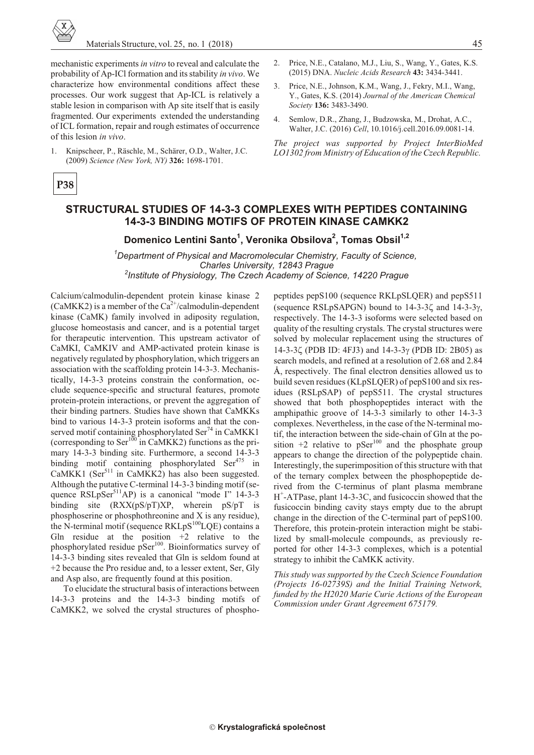mechanistic experiments *in vitro* to reveal and calculate the probability of Ap-ICl formation and its stability *in vivo*. We characterize how environmental conditions affect these processes. Our work suggest that Ap-ICL is relatively a stable lesion in comparison with Ap site itself that is easily fragmented. Our experiments extended the understanding of ICL formation, repair and rough estimates of occurrence of this lesion *in vivo*.

1. Knipscheer, P., Räschle, M., Schärer, O.D., Walter, J.C. (2009) *Science (New York, NY)* **326:** 1698-1701.
2. Price, N.E., Catalano, M.J., Liu, S., Wang, Y., Gates, K.S. (2015) DNA. *Nucleic Acids Research* **43:** 3434-3441.
3. Price, N.E., Johnson, K.M., Wang, J., Fekry, M.I., Wang, Y., Gates, K.S. (2014) *Journal of the American Chemical Society* **136:** 3483-3490.
4. Semlow, D.R., Zhang, J., Budzowska, M., Drohat, A.C., Walter, J.C. (2016) *Cell*, 10.1016/j.cell.2016.09.0081-14.

*The project was supported by Project InterBioMed LO1302 from Ministry of Education of the Czech Republic.*

**P38**

## STRUCTURAL STUDIES OF 14-3-3 COMPLEXES WITH PEPTIDES CONTAINING 14-3-3 BINDING MOTIFS OF PROTEIN KINASE CAMKK2

**Domenico Lentini Santo[1], Veronika Obsilova[2], Tomas Obsil[1,2]**

*[1]Department of Physical and Macromolecular Chemistry, Faculty of Science, Charles University, 12843 Prague*
*[2]Institute of Physiology, The Czech Academy of Science, 14220 Prague*

Calcium/calmodulin-dependent protein kinase kinase 2 (CaMKK2) is a member of the $Ca^{2+}$/calmodulin-dependent kinase (CaMK) family involved in adiposity regulation, glucose homeostasis and cancer, and is a potential target for therapeutic intervention. This upstream activator of CaMKI, CaMKIV and AMP-activated protein kinase is negatively regulated by phosphorylation, which triggers an association with the scaffolding protein 14-3-3. Mechanistically, 14-3-3 proteins constrain the conformation, occlude sequence-specific and structural features, promote protein-protein interactions, or prevent the aggregation of their binding partners. Studies have shown that CaMKKs bind to various 14-3-3 protein isoforms and that the conserved motif containing phosphorylated $Ser^{74}$ in CaMKK1 (corresponding to $Ser^{100}$ in CaMKK2) functions as the primary 14-3-3 binding site. Furthermore, a second 14-3-3 binding motif containing phosphorylated $Ser^{475}$ in CaMKK1 ($Ser^{511}$ in CaMKK2) has also been suggested. Although the putative C-terminal 14-3-3 binding motif (sequence RSLp$Ser^{511}$AP) is a canonical "mode I" 14-3-3 binding site (RXX(pS/pT)XP, wherein pS/pT is phosphoserine or phosphothreonine and X is any residue), the N-terminal motif (sequence RKLp$S^{100}$LQE) contains a Gln residue at the position +2 relative to the phosphorylated residue p$Ser^{100}$. Bioinformatics survey of 14-3-3 binding sites revealed that Gln is seldom found at +2 because the Pro residue and, to a lesser extent, Ser, Gly and Asp also, are frequently found at this position.

To elucidate the structural basis of interactions between 14-3-3 proteins and the 14-3-3 binding motifs of CaMKK2, we solved the crystal structures of phosphopeptides pepS100 (sequence RKLpSLQER) and pepS511 (sequence RSLpSAPGN) bound to 14-3-3ζ and 14-3-3γ, respectively. The 14-3-3 isoforms were selected based on quality of the resulting crystals. The crystal structures were solved by molecular replacement using the structures of 14-3-3ζ (PDB ID: 4FJ3) and 14-3-3γ (PDB ID: 2B05) as search models, and refined at a resolution of 2.68 and 2.84 Å, respectively. The final electron densities allowed us to build seven residues (KLpSLQER) of pepS100 and six residues (RSLpSAP) of pepS511. The crystal structures showed that both phosphopeptides interact with the amphipathic groove of 14-3-3 similarly to other 14-3-3 complexes. Nevertheless, in the case of the N-terminal motif, the interaction between the side-chain of Gln at the position +2 relative to p$Ser^{100}$ and the phosphate group appears to change the direction of the polypeptide chain. Interestingly, the superimposition of this structure with that of the ternary complex between the phosphopeptide derived from the C-terminus of plant plasma membrane $H^+$-ATPase, plant 14-3-3C, and fusicoccin showed that the fusicoccin binding cavity stays empty due to the abrupt change in the direction of the C-terminal part of pepS100. Therefore, this protein-protein interaction might be stabilized by small-molecule compounds, as previously reported for other 14-3-3 complexes, which is a potential strategy to inhibit the CaMKK activity.

*This study was supported by the Czech Science Foundation (Projects 16-02739S) and the Initial Training Network, funded by the H2020 Marie Curie Actions of the European Commission under Grant Agreement 675179.*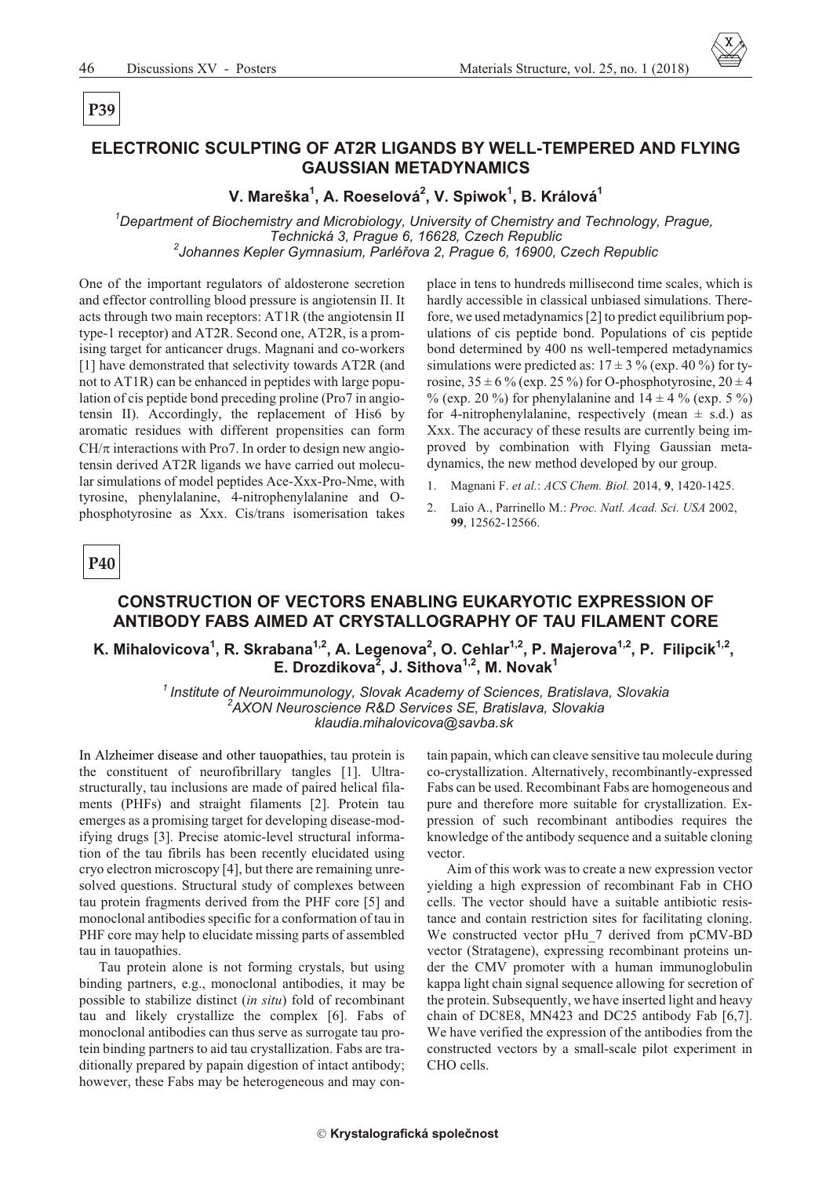**P39**

## ELECTRONIC SCULPTING OF AT2R LIGANDS BY WELL-TEMPERED AND FLYING GAUSSIAN METADYNAMICS

**V. Mareška[1], A. Roeselová[2], V. Spiwok[1], B. Králová[1]**

*[1]Department of Biochemistry and Microbiology, University of Chemistry and Technology, Prague, Technická 3, Prague 6, 16628, Czech Republic*
*[2]Johannes Kepler Gymnasium, Parléřova 2, Prague 6, 16900, Czech Republic*

One of the important regulators of aldosterone secretion and effector controlling blood pressure is angiotensin II. It acts through two main receptors: AT1R (the angiotensin II type-1 receptor) and AT2R. Second one, AT2R, is a promising target for anticancer drugs. Magnani and co-workers [1] have demonstrated that selectivity towards AT2R (and not to AT1R) can be enhanced in peptides with large population of cis peptide bond preceding proline (Pro7 in angiotensin II). Accordingly, the replacement of His6 by aromatic residues with different propensities can form CH/$\pi$ interactions with Pro7. In order to design new angiotensin derived AT2R ligands we have carried out molecular simulations of model peptides Ace-Xxx-Pro-Nme, with tyrosine, phenylalanine, 4-nitrophenylalanine and O-phosphotyrosine as Xxx. Cis/trans isomerisation takes place in tens to hundreds millisecond time scales, which is hardly accessible in classical unbiased simulations. Therefore, we used metadynamics [2] to predict equilibrium populations of cis peptide bond. Populations of cis peptide bond determined by 400 ns well-tempered metadynamics simulations were predicted as: $17 \pm 3$ % (exp. 40 %) for tyrosine, $35 \pm 6$ % (exp. 25 %) for O-phosphotyrosine, $20 \pm 4$ % (exp. 20 %) for phenylalanine and $14 \pm 4$ % (exp. 5 %) for 4-nitrophenylalanine, respectively (mean $\pm$ s.d.) as Xxx. The accuracy of these results are currently being improved by combination with Flying Gaussian metadynamics, the new method developed by our group.

1. Magnani F. *et al.*: *ACS Chem. Biol.* 2014, **9**, 1420-1425.
2. Laio A., Parrinello M.: *Proc. Natl. Acad. Sci. USA* 2002, **99**, 12562-12566.

**P40**

## CONSTRUCTION OF VECTORS ENABLING EUKARYOTIC EXPRESSION OF ANTIBODY FABS AIMED AT CRYSTALLOGRAPHY OF TAU FILAMENT CORE

**K. Mihalovicova[1], R. Skrabana[1,2], A. Legenova[2], O. Cehlar[1,2], P. Majerova[1,2], P. Filipcik[1,2], E. Drozdikova[2], J. Sithova[1,2], M. Novak[1]**

*[1] Institute of Neuroimmunology, Slovak Academy of Sciences, Bratislava, Slovakia*
*[2]AXON Neuroscience R&D Services SE, Bratislava, Slovakia*
*klaudia.mihalovicova@savba.sk*

In Alzheimer disease and other tauopathies, tau protein is the constituent of neurofibrillary tangles [1]. Ultrastructurally, tau inclusions are made of paired helical filaments (PHFs) and straight filaments [2]. Protein tau emerges as a promising target for developing disease-modifying drugs [3]. Precise atomic-level structural information of the tau fibrils has been recently elucidated using cryo electron microscopy [4], but there are remaining unresolved questions. Structural study of complexes between tau protein fragments derived from the PHF core [5] and monoclonal antibodies specific for a conformation of tau in PHF core may help to elucidate missing parts of assembled tau in tauopathies.

Tau protein alone is not forming crystals, but using binding partners, e.g., monoclonal antibodies, it may be possible to stabilize distinct (*in situ*) fold of recombinant tau and likely crystallize the complex [6]. Fabs of monoclonal antibodies can thus serve as surrogate tau protein binding partners to aid tau crystallization. Fabs are traditionally prepared by papain digestion of intact antibody; however, these Fabs may be heterogeneous and may contain papain, which can cleave sensitive tau molecule during co-crystallization. Alternatively, recombinantly-expressed Fabs can be used. Recombinant Fabs are homogeneous and pure and therefore more suitable for crystallization. Expression of such recombinant antibodies requires the knowledge of the antibody sequence and a suitable cloning vector.

Aim of this work was to create a new expression vector yielding a high expression of recombinant Fab in CHO cells. The vector should have a suitable antibiotic resistance and contain restriction sites for facilitating cloning. We constructed vector pHu_7 derived from pCMV-BD vector (Stratagene), expressing recombinant proteins under the CMV promoter with a human immunoglobulin kappa light chain signal sequence allowing for secretion of the protein. Subsequently, we have inserted light and heavy chain of DC8E8, MN423 and DC25 antibody Fab [6,7]. We have verified the expression of the antibodies from the constructed vectors by a small-scale pilot experiment in CHO cells.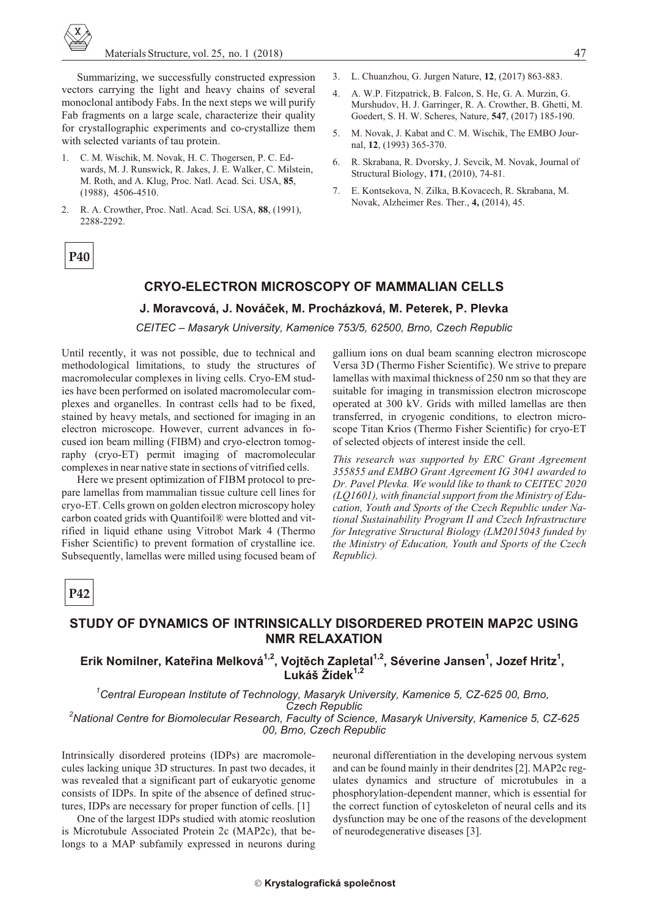Summarizing, we successfully constructed expression vectors carrying the light and heavy chains of several monoclonal antibody Fabs. In the next steps we will purify Fab fragments on a large scale, characterize their quality for crystallographic experiments and co-crystallize them with selected variants of tau protein.

1. C. M. Wischik, M. Novak, H. C. Thogersen, P. C. Edwards, M. J. Runswick, R. Jakes, J. E. Walker, C. Milstein, M. Roth, and A. Klug, Proc. Natl. Acad. Sci. USA, **85**, (1988), 4506-4510.
2. R. A. Crowther, Proc. Natl. Acad. Sci. USA, **88**, (1991), 2288-2292.
3. L. Chuanzhou, G. Jurgen Nature, **12**, (2017) 863-883.
4. A. W.P. Fitzpatrick, B. Falcon, S. He, G. A. Murzin, G. Murshudov, H. J. Garringer, R. A. Crowther, B. Ghetti, M. Goedert, S. H. W. Scheres, Nature, **547**, (2017) 185-190.
5. M. Novak, J. Kabat and C. M. Wischik, The EMBO Journal, **12**, (1993) 365-370.
6. R. Skrabana, R. Dvorsky, J. Sevcik, M. Novak, Journal of Structural Biology, **171**, (2010), 74-81.
7. E. Kontsekova, N. Zilka, B.Kovacech, R. Skrabana, M. Novak, Alzheimer Res. Ther., **4,** (2014), 45.

**P40**

## CRYO-ELECTRON MICROSCOPY OF MAMMALIAN CELLS

**J. Moravcová, J. Nováček, M. Procházková, M. Peterek, P. Plevka**

*CEITEC – Masaryk University, Kamenice 753/5, 62500, Brno, Czech Republic*

Until recently, it was not possible, due to technical and methodological limitations, to study the structures of macromolecular complexes in living cells. Cryo-EM studies have been performed on isolated macromolecular complexes and organelles. In contrast cells had to be fixed, stained by heavy metals, and sectioned for imaging in an electron microscope. However, current advances in focused ion beam milling (FIBM) and cryo-electron tomography (cryo-ET) permit imaging of macromolecular complexes in near native state in sections of vitrified cells.

Here we present optimization of FIBM protocol to prepare lamellas from mammalian tissue culture cell lines for cryo-ET. Cells grown on golden electron microscopy holey carbon coated grids with Quantifoil® were blotted and vitrified in liquid ethane using Vitrobot Mark 4 (Thermo Fisher Scientific) to prevent formation of crystalline ice. Subsequently, lamellas were milled using focused beam of gallium ions on dual beam scanning electron microscope Versa 3D (Thermo Fisher Scientific). We strive to prepare lamellas with maximal thickness of 250 nm so that they are suitable for imaging in transmission electron microscope operated at 300 kV. Grids with milled lamellas are then transferred, in cryogenic conditions, to electron microscope Titan Krios (Thermo Fisher Scientific) for cryo-ET of selected objects of interest inside the cell.

*This research was supported by ERC Grant Agreement 355855 and EMBO Grant Agreement IG 3041 awarded to Dr. Pavel Plevka. We would like to thank to CEITEC 2020 (LQ1601), with financial support from the Ministry of Education, Youth and Sports of the Czech Republic under National Sustainability Program II and Czech Infrastructure for Integrative Structural Biology (LM2015043 funded by the Ministry of Education, Youth and Sports of the Czech Republic).*

**P42**

## STUDY OF DYNAMICS OF INTRINSICALLY DISORDERED PROTEIN MAP2C USING NMR RELAXATION

**Erik Nomilner, Kateřina Melková[1,2], Vojtěch Zapletal[1,2], Séverine Jansen[1], Jozef Hritz[1], Lukáš Žídek[1,2]**

*[1]Central European Institute of Technology, Masaryk University, Kamenice 5, CZ-625 00, Brno, Czech Republic*
*[2]National Centre for Biomolecular Research, Faculty of Science, Masaryk University, Kamenice 5, CZ-625 00, Brno, Czech Republic*

Intrinsically disordered proteins (IDPs) are macromolecules lacking unique 3D structures. In past two decades, it was revealed that a significant part of eukaryotic genome consists of IDPs. In spite of the absence of defined structures, IDPs are necessary for proper function of cells. [1]

One of the largest IDPs studied with atomic reoslution is Microtubule Associated Protein 2c (MAP2c), that belongs to a MAP subfamily expressed in neurons during neuronal differentiation in the developing nervous system and can be found mainly in their dendrites [2]. MAP2c regulates dynamics and structure of microtubules in a phosphorylation-dependent manner, which is essential for the correct function of cytoskeleton of neural cells and its dysfunction may be one of the reasons of the development of neurodegenerative diseases [3].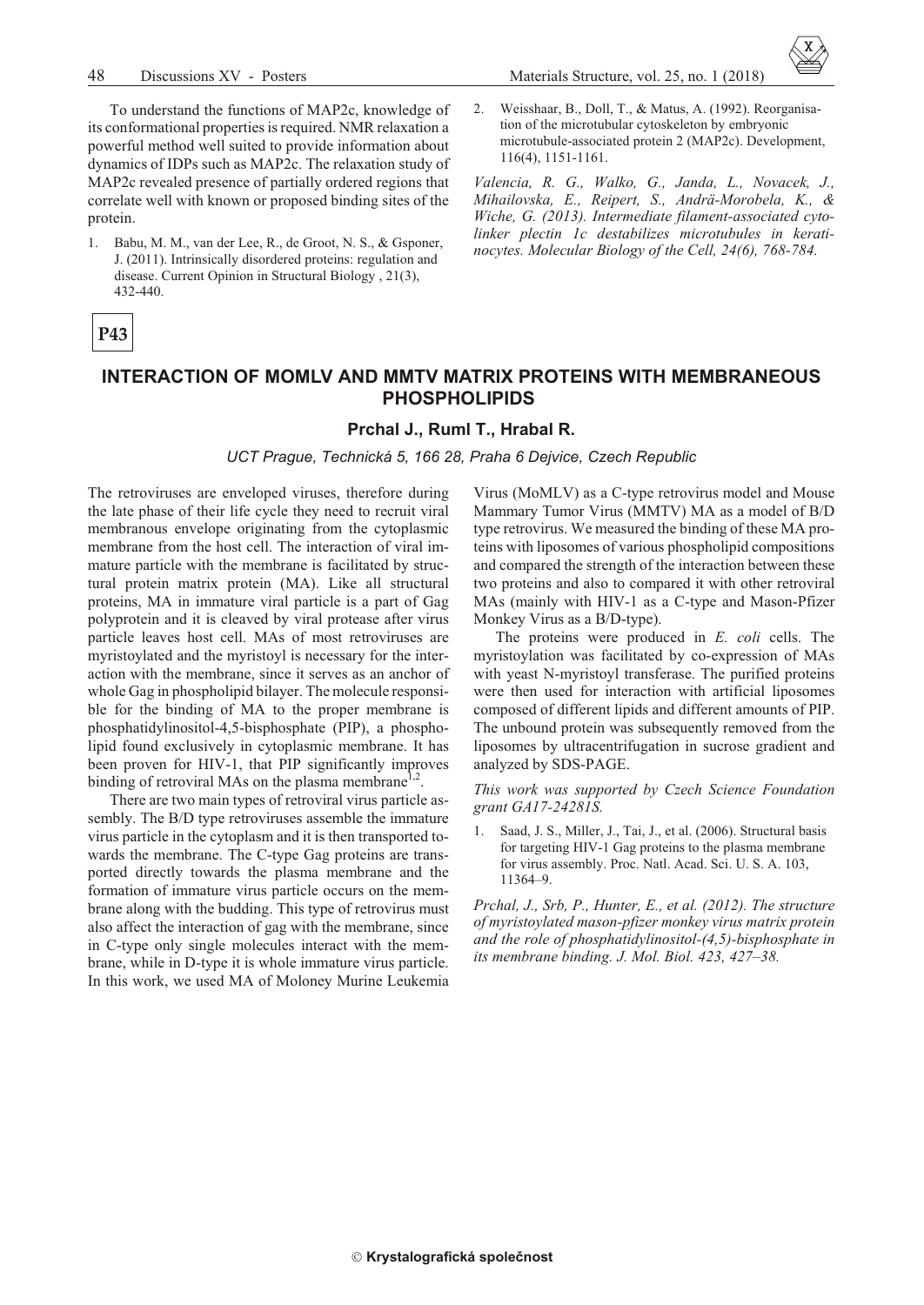To understand the functions of MAP2c, knowledge of its conformational properties is required. NMR relaxation a powerful method well suited to provide information about dynamics of IDPs such as MAP2c. The relaxation study of MAP2c revealed presence of partially ordered regions that correlate well with known or proposed binding sites of the protein.

1. Babu, M. M., van der Lee, R., de Groot, N. S., & Gsponer, J. (2011). Intrinsically disordered proteins: regulation and disease. Current Opinion in Structural Biology , 21(3), 432-440.
2. Weisshaar, B., Doll, T., & Matus, A. (1992). Reorganisation of the microtubular cytoskeleton by embryonic microtubule-associated protein 2 (MAP2c). Development, 116(4), 1151-1161.

*Valencia, R. G., Walko, G., Janda, L., Novacek, J., Mihailovska, E., Reipert, S., Andrä-Morobela, K., & Wiche, G. (2013). Intermediate filament-associated cytolinker plectin 1c destabilizes microtubules in keratinocytes. Molecular Biology of the Cell, 24(6), 768-784.*

**P43**

## INTERACTION OF MOMLV AND MMTV MATRIX PROTEINS WITH MEMBRANEOUS PHOSPHOLIPIDS

**Prchal J., Ruml T., Hrabal R.**

*UCT Prague, Technická 5, 166 28, Praha 6 Dejvice, Czech Republic*

The retroviruses are enveloped viruses, therefore during the late phase of their life cycle they need to recruit viral membranous envelope originating from the cytoplasmic membrane from the host cell. The interaction of viral immature particle with the membrane is facilitated by structural protein matrix protein (MA). Like all structural proteins, MA in immature viral particle is a part of Gag polyprotein and it is cleaved by viral protease after virus particle leaves host cell. MAs of most retroviruses are myristoylated and the myristoyl is necessary for the interaction with the membrane, since it serves as an anchor of whole Gag in phospholipid bilayer. The molecule responsible for the binding of MA to the proper membrane is phosphatidylinositol-4,5-bisphosphate (PIP), a phospholipid found exclusively in cytoplasmic membrane. It has been proven for HIV-1, that PIP significantly improves binding of retroviral MAs on the plasma membrane[1,2].

There are two main types of retroviral virus particle assembly. The B/D type retroviruses assemble the immature virus particle in the cytoplasm and it is then transported towards the membrane. The C-type Gag proteins are transported directly towards the plasma membrane and the formation of immature virus particle occurs on the membrane along with the budding. This type of retrovirus must also affect the interaction of gag with the membrane, since in C-type only single molecules interact with the membrane, while in D-type it is whole immature virus particle. In this work, we used MA of Moloney Murine Leukemia Virus (MoMLV) as a C-type retrovirus model and Mouse Mammary Tumor Virus (MMTV) MA as a model of B/D type retrovirus. We measured the binding of these MA proteins with liposomes of various phospholipid compositions and compared the strength of the interaction between these two proteins and also to compared it with other retroviral MAs (mainly with HIV-1 as a C-type and Mason-Pfizer Monkey Virus as a B/D-type).

The proteins were produced in *E. coli* cells. The myristoylation was facilitated by co-expression of MAs with yeast N-myristoyl transferase. The purified proteins were then used for interaction with artificial liposomes composed of different lipids and different amounts of PIP. The unbound protein was subsequently removed from the liposomes by ultracentrifugation in sucrose gradient and analyzed by SDS-PAGE.

*This work was supported by Czech Science Foundation grant GA17-24281S.*

1. Saad, J. S., Miller, J., Tai, J., et al. (2006). Structural basis for targeting HIV-1 Gag proteins to the plasma membrane for virus assembly. Proc. Natl. Acad. Sci. U. S. A. 103, 11364–9.

*Prchal, J., Srb, P., Hunter, E., et al. (2012). The structure of myristoylated mason-pfizer monkey virus matrix protein and the role of phosphatidylinositol-(4,5)-bisphosphate in its membrane binding. J. Mol. Biol. 423, 427–38.*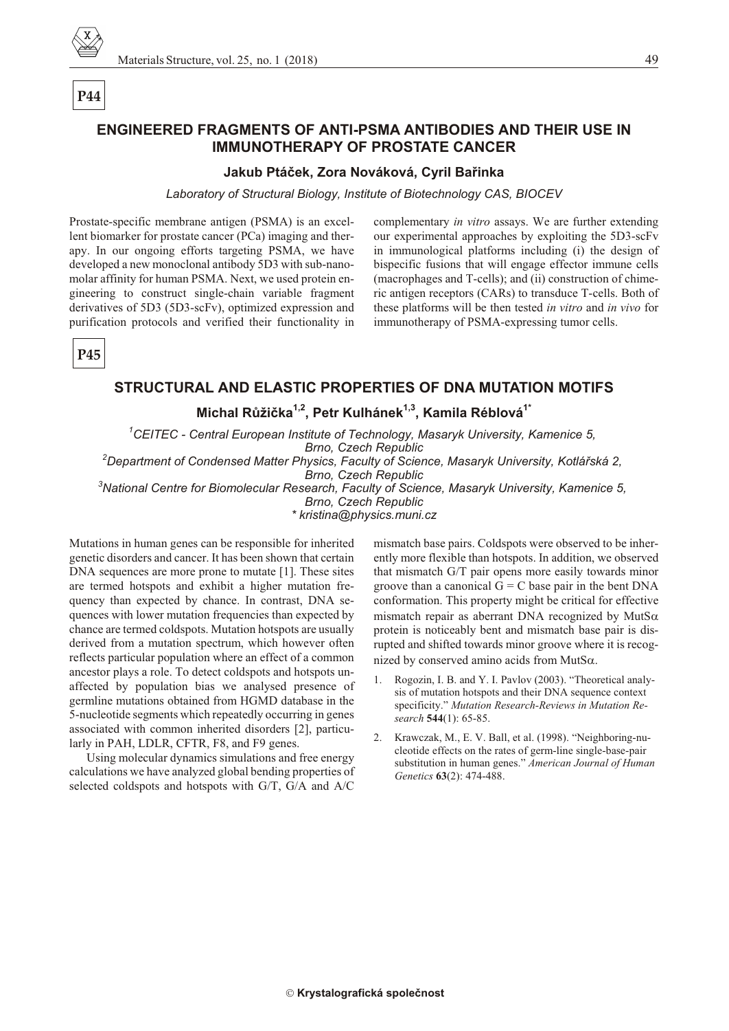**P44**

## ENGINEERED FRAGMENTS OF ANTI-PSMA ANTIBODIES AND THEIR USE IN IMMUNOTHERAPY OF PROSTATE CANCER

**Jakub Ptáček, Zora Nováková, Cyril Bařinka**

*Laboratory of Structural Biology, Institute of Biotechnology CAS, BIOCEV*

Prostate-specific membrane antigen (PSMA) is an excellent biomarker for prostate cancer (PCa) imaging and therapy. In our ongoing efforts targeting PSMA, we have developed a new monoclonal antibody 5D3 with sub-nanomolar affinity for human PSMA. Next, we used protein engineering to construct single-chain variable fragment derivatives of 5D3 (5D3-scFv), optimized expression and purification protocols and verified their functionality in complementary *in vitro* assays. We are further extending our experimental approaches by exploiting the 5D3-scFv in immunological platforms including (i) the design of bispecific fusions that will engage effector immune cells (macrophages and T-cells); and (ii) construction of chimeric antigen receptors (CARs) to transduce T-cells. Both of these platforms will be then tested *in vitro* and *in vivo* for immunotherapy of PSMA-expressing tumor cells.

**P45**

## STRUCTURAL AND ELASTIC PROPERTIES OF DNA MUTATION MOTIFS

**Michal Růžička[1,2], Petr Kulhánek[1,3], Kamila Réblová[1*]**

[1]*CEITEC - Central European Institute of Technology, Masaryk University, Kamenice 5, Brno, Czech Republic*
[2]*Department of Condensed Matter Physics, Faculty of Science, Masaryk University, Kotlářská 2, Brno, Czech Republic*
[3]*National Centre for Biomolecular Research, Faculty of Science, Masaryk University, Kamenice 5, Brno, Czech Republic*
*\* kristina@physics.muni.cz*

Mutations in human genes can be responsible for inherited genetic disorders and cancer. It has been shown that certain DNA sequences are more prone to mutate [1]. These sites are termed hotspots and exhibit a higher mutation frequency than expected by chance. In contrast, DNA sequences with lower mutation frequencies than expected by chance are termed coldspots. Mutation hotspots are usually derived from a mutation spectrum, which however often reflects particular population where an effect of a common ancestor plays a role. To detect coldspots and hotspots unaffected by population bias we analysed presence of germline mutations obtained from HGMD database in the 5-nucleotide segments which repeatedly occurring in genes associated with common inherited disorders [2], particularly in PAH, LDLR, CFTR, F8, and F9 genes.

Using molecular dynamics simulations and free energy calculations we have analyzed global bending properties of selected coldspots and hotspots with G/T, G/A and A/C mismatch base pairs. Coldspots were observed to be inherently more flexible than hotspots. In addition, we observed that mismatch G/T pair opens more easily towards minor groove than a canonical G = C base pair in the bent DNA conformation. This property might be critical for effective mismatch repair as aberrant DNA recognized by MutSα protein is noticeably bent and mismatch base pair is disrupted and shifted towards minor groove where it is recognized by conserved amino acids from MutSα.

1. Rogozin, I. B. and Y. I. Pavlov (2003). "Theoretical analysis of mutation hotspots and their DNA sequence context specificity." *Mutation Research-Reviews in Mutation Research* **544**(1): 65-85.
2. Krawczak, M., E. V. Ball, et al. (1998). "Neighboring-nucleotide effects on the rates of germ-line single-base-pair substitution in human genes." *American Journal of Human Genetics* **63**(2): 474-488.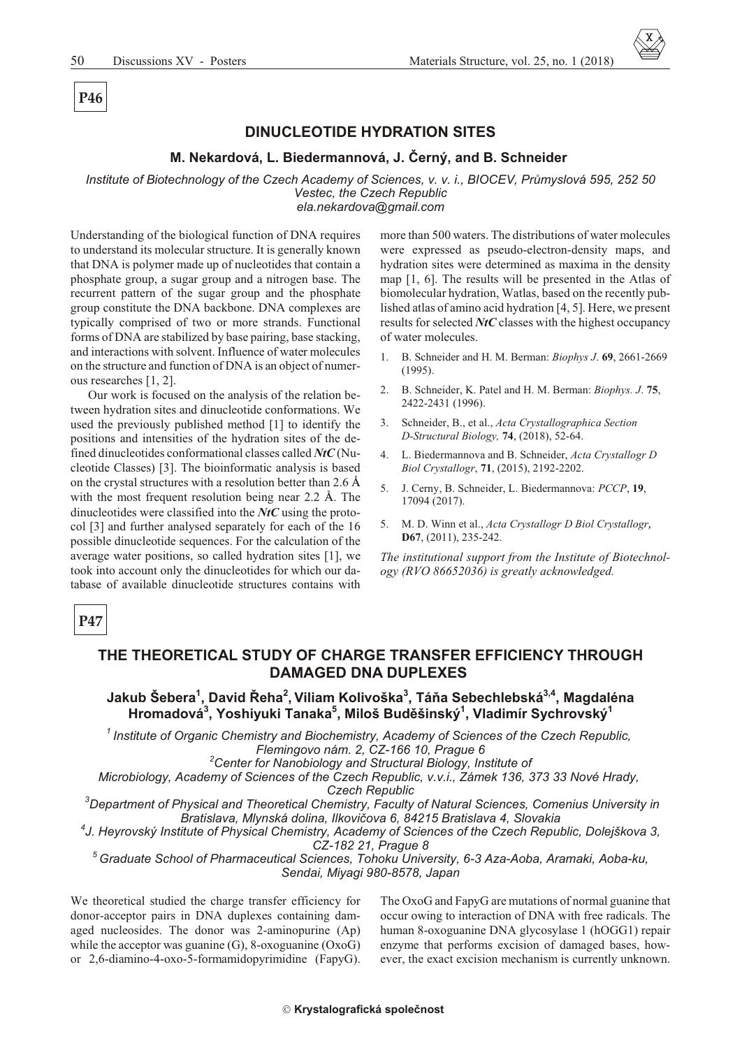**P46**

## DINUCLEOTIDE HYDRATION SITES

### M. Nekardová, L. Biedermannová, J. Černý, and B. Schneider

*Institute of Biotechnology of the Czech Academy of Sciences, v. v. i., BIOCEV, Průmyslová 595, 252 50 Vestec, the Czech Republic*
*ela.nekardova@gmail.com*

Understanding of the biological function of DNA requires to understand its molecular structure. It is generally known that DNA is polymer made up of nucleotides that contain a phosphate group, a sugar group and a nitrogen base. The recurrent pattern of the sugar group and the phosphate group constitute the DNA backbone. DNA complexes are typically comprised of two or more strands. Functional forms of DNA are stabilized by base pairing, base stacking, and interactions with solvent. Influence of water molecules on the structure and function of DNA is an object of numerous researches [1, 2].

Our work is focused on the analysis of the relation between hydration sites and dinucleotide conformations. We used the previously published method [1] to identify the positions and intensities of the hydration sites of the defined dinucleotides conformational classes called ***NtC*** (Nucleotide Classes) [3]. The bioinformatic analysis is based on the crystal structures with a resolution better than 2.6 Å with the most frequent resolution being near 2.2 Å. The dinucleotides were classified into the ***NtC*** using the protocol [3] and further analysed separately for each of the 16 possible dinucleotide sequences. For the calculation of the average water positions, so called hydration sites [1], we took into account only the dinucleotides for which our database of available dinucleotide structures contains with more than 500 waters. The distributions of water molecules were expressed as pseudo-electron-density maps, and hydration sites were determined as maxima in the density map [1, 6]. The results will be presented in the Atlas of biomolecular hydration, Watlas, based on the recently published atlas of amino acid hydration [4, 5]. Here, we present results for selected ***NtC*** classes with the highest occupancy of water molecules.

1. B. Schneider and H. M. Berman: *Biophys J.* **69**, 2661-2669 (1995).
2. B. Schneider, K. Patel and H. M. Berman: *Biophys. J.* **75**, 2422-2431 (1996).
3. Schneider, B., et al., *Acta Crystallographica Section D-Structural Biology,* **74**, (2018), 52-64.
4. L. Biedermannova and B. Schneider, *Acta Crystallogr D Biol Crystallogr*, **71**, (2015), 2192-2202.
5. J. Cerny, B. Schneider, L. Biedermannova: *PCCP*, **19**, 17094 (2017).
5. M. D. Winn et al., *Acta Crystallogr D Biol Crystallogr,* **D67**, (2011), 235-242.

*The institutional support from the Institute of Biotechnology (RVO 86652036) is greatly acknowledged.*

**P47**

## THE THEORETICAL STUDY OF CHARGE TRANSFER EFFICIENCY THROUGH DAMAGED DNA DUPLEXES

### Jakub Šebera[1], David Řeha[2], Viliam Kolivoška[3], Táňa Sebechlebská[3,4], Magdaléna Hromadová[3], Yoshiyuki Tanaka[5], Miloš Buděšínský[1], Vladimír Sychrovský[1]

[1] *Institute of Organic Chemistry and Biochemistry, Academy of Sciences of the Czech Republic, Flemingovo nám. 2, CZ-166 10, Prague 6*
[2] *Center for Nanobiology and Structural Biology, Institute of Microbiology, Academy of Sciences of the Czech Republic, v.v.i., Zámek 136, 373 33 Nové Hrady, Czech Republic*
[3] *Department of Physical and Theoretical Chemistry, Faculty of Natural Sciences, Comenius University in Bratislava, Mlynská dolina, Ilkovičova 6, 84215 Bratislava 4, Slovakia*
[4] *J. Heyrovský Institute of Physical Chemistry, Academy of Sciences of the Czech Republic, Dolejškova 3, CZ-182 21, Prague 8*
[5] *Graduate School of Pharmaceutical Sciences, Tohoku University, 6-3 Aza-Aoba, Aramaki, Aoba-ku, Sendai, Miyagi 980-8578, Japan*

We theoretical studied the charge transfer efficiency for donor-acceptor pairs in DNA duplexes containing damaged nucleosides. The donor was 2-aminopurine (Ap) while the acceptor was guanine (G), 8-oxoguanine (OxoG) or 2,6-diamino-4-oxo-5-formamidopyrimidine (FapyG). The OxoG and FapyG are mutations of normal guanine that occur owing to interaction of DNA with free radicals. The human 8-oxoguanine DNA glycosylase 1 (hOGG1) repair enzyme that performs excision of damaged bases, however, the exact excision mechanism is currently unknown.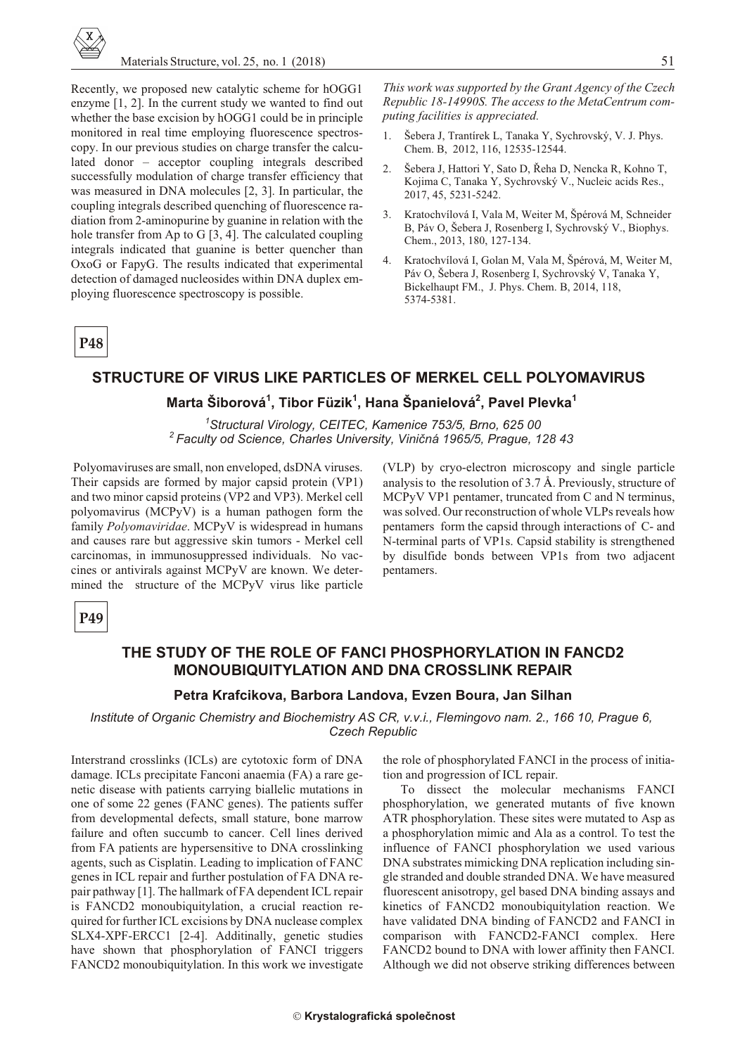Recently, we proposed new catalytic scheme for hOGG1 enzyme [1, 2]. In the current study we wanted to find out whether the base excision by hOGG1 could be in principle monitored in real time employing fluorescence spectroscopy. In our previous studies on charge transfer the calculated donor – acceptor coupling integrals described successfully modulation of charge transfer efficiency that was measured in DNA molecules [2, 3]. In particular, the coupling integrals described quenching of fluorescence radiation from 2-aminopurine by guanine in relation with the hole transfer from Ap to G [3, 4]. The calculated coupling integrals indicated that guanine is better quencher than OxoG or FapyG. The results indicated that experimental detection of damaged nucleosides within DNA duplex employing fluorescence spectroscopy is possible.

*This work was supported by the Grant Agency of the Czech Republic 18-14990S. The access to the MetaCentrum computing facilities is appreciated.*

1. Šebera J, Trantírek L, Tanaka Y, Sychrovský, V. J. Phys. Chem. B, 2012, 116, 12535-12544.
2. Šebera J, Hattori Y, Sato D, Řeha D, Nencka R, Kohno T, Kojima C, Tanaka Y, Sychrovský V., Nucleic acids Res., 2017, 45, 5231-5242.
3. Kratochvílová I, Vala M, Weiter M, Špérová M, Schneider B, Páv O, Šebera J, Rosenberg I, Sychrovský V., Biophys. Chem., 2013, 180, 127-134.
4. Kratochvílová I, Golan M, Vala M, Špérová, M, Weiter M, Páv O, Šebera J, Rosenberg I, Sychrovský V, Tanaka Y, Bickelhaupt FM., J. Phys. Chem. B, 2014, 118, 5374-5381.

**P48**

## STRUCTURE OF VIRUS LIKE PARTICLES OF MERKEL CELL POLYOMAVIRUS

**Marta Šiborová[1], Tibor Füzik[1], Hana Španielová[2], Pavel Plevka[1]**

*[1]Structural Virology, CEITEC, Kamenice 753/5, Brno, 625 00*
*[2] Faculty od Science, Charles University, Viničná 1965/5, Prague, 128 43*

Polyomaviruses are small, non enveloped, dsDNA viruses. Their capsids are formed by major capsid protein (VP1) and two minor capsid proteins (VP2 and VP3). Merkel cell polyomavirus (MCPyV) is a human pathogen form the family *Polyomaviridae*. MCPyV is widespread in humans and causes rare but aggressive skin tumors - Merkel cell carcinomas, in immunosuppressed individuals. No vaccines or antivirals against MCPyV are known. We determined the structure of the MCPyV virus like particle (VLP) by cryo-electron microscopy and single particle analysis to the resolution of 3.7 Å. Previously, structure of MCPyV VP1 pentamer, truncated from C and N terminus, was solved. Our reconstruction of whole VLPs reveals how pentamers form the capsid through interactions of C- and N-terminal parts of VP1s. Capsid stability is strengthened by disulfide bonds between VP1s from two adjacent pentamers.

**P49**

## THE STUDY OF THE ROLE OF FANCI PHOSPHORYLATION IN FANCD2 MONOUBIQUITYLATION AND DNA CROSSLINK REPAIR

**Petra Krafcikova, Barbora Landova, Evzen Boura, Jan Silhan**

*Institute of Organic Chemistry and Biochemistry AS CR, v.v.i., Flemingovo nam. 2., 166 10, Prague 6, Czech Republic*

Interstrand crosslinks (ICLs) are cytotoxic form of DNA damage. ICLs precipitate Fanconi anaemia (FA) a rare genetic disease with patients carrying biallelic mutations in one of some 22 genes (FANC genes). The patients suffer from developmental defects, small stature, bone marrow failure and often succumb to cancer. Cell lines derived from FA patients are hypersensitive to DNA crosslinking agents, such as Cisplatin. Leading to implication of FANC genes in ICL repair and further postulation of FA DNA repair pathway [1]. The hallmark of FA dependent ICL repair is FANCD2 monoubiquitylation, a crucial reaction required for further ICL excisions by DNA nuclease complex SLX4-XPF-ERCC1 [2-4]. Additinally, genetic studies have shown that phosphorylation of FANCI triggers FANCD2 monoubiquitylation. In this work we investigate the role of phosphorylated FANCI in the process of initiation and progression of ICL repair.

To dissect the molecular mechanisms FANCI phosphorylation, we generated mutants of five known ATR phosphorylation. These sites were mutated to Asp as a phosphorylation mimic and Ala as a control. To test the influence of FANCI phosphorylation we used various DNA substrates mimicking DNA replication including single stranded and double stranded DNA. We have measured fluorescent anisotropy, gel based DNA binding assays and kinetics of FANCD2 monoubiquitylation reaction. We have validated DNA binding of FANCD2 and FANCI in comparison with FANCD2-FANCI complex. Here FANCD2 bound to DNA with lower affinity then FANCI. Although we did not observe striking differences between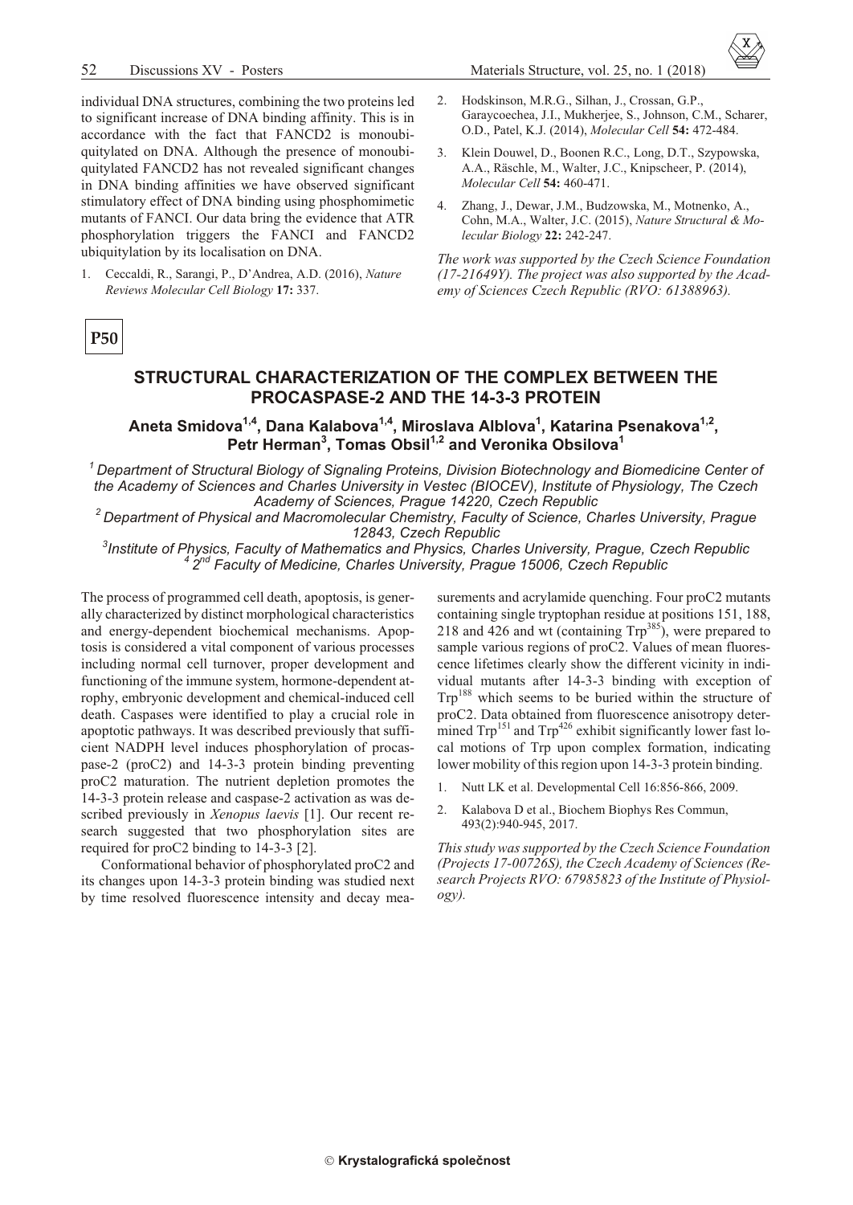individual DNA structures, combining the two proteins led to significant increase of DNA binding affinity. This is in accordance with the fact that FANCD2 is monoubiquitylated on DNA. Although the presence of monoubiquitylated FANCD2 has not revealed significant changes in DNA binding affinities we have observed significant stimulatory effect of DNA binding using phosphomimetic mutants of FANCI. Our data bring the evidence that ATR phosphorylation triggers the FANCI and FANCD2 ubiquitylation by its localisation on DNA.

1. Ceccaldi, R., Sarangi, P., D'Andrea, A.D. (2016), *Nature Reviews Molecular Cell Biology* **17:** 337.
2. Hodskinson, M.R.G., Silhan, J., Crossan, G.P., Garaycoechea, J.I., Mukherjee, S., Johnson, C.M., Scharer, O.D., Patel, K.J. (2014), *Molecular Cell* **54:** 472-484.
3. Klein Douwel, D., Boonen R.C., Long, D.T., Szypowska, A.A., Räschle, M., Walter, J.C., Knipscheer, P. (2014), *Molecular Cell* **54:** 460-471.
4. Zhang, J., Dewar, J.M., Budzowska, M., Motnenko, A., Cohn, M.A., Walter, J.C. (2015), *Nature Structural & Molecular Biology* **22:** 242-247.

*The work was supported by the Czech Science Foundation (17-21649Y). The project was also supported by the Academy of Sciences Czech Republic (RVO: 61388963).*

**P50**

## STRUCTURAL CHARACTERIZATION OF THE COMPLEX BETWEEN THE PROCASPASE-2 AND THE 14-3-3 PROTEIN

**Aneta Smidova[1,4], Dana Kalabova[1,4], Miroslava Alblova[1], Katarina Psenakova[1,2], Petr Herman[3], Tomas Obsil[1,2] and Veronika Obsilova[1]**

*[1] Department of Structural Biology of Signaling Proteins, Division Biotechnology and Biomedicine Center of the Academy of Sciences and Charles University in Vestec (BIOCEV), Institute of Physiology, The Czech Academy of Sciences, Prague 14220, Czech Republic*

*[2] Department of Physical and Macromolecular Chemistry, Faculty of Science, Charles University, Prague 12843, Czech Republic*

*[3] Institute of Physics, Faculty of Mathematics and Physics, Charles University, Prague, Czech Republic*

*[4] 2nd Faculty of Medicine, Charles University, Prague 15006, Czech Republic*

The process of programmed cell death, apoptosis, is generally characterized by distinct morphological characteristics and energy-dependent biochemical mechanisms. Apoptosis is considered a vital component of various processes including normal cell turnover, proper development and functioning of the immune system, hormone-dependent atrophy, embryonic development and chemical-induced cell death. Caspases were identified to play a crucial role in apoptotic pathways. It was described previously that sufficient NADPH level induces phosphorylation of procaspase-2 (proC2) and 14-3-3 protein binding preventing proC2 maturation. The nutrient depletion promotes the 14-3-3 protein release and caspase-2 activation as was described previously in *Xenopus laevis* [1]. Our recent research suggested that two phosphorylation sites are required for proC2 binding to 14-3-3 [2].

Conformational behavior of phosphorylated proC2 and its changes upon 14-3-3 protein binding was studied next by time resolved fluorescence intensity and decay measurements and acrylamide quenching. Four proC2 mutants containing single tryptophan residue at positions 151, 188, 218 and 426 and wt (containing $Trp^{385}$), were prepared to sample various regions of proC2. Values of mean fluorescence lifetimes clearly show the different vicinity in individual mutants after 14-3-3 binding with exception of $Trp^{188}$ which seems to be buried within the structure of proC2. Data obtained from fluorescence anisotropy determined $Trp^{151}$ and $Trp^{426}$ exhibit significantly lower fast local motions of Trp upon complex formation, indicating lower mobility of this region upon 14-3-3 protein binding.

1. Nutt LK et al. Developmental Cell 16:856-866, 2009.
2. Kalabova D et al., Biochem Biophys Res Commun, 493(2):940-945, 2017.

*This study was supported by the Czech Science Foundation (Projects 17-00726S), the Czech Academy of Sciences (Research Projects RVO: 67985823 of the Institute of Physiology).*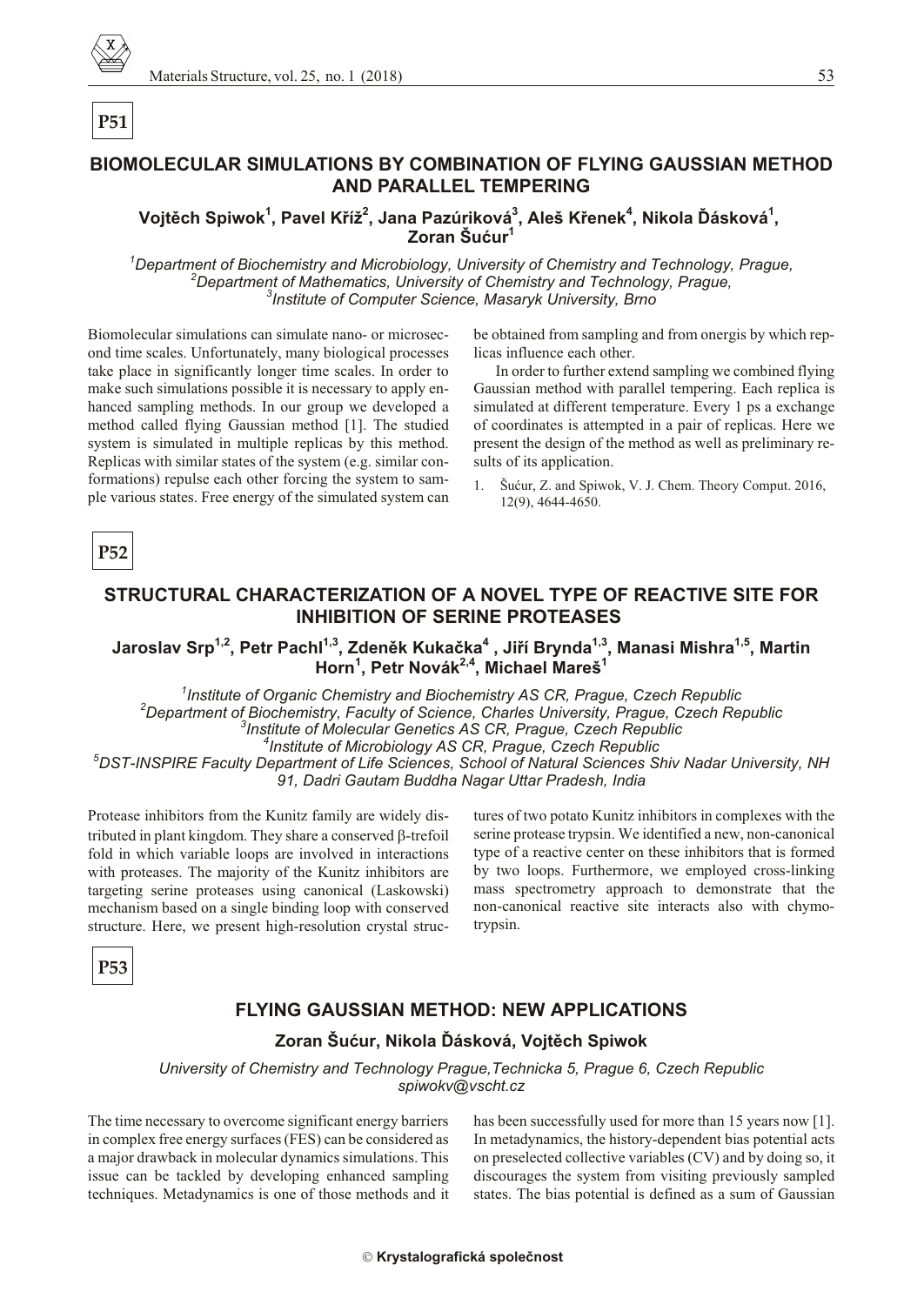**P51**

## BIOMOLECULAR SIMULATIONS BY COMBINATION OF FLYING GAUSSIAN METHOD AND PARALLEL TEMPERING

**Vojtěch Spiwok[1], Pavel Kříž[2], Jana Pazúriková[3], Aleš Křenek[4], Nikola Ďásková[1], Zoran Šućur[1]**

*[1]Department of Biochemistry and Microbiology, University of Chemistry and Technology, Prague,*
*[2]Department of Mathematics, University of Chemistry and Technology, Prague,*
*[3]Institute of Computer Science, Masaryk University, Brno*

Biomolecular simulations can simulate nano- or microsecond time scales. Unfortunately, many biological processes take place in significantly longer time scales. In order to make such simulations possible it is necessary to apply enhanced sampling methods. In our group we developed a method called flying Gaussian method [1]. The studied system is simulated in multiple replicas by this method. Replicas with similar states of the system (e.g. similar conformations) repulse each other forcing the system to sample various states. Free energy of the simulated system can be obtained from sampling and from onergis by which replicas influence each other.

In order to further extend sampling we combined flying Gaussian method with parallel tempering. Each replica is simulated at different temperature. Every 1 ps a exchange of coordinates is attempted in a pair of replicas. Here we present the design of the method as well as preliminary results of its application.

1. Šućur, Z. and Spiwok, V. J. Chem. Theory Comput. 2016, 12(9), 4644-4650.

**P52**

## STRUCTURAL CHARACTERIZATION OF A NOVEL TYPE OF REACTIVE SITE FOR INHIBITION OF SERINE PROTEASES

**Jaroslav Srp[1,2], Petr Pachl[1,3], Zdeněk Kukačka[4], Jiří Brynda[1,3], Manasi Mishra[1,5], Martin Horn[1], Petr Novák[2,4], Michael Mareš[1]**

*[1]Institute of Organic Chemistry and Biochemistry AS CR, Prague, Czech Republic*
*[2]Department of Biochemistry, Faculty of Science, Charles University, Prague, Czech Republic*
*[3]Institute of Molecular Genetics AS CR, Prague, Czech Republic*
*[4]Institute of Microbiology AS CR, Prague, Czech Republic*
*[5]DST-INSPIRE Faculty Department of Life Sciences, School of Natural Sciences Shiv Nadar University, NH 91, Dadri Gautam Buddha Nagar Uttar Pradesh, India*

Protease inhibitors from the Kunitz family are widely distributed in plant kingdom. They share a conserved β-trefoil fold in which variable loops are involved in interactions with proteases. The majority of the Kunitz inhibitors are targeting serine proteases using canonical (Laskowski) mechanism based on a single binding loop with conserved structure. Here, we present high-resolution crystal structures of two potato Kunitz inhibitors in complexes with the serine protease trypsin. We identified a new, non-canonical type of a reactive center on these inhibitors that is formed by two loops. Furthermore, we employed cross-linking mass spectrometry approach to demonstrate that the non-canonical reactive site interacts also with chymotrypsin.

**P53**

## FLYING GAUSSIAN METHOD: NEW APPLICATIONS

**Zoran Šućur, Nikola Ďásková, Vojtěch Spiwok**

*University of Chemistry and Technology Prague,Technicka 5, Prague 6, Czech Republic*
*spiwokv@vscht.cz*

The time necessary to overcome significant energy barriers in complex free energy surfaces (FES) can be considered as a major drawback in molecular dynamics simulations. This issue can be tackled by developing enhanced sampling techniques. Metadynamics is one of those methods and it has been successfully used for more than 15 years now [1]. In metadynamics, the history-dependent bias potential acts on preselected collective variables (CV) and by doing so, it discourages the system from visiting previously sampled states. The bias potential is defined as a sum of Gaussian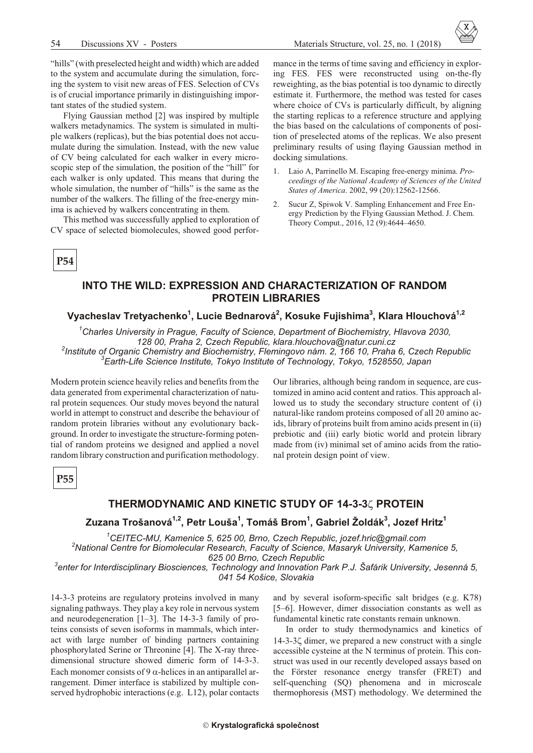"hills" (with preselected height and width) which are added to the system and accumulate during the simulation, forcing the system to visit new areas of FES. Selection of CVs is of crucial importance primarily in distinguishing important states of the studied system.

Flying Gaussian method [2] was inspired by multiple walkers metadynamics. The system is simulated in multiple walkers (replicas), but the bias potential does not accumulate during the simulation. Instead, with the new value of CV being calculated for each walker in every microscopic step of the simulation, the position of the "hill" for each walker is only updated. This means that during the whole simulation, the number of "hills" is the same as the number of the walkers. The filling of the free-energy minima is achieved by walkers concentrating in them.

This method was successfully applied to exploration of CV space of selected biomolecules, showed good performance in the terms of time saving and efficiency in exploring FES. FES were reconstructed using on-the-fly reweighting, as the bias potential is too dynamic to directly estimate it. Furthermore, the method was tested for cases where choice of CVs is particularly difficult, by aligning the starting replicas to a reference structure and applying the bias based on the calculations of components of position of preselected atoms of the replicas. We also present preliminary results of using flaying Gaussian method in docking simulations.

1. Laio A, Parrinello M. Escaping free-energy minima. *Proceedings of the National Academy of Sciences of the United States of America*. 2002, 99 (20):12562-12566.
2. Sucur Z, Spiwok V. Sampling Enhancement and Free Energy Prediction by the Flying Gaussian Method. J. Chem. Theory Comput., 2016, 12 (9):4644–4650.

**P54**

## INTO THE WILD: EXPRESSION AND CHARACTERIZATION OF RANDOM PROTEIN LIBRARIES

**Vyacheslav Tretyachenko[1], Lucie Bednarová[2], Kosuke Fujishima[3], Klara Hlouchová[1,2]**

*[1]Charles University in Prague, Faculty of Science, Department of Biochemistry, Hlavova 2030, 128 00, Praha 2, Czech Republic, klara.hlouchova@natur.cuni.cz*
*[2]Institute of Organic Chemistry and Biochemistry, Flemingovo nám. 2, 166 10, Praha 6, Czech Republic*
*[3]Earth-Life Science Institute, Tokyo Institute of Technology, Tokyo, 1528550, Japan*

Modern protein science heavily relies and benefits from the data generated from experimental characterization of natural protein sequences. Our study moves beyond the natural world in attempt to construct and describe the behaviour of random protein libraries without any evolutionary background. In order to investigate the structure-forming potential of random proteins we designed and applied a novel random library construction and purification methodology. Our libraries, although being random in sequence, are customized in amino acid content and ratios. This approach allowed us to study the secondary structure content of (i) natural-like random proteins composed of all 20 amino acids, library of proteins built from amino acids present in (ii) prebiotic and (iii) early biotic world and protein library made from (iv) minimal set of amino acids from the rational protein design point of view.

**P55**

## THERMODYNAMIC AND KINETIC STUDY OF 14-3-3ζ PROTEIN

**Zuzana Trošanová[1,2], Petr Louša[1], Tomáš Brom[1], Gabriel Žoldák[3], Jozef Hritz[1]**

*[1]CEITEC-MU, Kamenice 5, 625 00, Brno, Czech Republic, jozef.hric@gmail.com*
*[2]National Centre for Biomolecular Research, Faculty of Science, Masaryk University, Kamenice 5, 625 00 Brno, Czech Republic*
*[3]enter for Interdisciplinary Biosciences, Technology and Innovation Park P.J. Šafárik University, Jesenná 5, 041 54 Košice, Slovakia*

14-3-3 proteins are regulatory proteins involved in many signaling pathways. They play a key role in nervous system and neurodegeneration [1–3]. The 14-3-3 family of proteins consists of seven isoforms in mammals, which interact with large number of binding partners containing phosphorylated Serine or Threonine [4]. The X-ray three-dimensional structure showed dimeric form of 14-3-3. Each monomer consists of 9 $\alpha$-helices in an antiparallel arrangement. Dimer interface is stabilized by multiple conserved hydrophobic interactions (e.g. L12), polar contacts and by several isoform-specific salt bridges (e.g. K78) [5–6]. However, dimer dissociation constants as well as fundamental kinetic rate constants remain unknown.

In order to study thermodynamics and kinetics of 14-3-3ζ dimer, we prepared a new construct with a single accessible cysteine at the N terminus of protein. This construct was used in our recently developed assays based on the Förster resonance energy transfer (FRET) and self-quenching (SQ) phenomena and in microscale thermophoresis (MST) methodology. We determined the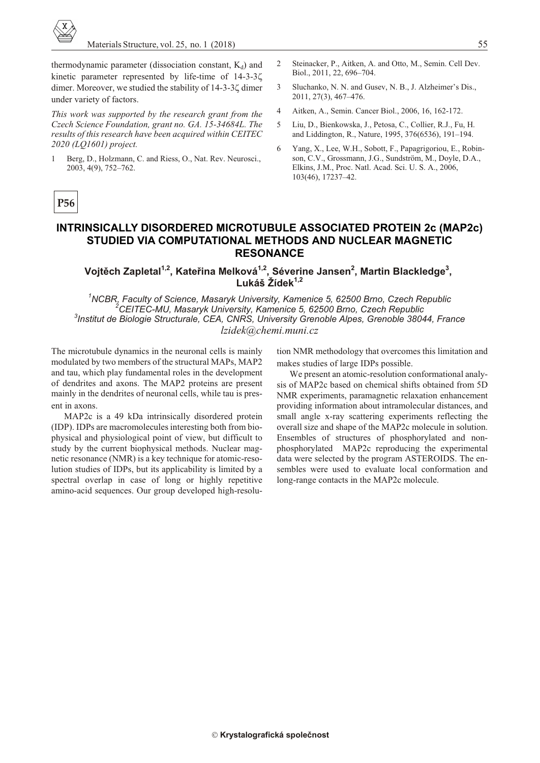thermodynamic parameter (dissociation constant, $K_d$) and kinetic parameter represented by life-time of 14-3-3ζ dimer. Moreover, we studied the stability of 14-3-3ζ dimer under variety of factors.

*This work was supported by the research grant from the Czech Science Foundation, grant no. GA. 15-34684L. The results of this research have been acquired within CEITEC 2020 (LQ1601) project.*

1. Berg, D., Holzmann, C. and Riess, O., Nat. Rev. Neurosci., 2003, 4(9), 752–762.
2. Steinacker, P., Aitken, A. and Otto, M., Semin. Cell Dev. Biol., 2011, 22, 696–704.
3. Sluchanko, N. N. and Gusev, N. B., J. Alzheimer's Dis., 2011, 27(3), 467–476.
4. Aitken, A., Semin. Cancer Biol., 2006, 16, 162-172.
5. Liu, D., Bienkowska, J., Petosa, C., Collier, R.J., Fu, H. and Liddington, R., Nature, 1995, 376(6536), 191–194.
6. Yang, X., Lee, W.H., Sobott, F., Papagrigoriou, E., Robinson, C.V., Grossmann, J.G., Sundström, M., Doyle, D.A., Elkins, J.M., Proc. Natl. Acad. Sci. U. S. A., 2006, 103(46), 17237–42.

**P56**

## INTRINSICALLY DISORDERED MICROTUBULE ASSOCIATED PROTEIN 2c (MAP2c) STUDIED VIA COMPUTATIONAL METHODS AND NUCLEAR MAGNETIC RESONANCE

**Vojtěch Zapletal[1,2], Kateřina Melková[1,2], Séverine Jansen[2], Martin Blackledge[3], Lukáš Žídek[1,2]**

[1]*NCBR, Faculty of Science, Masaryk University, Kamenice 5, 62500 Brno, Czech Republic*
[2]*CEITEC-MU, Masaryk University, Kamenice 5, 62500 Brno, Czech Republic*
[3]*Institut de Biologie Structurale, CEA, CNRS, University Grenoble Alpes, Grenoble 38044, France*
*lzidek@chemi.muni.cz*

The microtubule dynamics in the neuronal cells is mainly modulated by two members of the structural MAPs, MAP2 and tau, which play fundamental roles in the development of dendrites and axons. The MAP2 proteins are present mainly in the dendrites of neuronal cells, while tau is present in axons.

MAP2c is a 49 kDa intrinsically disordered protein (IDP). IDPs are macromolecules interesting both from biophysical and physiological point of view, but difficult to study by the current biophysical methods. Nuclear magnetic resonance (NMR) is a key technique for atomic-resolution studies of IDPs, but its applicability is limited by a spectral overlap in case of long or highly repetitive amino-acid sequences. Our group developed high-resolution NMR methodology that overcomes this limitation and makes studies of large IDPs possible.

We present an atomic-resolution conformational analysis of MAP2c based on chemical shifts obtained from 5D NMR experiments, paramagnetic relaxation enhancement providing information about intramolecular distances, and small angle x-ray scattering experiments reflecting the overall size and shape of the MAP2c molecule in solution. Ensembles of structures of phosphorylated and non-phosphorylated MAP2c reproducing the experimental data were selected by the program ASTEROIDS. The ensembles were used to evaluate local conformation and long-range contacts in the MAP2c molecule.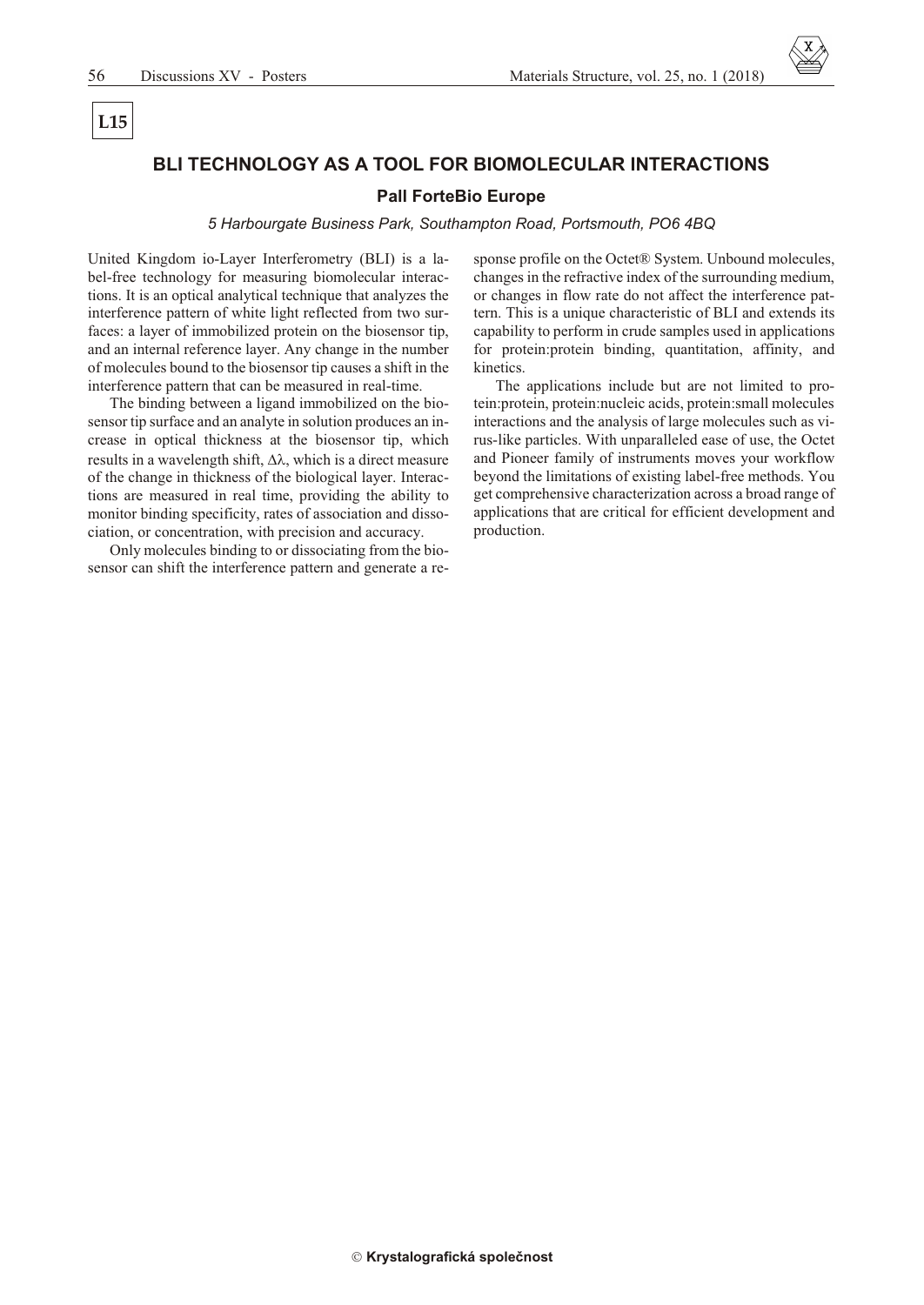**L15**

# BLI TECHNOLOGY AS A TOOL FOR BIOMOLECULAR INTERACTIONS

**Pall ForteBio Europe**

*5 Harbourgate Business Park, Southampton Road, Portsmouth, PO6 4BQ*

United Kingdom io-Layer Interferometry (BLI) is a label-free technology for measuring biomolecular interactions. It is an optical analytical technique that analyzes the interference pattern of white light reflected from two surfaces: a layer of immobilized protein on the biosensor tip, and an internal reference layer. Any change in the number of molecules bound to the biosensor tip causes a shift in the interference pattern that can be measured in real-time.

The binding between a ligand immobilized on the biosensor tip surface and an analyte in solution produces an increase in optical thickness at the biosensor tip, which results in a wavelength shift, $\Delta\lambda$, which is a direct measure of the change in thickness of the biological layer. Interactions are measured in real time, providing the ability to monitor binding specificity, rates of association and dissociation, or concentration, with precision and accuracy.

Only molecules binding to or dissociating from the biosensor can shift the interference pattern and generate a response profile on the Octet® System. Unbound molecules, changes in the refractive index of the surrounding medium, or changes in flow rate do not affect the interference pattern. This is a unique characteristic of BLI and extends its capability to perform in crude samples used in applications for protein:protein binding, quantitation, affinity, and kinetics.

The applications include but are not limited to protein:protein, protein:nucleic acids, protein:small molecules interactions and the analysis of large molecules such as virus-like particles. With unparalleled ease of use, the Octet and Pioneer family of instruments moves your workflow beyond the limitations of existing label-free methods. You get comprehensive characterization across a broad range of applications that are critical for efficient development and production.